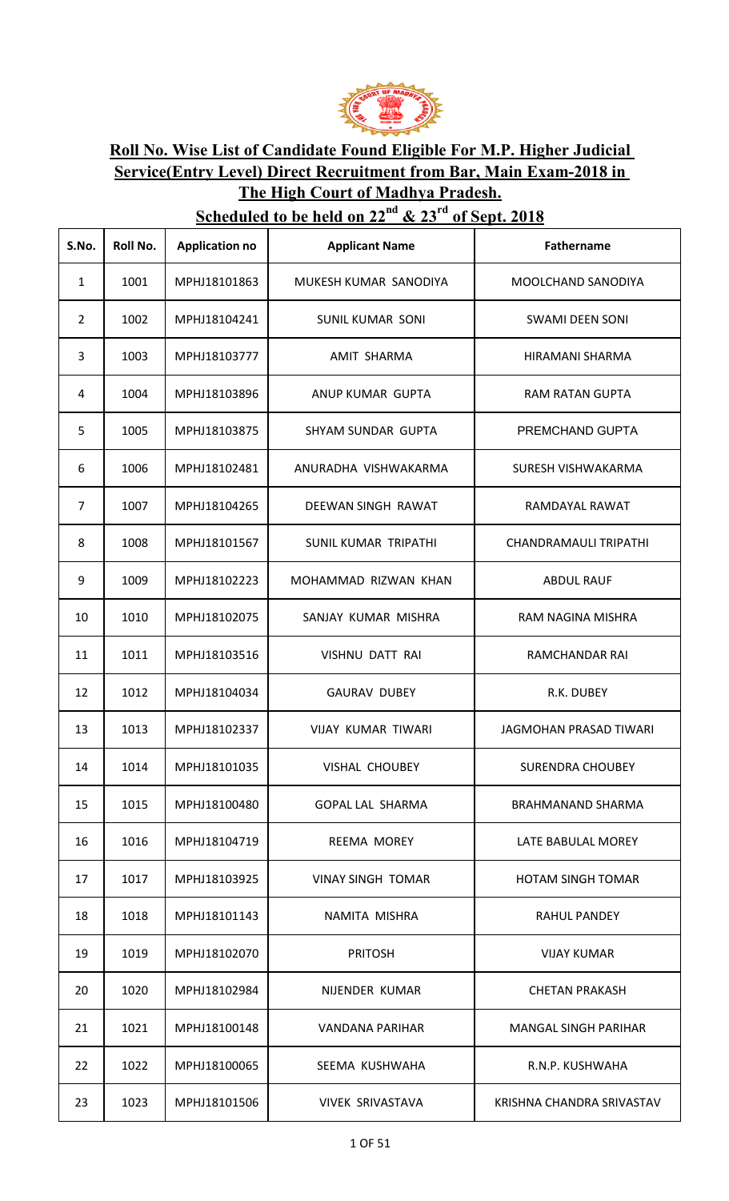**Roll No. Wise List of Candidate Found Eligible For M.P. Higher Judicial Service(Entry Level) Direct Recruitment from Bar, Main Exam-2018 in The High Court of Madhya Pradesh.**

**Scheduled to be held on 22nd & 23rd of Sept. 2018**

| S.No. | Roll No. | Application no | Applicant Name | Fathername |
|---|---|---|---|---|
| 1 | 1001 | MPHJ18101863 | MUKESH KUMAR SANODIYA | MOOLCHAND SANODIYA |
| 2 | 1002 | MPHJ18104241 | SUNIL KUMAR SONI | SWAMI DEEN SONI |
| 3 | 1003 | MPHJ18103777 | AMIT SHARMA | HIRAMANI SHARMA |
| 4 | 1004 | MPHJ18103896 | ANUP KUMAR GUPTA | RAM RATAN GUPTA |
| 5 | 1005 | MPHJ18103875 | SHYAM SUNDAR GUPTA | PREMCHAND GUPTA |
| 6 | 1006 | MPHJ18102481 | ANURADHA VISHWAKARMA | SURESH VISHWAKARMA |
| 7 | 1007 | MPHJ18104265 | DEEWAN SINGH RAWAT | RAMDAYAL RAWAT |
| 8 | 1008 | MPHJ18101567 | SUNIL KUMAR TRIPATHI | CHANDRAMAULI TRIPATHI |
| 9 | 1009 | MPHJ18102223 | MOHAMMAD RIZWAN KHAN | ABDUL RAUF |
| 10 | 1010 | MPHJ18102075 | SANJAY KUMAR MISHRA | RAM NAGINA MISHRA |
| 11 | 1011 | MPHJ18103516 | VISHNU DATT RAI | RAMCHANDAR RAI |
| 12 | 1012 | MPHJ18104034 | GAURAV DUBEY | R.K. DUBEY |
| 13 | 1013 | MPHJ18102337 | VIJAY KUMAR TIWARI | JAGMOHAN PRASAD TIWARI |
| 14 | 1014 | MPHJ18101035 | VISHAL CHOUBEY | SURENDRA CHOUBEY |
| 15 | 1015 | MPHJ18100480 | GOPAL LAL SHARMA | BRAHMANAND SHARMA |
| 16 | 1016 | MPHJ18104719 | REEMA MOREY | LATE BABULAL MOREY |
| 17 | 1017 | MPHJ18103925 | VINAY SINGH TOMAR | HOTAM SINGH TOMAR |
| 18 | 1018 | MPHJ18101143 | NAMITA MISHRA | RAHUL PANDEY |
| 19 | 1019 | MPHJ18102070 | PRITOSH | VIJAY KUMAR |
| 20 | 1020 | MPHJ18102984 | NIJENDER KUMAR | CHETAN PRAKASH |
| 21 | 1021 | MPHJ18100148 | VANDANA PARIHAR | MANGAL SINGH PARIHAR |
| 22 | 1022 | MPHJ18100065 | SEEMA KUSHWAHA | R.N.P. KUSHWAHA |
| 23 | 1023 | MPHJ18101506 | VIVEK SRIVASTAVA | KRISHNA CHANDRA SRIVASTAV |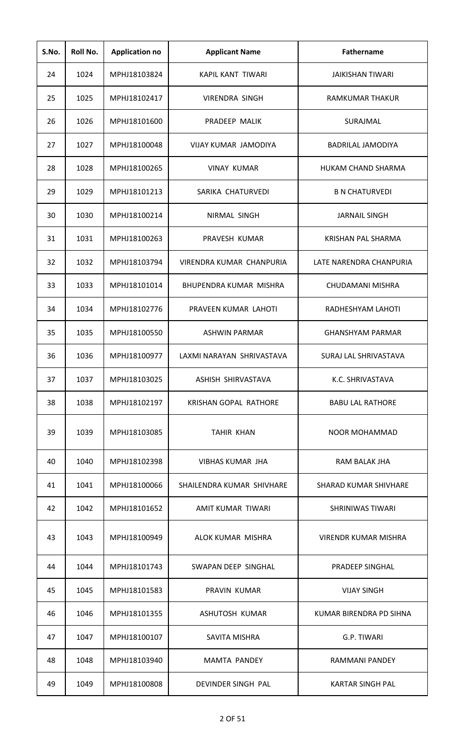| S.No. | Roll No. | Application no | Applicant Name | Fathername |
| --- | --- | --- | --- | --- |
| 24 | 1024 | MPHJ18103824 | KAPIL KANT TIWARI | JAIKISHAN TIWARI |
| 25 | 1025 | MPHJ18102417 | VIRENDRA SINGH | RAMKUMAR THAKUR |
| 26 | 1026 | MPHJ18101600 | PRADEEP MALIK | SURAJMAL |
| 27 | 1027 | MPHJ18100048 | VIJAY KUMAR JAMODIYA | BADRILAL JAMODIYA |
| 28 | 1028 | MPHJ18100265 | VINAY KUMAR | HUKAM CHAND SHARMA |
| 29 | 1029 | MPHJ18101213 | SARIKA CHATURVEDI | B N CHATURVEDI |
| 30 | 1030 | MPHJ18100214 | NIRMAL SINGH | JARNAIL SINGH |
| 31 | 1031 | MPHJ18100263 | PRAVESH KUMAR | KRISHAN PAL SHARMA |
| 32 | 1032 | MPHJ18103794 | VIRENDRA KUMAR CHANPURIA | LATE NARENDRA CHANPURIA |
| 33 | 1033 | MPHJ18101014 | BHUPENDRA KUMAR MISHRA | CHUDAMANI MISHRA |
| 34 | 1034 | MPHJ18102776 | PRAVEEN KUMAR LAHOTI | RADHESHYAM LAHOTI |
| 35 | 1035 | MPHJ18100550 | ASHWIN PARMAR | GHANSHYAM PARMAR |
| 36 | 1036 | MPHJ18100977 | LAXMI NARAYAN SHRIVASTAVA | SURAJ LAL SHRIVASTAVA |
| 37 | 1037 | MPHJ18103025 | ASHISH SHIRVASTAVA | K.C. SHRIVASTAVA |
| 38 | 1038 | MPHJ18102197 | KRISHAN GOPAL RATHORE | BABU LAL RATHORE |
| 39 | 1039 | MPHJ18103085 | TAHIR KHAN | NOOR MOHAMMAD |
| 40 | 1040 | MPHJ18102398 | VIBHAS KUMAR JHA | RAM BALAK JHA |
| 41 | 1041 | MPHJ18100066 | SHAILENDRA KUMAR SHIVHARE | SHARAD KUMAR SHIVHARE |
| 42 | 1042 | MPHJ18101652 | AMIT KUMAR TIWARI | SHRINIWAS TIWARI |
| 43 | 1043 | MPHJ18100949 | ALOK KUMAR MISHRA | VIRENDR KUMAR MISHRA |
| 44 | 1044 | MPHJ18101743 | SWAPAN DEEP SINGHAL | PRADEEP SINGHAL |
| 45 | 1045 | MPHJ18101583 | PRAVIN KUMAR | VIJAY SINGH |
| 46 | 1046 | MPHJ18101355 | ASHUTOSH KUMAR | KUMAR BIRENDRA PD SIHNA |
| 47 | 1047 | MPHJ18100107 | SAVITA MISHRA | G.P. TIWARI |
| 48 | 1048 | MPHJ18103940 | MAMTA PANDEY | RAMMANI PANDEY |
| 49 | 1049 | MPHJ18100808 | DEVINDER SINGH PAL | KARTAR SINGH PAL |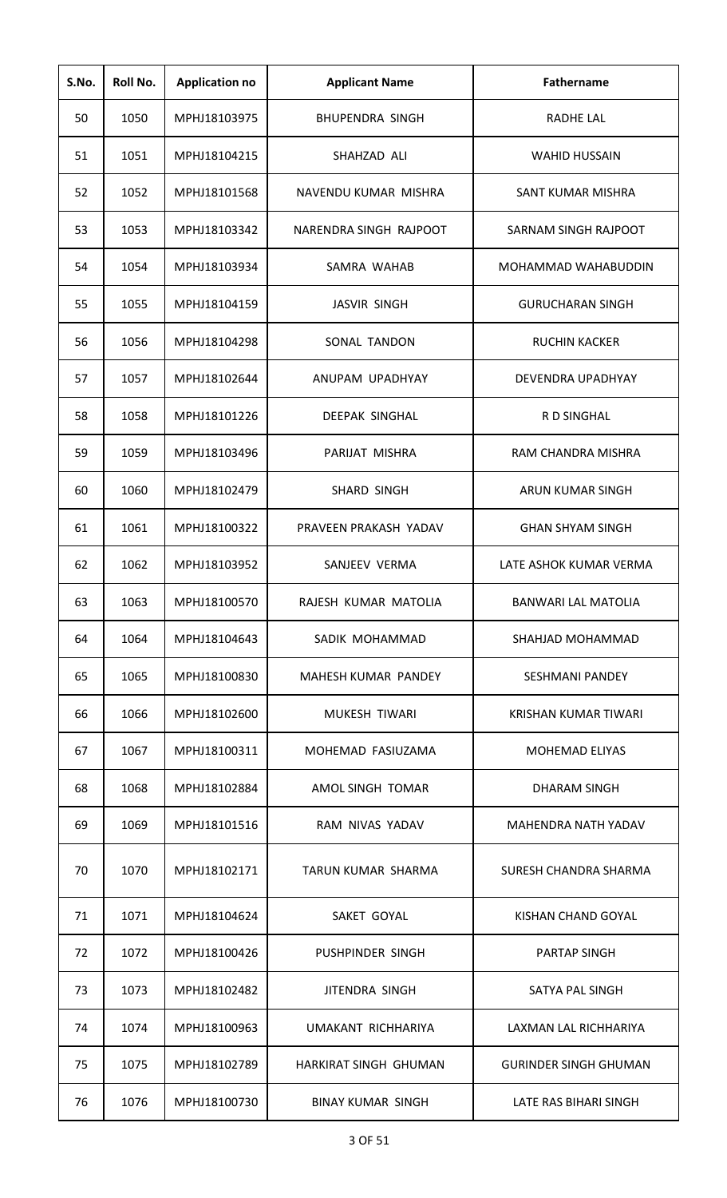| S.No. | Roll No. | Application no | Applicant Name | Fathername |
|---|---|---|---|---|
| 50 | 1050 | MPHJ18103975 | BHUPENDRA SINGH | RADHE LAL |
| 51 | 1051 | MPHJ18104215 | SHAHZAD ALI | WAHID HUSSAIN |
| 52 | 1052 | MPHJ18101568 | NAVENDU KUMAR MISHRA | SANT KUMAR MISHRA |
| 53 | 1053 | MPHJ18103342 | NARENDRA SINGH RAJPOOT | SARNAM SINGH RAJPOOT |
| 54 | 1054 | MPHJ18103934 | SAMRA WAHAB | MOHAMMAD WAHABUDDIN |
| 55 | 1055 | MPHJ18104159 | JASVIR SINGH | GURUCHARAN SINGH |
| 56 | 1056 | MPHJ18104298 | SONAL TANDON | RUCHIN KACKER |
| 57 | 1057 | MPHJ18102644 | ANUPAM UPADHYAY | DEVENDRA UPADHYAY |
| 58 | 1058 | MPHJ18101226 | DEEPAK SINGHAL | R D SINGHAL |
| 59 | 1059 | MPHJ18103496 | PARIJAT MISHRA | RAM CHANDRA MISHRA |
| 60 | 1060 | MPHJ18102479 | SHARD SINGH | ARUN KUMAR SINGH |
| 61 | 1061 | MPHJ18100322 | PRAVEEN PRAKASH YADAV | GHAN SHYAM SINGH |
| 62 | 1062 | MPHJ18103952 | SANJEEV VERMA | LATE ASHOK KUMAR VERMA |
| 63 | 1063 | MPHJ18100570 | RAJESH KUMAR MATOLIA | BANWARI LAL MATOLIA |
| 64 | 1064 | MPHJ18104643 | SADIK MOHAMMAD | SHAHJAD MOHAMMAD |
| 65 | 1065 | MPHJ18100830 | MAHESH KUMAR PANDEY | SESHMANI PANDEY |
| 66 | 1066 | MPHJ18102600 | MUKESH TIWARI | KRISHAN KUMAR TIWARI |
| 67 | 1067 | MPHJ18100311 | MOHEMAD FASIUZAMA | MOHEMAD ELIYAS |
| 68 | 1068 | MPHJ18102884 | AMOL SINGH TOMAR | DHARAM SINGH |
| 69 | 1069 | MPHJ18101516 | RAM NIVAS YADAV | MAHENDRA NATH YADAV |
| 70 | 1070 | MPHJ18102171 | TARUN KUMAR SHARMA | SURESH CHANDRA SHARMA |
| 71 | 1071 | MPHJ18104624 | SAKET GOYAL | KISHAN CHAND GOYAL |
| 72 | 1072 | MPHJ18100426 | PUSHPINDER SINGH | PARTAP SINGH |
| 73 | 1073 | MPHJ18102482 | JITENDRA SINGH | SATYA PAL SINGH |
| 74 | 1074 | MPHJ18100963 | UMAKANT RICHHARIYA | LAXMAN LAL RICHHARIYA |
| 75 | 1075 | MPHJ18102789 | HARKIRAT SINGH GHUMAN | GURINDER SINGH GHUMAN |
| 76 | 1076 | MPHJ18100730 | BINAY KUMAR SINGH | LATE RAS BIHARI SINGH |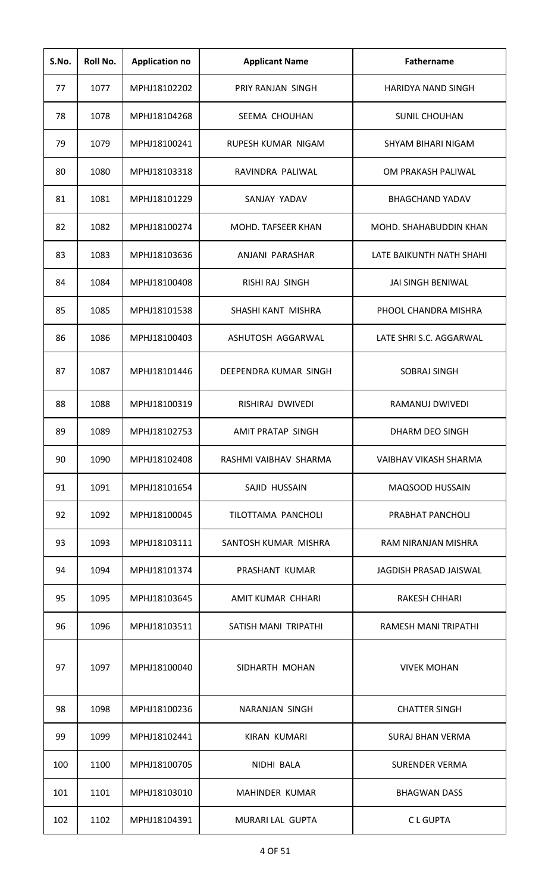| S.No. | Roll No. | Application no | Applicant Name | Fathername |
|---|---|---|---|---|
| 77 | 1077 | MPHJ18102202 | PRIY RANJAN SINGH | HARIDYA NAND SINGH |
| 78 | 1078 | MPHJ18104268 | SEEMA CHOUHAN | SUNIL CHOUHAN |
| 79 | 1079 | MPHJ18100241 | RUPESH KUMAR NIGAM | SHYAM BIHARI NIGAM |
| 80 | 1080 | MPHJ18103318 | RAVINDRA PALIWAL | OM PRAKASH PALIWAL |
| 81 | 1081 | MPHJ18101229 | SANJAY YADAV | BHAGCHAND YADAV |
| 82 | 1082 | MPHJ18100274 | MOHD. TAFSEER KHAN | MOHD. SHAHABUDDIN KHAN |
| 83 | 1083 | MPHJ18103636 | ANJANI PARASHAR | LATE BAIKUNTH NATH SHAHI |
| 84 | 1084 | MPHJ18100408 | RISHI RAJ SINGH | JAI SINGH BENIWAL |
| 85 | 1085 | MPHJ18101538 | SHASHI KANT MISHRA | PHOOL CHANDRA MISHRA |
| 86 | 1086 | MPHJ18100403 | ASHUTOSH AGGARWAL | LATE SHRI S.C. AGGARWAL |
| 87 | 1087 | MPHJ18101446 | DEEPENDRA KUMAR SINGH | SOBRAJ SINGH |
| 88 | 1088 | MPHJ18100319 | RISHIRAJ DWIVEDI | RAMANUJ DWIVEDI |
| 89 | 1089 | MPHJ18102753 | AMIT PRATAP SINGH | DHARM DEO SINGH |
| 90 | 1090 | MPHJ18102408 | RASHMI VAIBHAV SHARMA | VAIBHAV VIKASH SHARMA |
| 91 | 1091 | MPHJ18101654 | SAJID HUSSAIN | MAQSOOD HUSSAIN |
| 92 | 1092 | MPHJ18100045 | TILOTTAMA PANCHOLI | PRABHAT PANCHOLI |
| 93 | 1093 | MPHJ18103111 | SANTOSH KUMAR MISHRA | RAM NIRANJAN MISHRA |
| 94 | 1094 | MPHJ18101374 | PRASHANT KUMAR | JAGDISH PRASAD JAISWAL |
| 95 | 1095 | MPHJ18103645 | AMIT KUMAR CHHARI | RAKESH CHHARI |
| 96 | 1096 | MPHJ18103511 | SATISH MANI TRIPATHI | RAMESH MANI TRIPATHI |
| 97 | 1097 | MPHJ18100040 | SIDHARTH MOHAN | VIVEK MOHAN |
| 98 | 1098 | MPHJ18100236 | NARANJAN SINGH | CHATTER SINGH |
| 99 | 1099 | MPHJ18102441 | KIRAN KUMARI | SURAJ BHAN VERMA |
| 100 | 1100 | MPHJ18100705 | NIDHI BALA | SURENDER VERMA |
| 101 | 1101 | MPHJ18103010 | MAHINDER KUMAR | BHAGWAN DASS |
| 102 | 1102 | MPHJ18104391 | MURARI LAL GUPTA | C L GUPTA |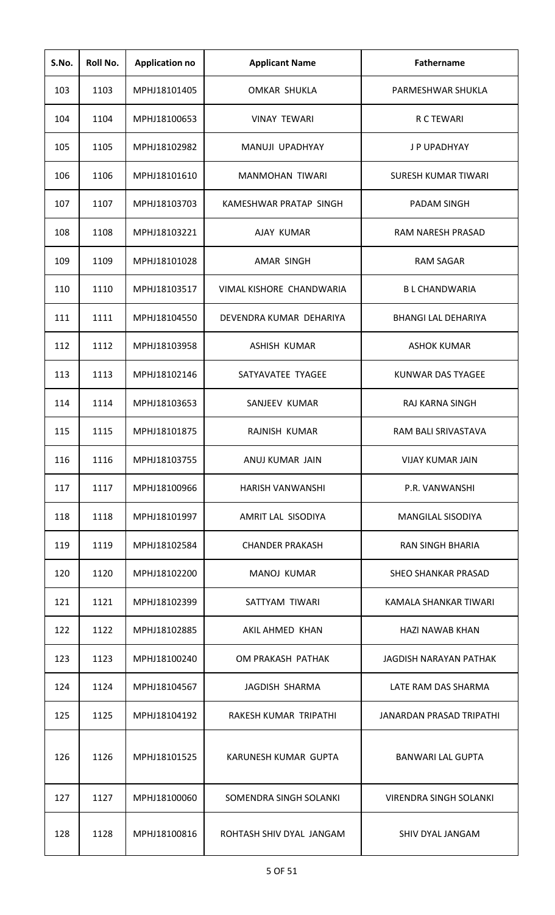| S.No. | Roll No. | Application no | Applicant Name | Fathername |
|---|---|---|---|---|
| 103 | 1103 | MPHJ18101405 | OMKAR SHUKLA | PARMESHWAR SHUKLA |
| 104 | 1104 | MPHJ18100653 | VINAY TEWARI | R C TEWARI |
| 105 | 1105 | MPHJ18102982 | MANUJI UPADHYAY | J P UPADHYAY |
| 106 | 1106 | MPHJ18101610 | MANMOHAN TIWARI | SURESH KUMAR TIWARI |
| 107 | 1107 | MPHJ18103703 | KAMESHWAR PRATAP SINGH | PADAM SINGH |
| 108 | 1108 | MPHJ18103221 | AJAY KUMAR | RAM NARESH PRASAD |
| 109 | 1109 | MPHJ18101028 | AMAR SINGH | RAM SAGAR |
| 110 | 1110 | MPHJ18103517 | VIMAL KISHORE CHANDWARIA | B L CHANDWARIA |
| 111 | 1111 | MPHJ18104550 | DEVENDRA KUMAR DEHARIYA | BHANGI LAL DEHARIYA |
| 112 | 1112 | MPHJ18103958 | ASHISH KUMAR | ASHOK KUMAR |
| 113 | 1113 | MPHJ18102146 | SATYAVATEE TYAGEE | KUNWAR DAS TYAGEE |
| 114 | 1114 | MPHJ18103653 | SANJEEV KUMAR | RAJ KARNA SINGH |
| 115 | 1115 | MPHJ18101875 | RAJNISH KUMAR | RAM BALI SRIVASTAVA |
| 116 | 1116 | MPHJ18103755 | ANUJ KUMAR JAIN | VIJAY KUMAR JAIN |
| 117 | 1117 | MPHJ18100966 | HARISH VANWANSHI | P.R. VANWANSHI |
| 118 | 1118 | MPHJ18101997 | AMRIT LAL SISODIYA | MANGILAL SISODIYA |
| 119 | 1119 | MPHJ18102584 | CHANDER PRAKASH | RAN SINGH BHARIA |
| 120 | 1120 | MPHJ18102200 | MANOJ KUMAR | SHEO SHANKAR PRASAD |
| 121 | 1121 | MPHJ18102399 | SATTYAM TIWARI | KAMALA SHANKAR TIWARI |
| 122 | 1122 | MPHJ18102885 | AKIL AHMED KHAN | HAZI NAWAB KHAN |
| 123 | 1123 | MPHJ18100240 | OM PRAKASH PATHAK | JAGDISH NARAYAN PATHAK |
| 124 | 1124 | MPHJ18104567 | JAGDISH SHARMA | LATE RAM DAS SHARMA |
| 125 | 1125 | MPHJ18104192 | RAKESH KUMAR TRIPATHI | JANARDAN PRASAD TRIPATHI |
| 126 | 1126 | MPHJ18101525 | KARUNESH KUMAR GUPTA | BANWARI LAL GUPTA |
| 127 | 1127 | MPHJ18100060 | SOMENDRA SINGH SOLANKI | VIRENDRA SINGH SOLANKI |
| 128 | 1128 | MPHJ18100816 | ROHTASH SHIV DYAL JANGAM | SHIV DYAL JANGAM |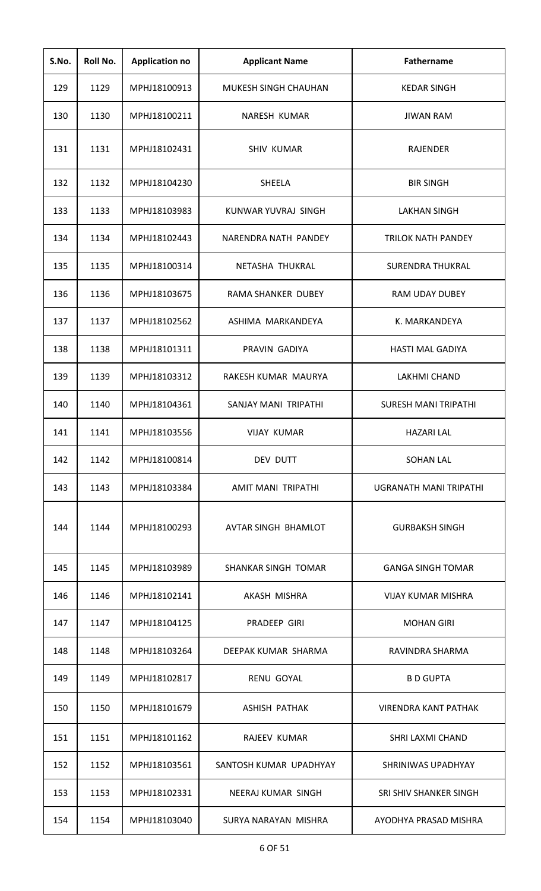| S.No. | Roll No. | Application no | Applicant Name | Fathername |
|---|---|---|---|---|
| 129 | 1129 | MPHJ18100913 | MUKESH SINGH CHAUHAN | KEDAR SINGH |
| 130 | 1130 | MPHJ18100211 | NARESH KUMAR | JIWAN RAM |
| 131 | 1131 | MPHJ18102431 | SHIV KUMAR | RAJENDER |
| 132 | 1132 | MPHJ18104230 | SHEELA | BIR SINGH |
| 133 | 1133 | MPHJ18103983 | KUNWAR YUVRAJ SINGH | LAKHAN SINGH |
| 134 | 1134 | MPHJ18102443 | NARENDRA NATH PANDEY | TRILOK NATH PANDEY |
| 135 | 1135 | MPHJ18100314 | NETASHA THUKRAL | SURENDRA THUKRAL |
| 136 | 1136 | MPHJ18103675 | RAMA SHANKER DUBEY | RAM UDAY DUBEY |
| 137 | 1137 | MPHJ18102562 | ASHIMA MARKANDEYA | K. MARKANDEYA |
| 138 | 1138 | MPHJ18101311 | PRAVIN GADIYA | HASTI MAL GADIYA |
| 139 | 1139 | MPHJ18103312 | RAKESH KUMAR MAURYA | LAKHMI CHAND |
| 140 | 1140 | MPHJ18104361 | SANJAY MANI TRIPATHI | SURESH MANI TRIPATHI |
| 141 | 1141 | MPHJ18103556 | VIJAY KUMAR | HAZARI LAL |
| 142 | 1142 | MPHJ18100814 | DEV DUTT | SOHAN LAL |
| 143 | 1143 | MPHJ18103384 | AMIT MANI TRIPATHI | UGRANATH MANI TRIPATHI |
| 144 | 1144 | MPHJ18100293 | AVTAR SINGH BHAMLOT | GURBAKSH SINGH |
| 145 | 1145 | MPHJ18103989 | SHANKAR SINGH TOMAR | GANGA SINGH TOMAR |
| 146 | 1146 | MPHJ18102141 | AKASH MISHRA | VIJAY KUMAR MISHRA |
| 147 | 1147 | MPHJ18104125 | PRADEEP GIRI | MOHAN GIRI |
| 148 | 1148 | MPHJ18103264 | DEEPAK KUMAR SHARMA | RAVINDRA SHARMA |
| 149 | 1149 | MPHJ18102817 | RENU GOYAL | B D GUPTA |
| 150 | 1150 | MPHJ18101679 | ASHISH PATHAK | VIRENDRA KANT PATHAK |
| 151 | 1151 | MPHJ18101162 | RAJEEV KUMAR | SHRI LAXMI CHAND |
| 152 | 1152 | MPHJ18103561 | SANTOSH KUMAR UPADHYAY | SHRINIWAS UPADHYAY |
| 153 | 1153 | MPHJ18102331 | NEERAJ KUMAR SINGH | SRI SHIV SHANKER SINGH |
| 154 | 1154 | MPHJ18103040 | SURYA NARAYAN MISHRA | AYODHYA PRASAD MISHRA |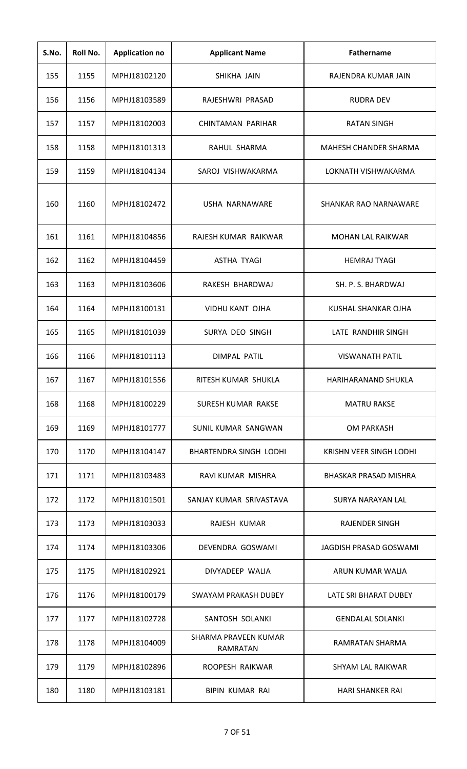| S.No. | Roll No. | Application no | Applicant Name | Fathername |
|---|---|---|---|---|
| 155 | 1155 | MPHJ18102120 | SHIKHA JAIN | RAJENDRA KUMAR JAIN |
| 156 | 1156 | MPHJ18103589 | RAJESHWRI PRASAD | RUDRA DEV |
| 157 | 1157 | MPHJ18102003 | CHINTAMAN PARIHAR | RATAN SINGH |
| 158 | 1158 | MPHJ18101313 | RAHUL SHARMA | MAHESH CHANDER SHARMA |
| 159 | 1159 | MPHJ18104134 | SAROJ VISHWAKARMA | LOKNATH VISHWAKARMA |
| 160 | 1160 | MPHJ18102472 | USHA NARNAWARE | SHANKAR RAO NARNAWARE |
| 161 | 1161 | MPHJ18104856 | RAJESH KUMAR RAIKWAR | MOHAN LAL RAIKWAR |
| 162 | 1162 | MPHJ18104459 | ASTHA TYAGI | HEMRAJ TYAGI |
| 163 | 1163 | MPHJ18103606 | RAKESH BHARDWAJ | SH. P. S. BHARDWAJ |
| 164 | 1164 | MPHJ18100131 | VIDHU KANT OJHA | KUSHAL SHANKAR OJHA |
| 165 | 1165 | MPHJ18101039 | SURYA DEO SINGH | LATE RANDHIR SINGH |
| 166 | 1166 | MPHJ18101113 | DIMPAL PATIL | VISWANATH PATIL |
| 167 | 1167 | MPHJ18101556 | RITESH KUMAR SHUKLA | HARIHARANAND SHUKLA |
| 168 | 1168 | MPHJ18100229 | SURESH KUMAR RAKSE | MATRU RAKSE |
| 169 | 1169 | MPHJ18101777 | SUNIL KUMAR SANGWAN | OM PARKASH |
| 170 | 1170 | MPHJ18104147 | BHARTENDRA SINGH LODHI | KRISHN VEER SINGH LODHI |
| 171 | 1171 | MPHJ18103483 | RAVI KUMAR MISHRA | BHASKAR PRASAD MISHRA |
| 172 | 1172 | MPHJ18101501 | SANJAY KUMAR SRIVASTAVA | SURYA NARAYAN LAL |
| 173 | 1173 | MPHJ18103033 | RAJESH KUMAR | RAJENDER SINGH |
| 174 | 1174 | MPHJ18103306 | DEVENDRA GOSWAMI | JAGDISH PRASAD GOSWAMI |
| 175 | 1175 | MPHJ18102921 | DIVYADEEP WALIA | ARUN KUMAR WALIA |
| 176 | 1176 | MPHJ18100179 | SWAYAM PRAKASH DUBEY | LATE SRI BHARAT DUBEY |
| 177 | 1177 | MPHJ18102728 | SANTOSH SOLANKI | GENDALAL SOLANKI |
| 178 | 1178 | MPHJ18104009 | SHARMA PRAVEEN KUMAR RAMRATAN | RAMRATAN SHARMA |
| 179 | 1179 | MPHJ18102896 | ROOPESH RAIKWAR | SHYAM LAL RAIKWAR |
| 180 | 1180 | MPHJ18103181 | BIPIN KUMAR RAI | HARI SHANKER RAI |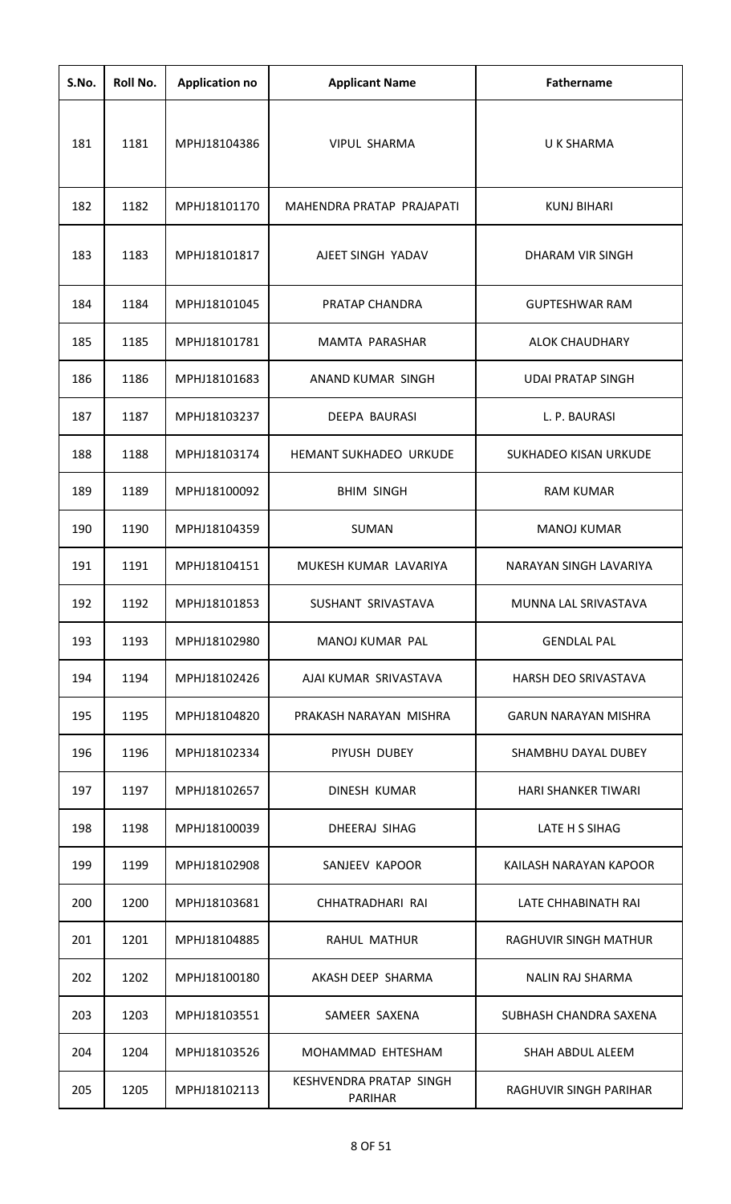| S.No. | Roll No. | Application no | Applicant Name | Fathername |
|---|---|---|---|---|
| 181 | 1181 | MPHJ18104386 | VIPUL SHARMA | U K SHARMA |
| 182 | 1182 | MPHJ18101170 | MAHENDRA PRATAP PRAJAPATI | KUNJ BIHARI |
| 183 | 1183 | MPHJ18101817 | AJEET SINGH YADAV | DHARAM VIR SINGH |
| 184 | 1184 | MPHJ18101045 | PRATAP CHANDRA | GUPTESHWAR RAM |
| 185 | 1185 | MPHJ18101781 | MAMTA PARASHAR | ALOK CHAUDHARY |
| 186 | 1186 | MPHJ18101683 | ANAND KUMAR SINGH | UDAI PRATAP SINGH |
| 187 | 1187 | MPHJ18103237 | DEEPA BAURASI | L. P. BAURASI |
| 188 | 1188 | MPHJ18103174 | HEMANT SUKHADEO URKUDE | SUKHADEO KISAN URKUDE |
| 189 | 1189 | MPHJ18100092 | BHIM SINGH | RAM KUMAR |
| 190 | 1190 | MPHJ18104359 | SUMAN | MANOJ KUMAR |
| 191 | 1191 | MPHJ18104151 | MUKESH KUMAR LAVARIYA | NARAYAN SINGH LAVARIYA |
| 192 | 1192 | MPHJ18101853 | SUSHANT SRIVASTAVA | MUNNA LAL SRIVASTAVA |
| 193 | 1193 | MPHJ18102980 | MANOJ KUMAR PAL | GENDLAL PAL |
| 194 | 1194 | MPHJ18102426 | AJAI KUMAR SRIVASTAVA | HARSH DEO SRIVASTAVA |
| 195 | 1195 | MPHJ18104820 | PRAKASH NARAYAN MISHRA | GARUN NARAYAN MISHRA |
| 196 | 1196 | MPHJ18102334 | PIYUSH DUBEY | SHAMBHU DAYAL DUBEY |
| 197 | 1197 | MPHJ18102657 | DINESH KUMAR | HARI SHANKER TIWARI |
| 198 | 1198 | MPHJ18100039 | DHEERAJ SIHAG | LATE H S SIHAG |
| 199 | 1199 | MPHJ18102908 | SANJEEV KAPOOR | KAILASH NARAYAN KAPOOR |
| 200 | 1200 | MPHJ18103681 | CHHATRADHARI RAI | LATE CHHABINATH RAI |
| 201 | 1201 | MPHJ18104885 | RAHUL MATHUR | RAGHUVIR SINGH MATHUR |
| 202 | 1202 | MPHJ18100180 | AKASH DEEP SHARMA | NALIN RAJ SHARMA |
| 203 | 1203 | MPHJ18103551 | SAMEER SAXENA | SUBHASH CHANDRA SAXENA |
| 204 | 1204 | MPHJ18103526 | MOHAMMAD EHTESHAM | SHAH ABDUL ALEEM |
| 205 | 1205 | MPHJ18102113 | KESHVENDRA PRATAP SINGH PARIHAR | RAGHUVIR SINGH PARIHAR |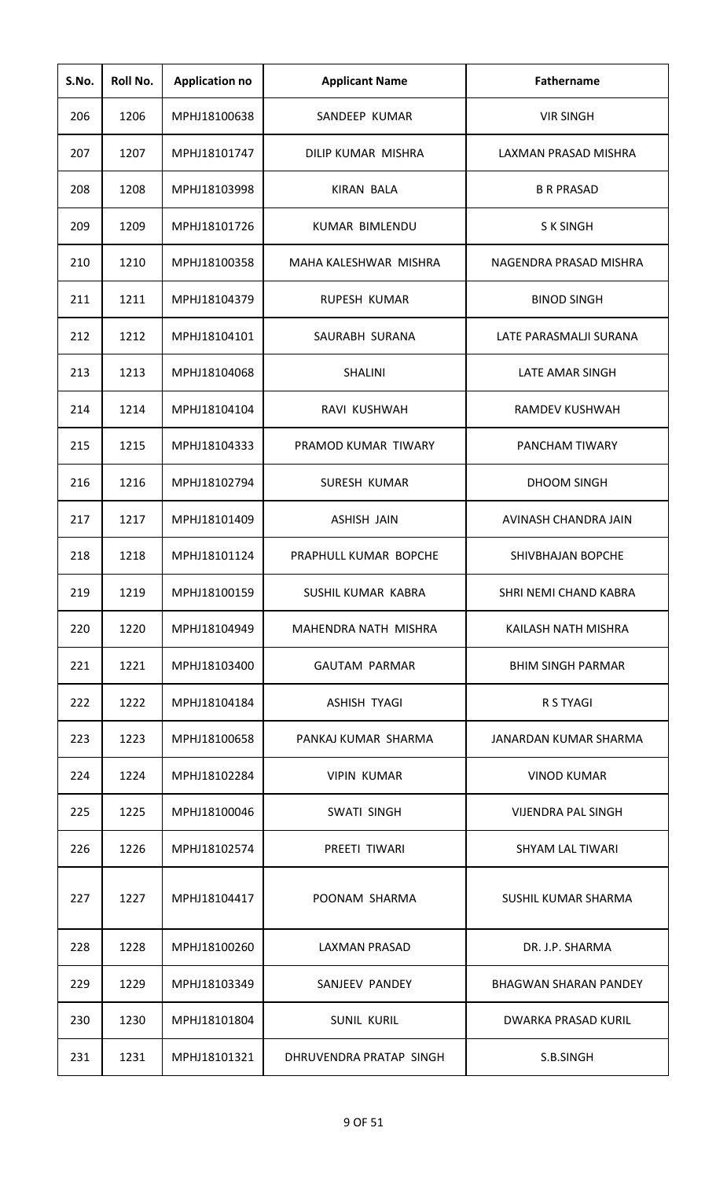| S.No. | Roll No. | Application no | Applicant Name | Fathername |
|---|---|---|---|---|
| 206 | 1206 | MPHJ18100638 | SANDEEP KUMAR | VIR SINGH |
| 207 | 1207 | MPHJ18101747 | DILIP KUMAR MISHRA | LAXMAN PRASAD MISHRA |
| 208 | 1208 | MPHJ18103998 | KIRAN BALA | B R PRASAD |
| 209 | 1209 | MPHJ18101726 | KUMAR BIMLENDU | S K SINGH |
| 210 | 1210 | MPHJ18100358 | MAHA KALESHWAR MISHRA | NAGENDRA PRASAD MISHRA |
| 211 | 1211 | MPHJ18104379 | RUPESH KUMAR | BINOD SINGH |
| 212 | 1212 | MPHJ18104101 | SAURABH SURANA | LATE PARASMALJI SURANA |
| 213 | 1213 | MPHJ18104068 | SHALINI | LATE AMAR SINGH |
| 214 | 1214 | MPHJ18104104 | RAVI KUSHWAH | RAMDEV KUSHWAH |
| 215 | 1215 | MPHJ18104333 | PRAMOD KUMAR TIWARY | PANCHAM TIWARY |
| 216 | 1216 | MPHJ18102794 | SURESH KUMAR | DHOOM SINGH |
| 217 | 1217 | MPHJ18101409 | ASHISH JAIN | AVINASH CHANDRA JAIN |
| 218 | 1218 | MPHJ18101124 | PRAPHULL KUMAR BOPCHE | SHIVBHAJAN BOPCHE |
| 219 | 1219 | MPHJ18100159 | SUSHIL KUMAR KABRA | SHRI NEMI CHAND KABRA |
| 220 | 1220 | MPHJ18104949 | MAHENDRA NATH MISHRA | KAILASH NATH MISHRA |
| 221 | 1221 | MPHJ18103400 | GAUTAM PARMAR | BHIM SINGH PARMAR |
| 222 | 1222 | MPHJ18104184 | ASHISH TYAGI | R S TYAGI |
| 223 | 1223 | MPHJ18100658 | PANKAJ KUMAR SHARMA | JANARDAN KUMAR SHARMA |
| 224 | 1224 | MPHJ18102284 | VIPIN KUMAR | VINOD KUMAR |
| 225 | 1225 | MPHJ18100046 | SWATI SINGH | VIJENDRA PAL SINGH |
| 226 | 1226 | MPHJ18102574 | PREETI TIWARI | SHYAM LAL TIWARI |
| 227 | 1227 | MPHJ18104417 | POONAM SHARMA | SUSHIL KUMAR SHARMA |
| 228 | 1228 | MPHJ18100260 | LAXMAN PRASAD | DR. J.P. SHARMA |
| 229 | 1229 | MPHJ18103349 | SANJEEV PANDEY | BHAGWAN SHARAN PANDEY |
| 230 | 1230 | MPHJ18101804 | SUNIL KURIL | DWARKA PRASAD KURIL |
| 231 | 1231 | MPHJ18101321 | DHRUVENDRA PRATAP SINGH | S.B.SINGH |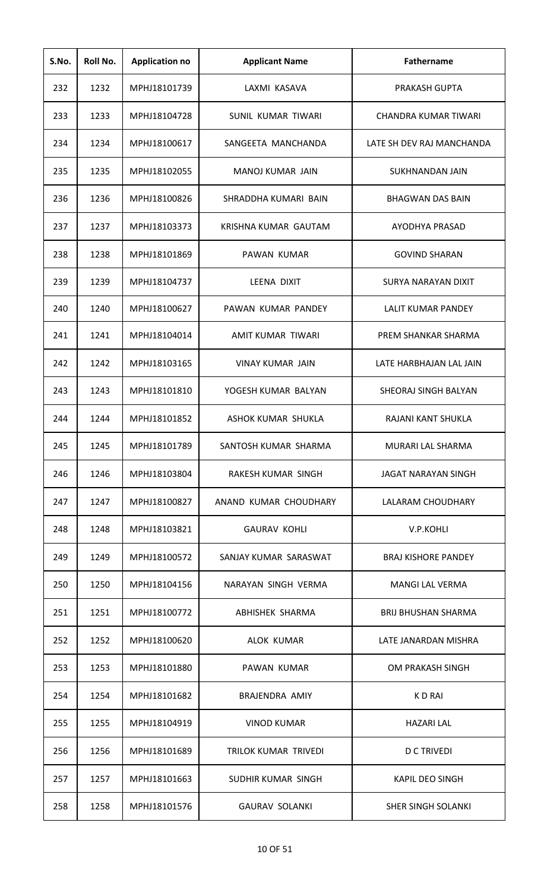| S.No. | Roll No. | Application no | Applicant Name | Fathername |
|---|---|---|---|---|
| 232 | 1232 | MPHJ18101739 | LAXMI KASAVA | PRAKASH GUPTA |
| 233 | 1233 | MPHJ18104728 | SUNIL KUMAR TIWARI | CHANDRA KUMAR TIWARI |
| 234 | 1234 | MPHJ18100617 | SANGEETA MANCHANDA | LATE SH DEV RAJ MANCHANDA |
| 235 | 1235 | MPHJ18102055 | MANOJ KUMAR JAIN | SUKHNANDAN JAIN |
| 236 | 1236 | MPHJ18100826 | SHRADDHA KUMARI BAIN | BHAGWAN DAS BAIN |
| 237 | 1237 | MPHJ18103373 | KRISHNA KUMAR GAUTAM | AYODHYA PRASAD |
| 238 | 1238 | MPHJ18101869 | PAWAN KUMAR | GOVIND SHARAN |
| 239 | 1239 | MPHJ18104737 | LEENA DIXIT | SURYA NARAYAN DIXIT |
| 240 | 1240 | MPHJ18100627 | PAWAN KUMAR PANDEY | LALIT KUMAR PANDEY |
| 241 | 1241 | MPHJ18104014 | AMIT KUMAR TIWARI | PREM SHANKAR SHARMA |
| 242 | 1242 | MPHJ18103165 | VINAY KUMAR JAIN | LATE HARBHAJAN LAL JAIN |
| 243 | 1243 | MPHJ18101810 | YOGESH KUMAR BALYAN | SHEORAJ SINGH BALYAN |
| 244 | 1244 | MPHJ18101852 | ASHOK KUMAR SHUKLA | RAJANI KANT SHUKLA |
| 245 | 1245 | MPHJ18101789 | SANTOSH KUMAR SHARMA | MURARI LAL SHARMA |
| 246 | 1246 | MPHJ18103804 | RAKESH KUMAR SINGH | JAGAT NARAYAN SINGH |
| 247 | 1247 | MPHJ18100827 | ANAND KUMAR CHOUDHARY | LALARAM CHOUDHARY |
| 248 | 1248 | MPHJ18103821 | GAURAV KOHLI | V.P.KOHLI |
| 249 | 1249 | MPHJ18100572 | SANJAY KUMAR SARASWAT | BRAJ KISHORE PANDEY |
| 250 | 1250 | MPHJ18104156 | NARAYAN SINGH VERMA | MANGI LAL VERMA |
| 251 | 1251 | MPHJ18100772 | ABHISHEK SHARMA | BRIJ BHUSHAN SHARMA |
| 252 | 1252 | MPHJ18100620 | ALOK KUMAR | LATE JANARDAN MISHRA |
| 253 | 1253 | MPHJ18101880 | PAWAN KUMAR | OM PRAKASH SINGH |
| 254 | 1254 | MPHJ18101682 | BRAJENDRA AMIY | K D RAI |
| 255 | 1255 | MPHJ18104919 | VINOD KUMAR | HAZARI LAL |
| 256 | 1256 | MPHJ18101689 | TRILOK KUMAR TRIVEDI | D C TRIVEDI |
| 257 | 1257 | MPHJ18101663 | SUDHIR KUMAR SINGH | KAPIL DEO SINGH |
| 258 | 1258 | MPHJ18101576 | GAURAV SOLANKI | SHER SINGH SOLANKI |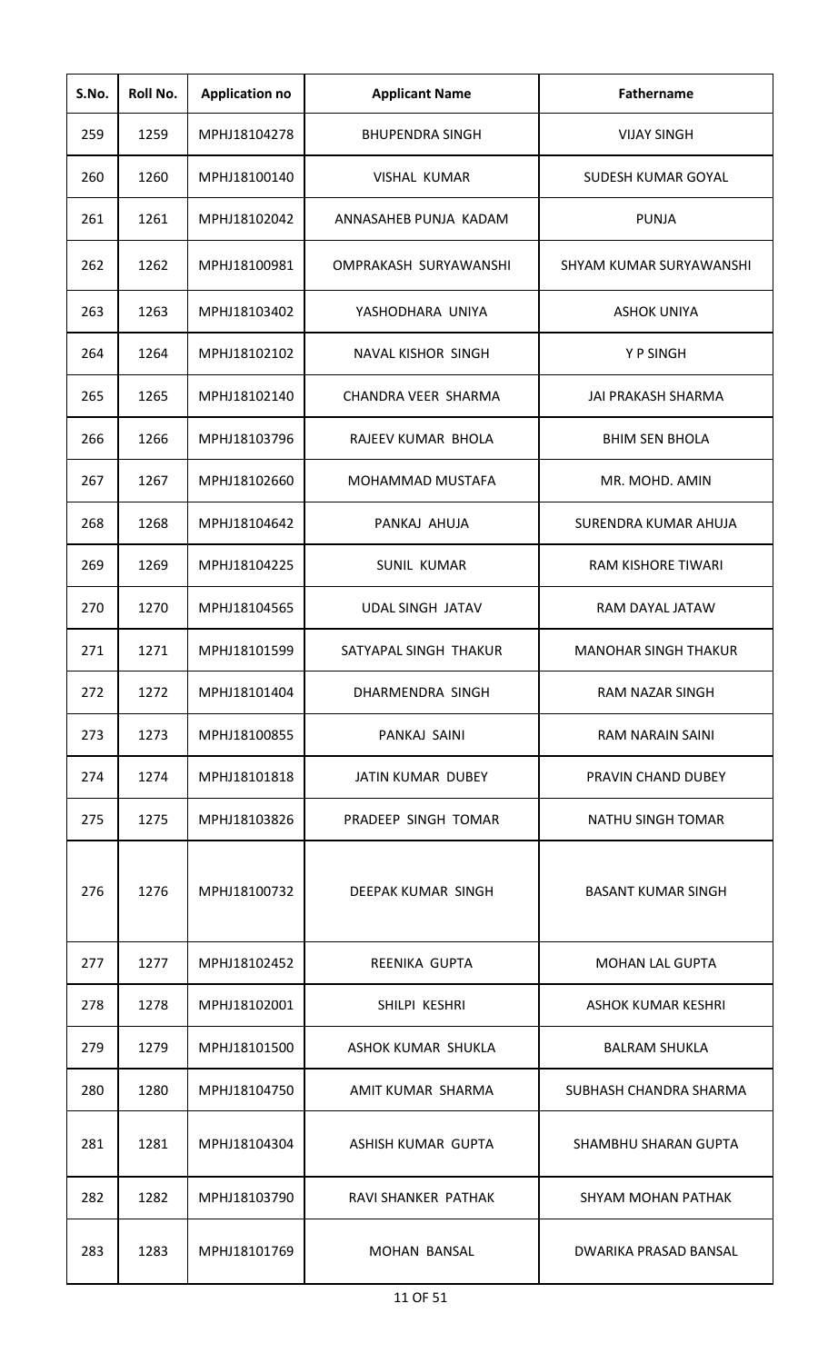| S.No. | Roll No. | Application no | Applicant Name | Fathername |
|---|---|---|---|---|
| 259 | 1259 | MPHJ18104278 | BHUPENDRA SINGH | VIJAY SINGH |
| 260 | 1260 | MPHJ18100140 | VISHAL KUMAR | SUDESH KUMAR GOYAL |
| 261 | 1261 | MPHJ18102042 | ANNASAHEB PUNJA KADAM | PUNJA |
| 262 | 1262 | MPHJ18100981 | OMPRAKASH SURYAWANSHI | SHYAM KUMAR SURYAWANSHI |
| 263 | 1263 | MPHJ18103402 | YASHODHARA UNIYA | ASHOK UNIYA |
| 264 | 1264 | MPHJ18102102 | NAVAL KISHOR SINGH | Y P SINGH |
| 265 | 1265 | MPHJ18102140 | CHANDRA VEER SHARMA | JAI PRAKASH SHARMA |
| 266 | 1266 | MPHJ18103796 | RAJEEV KUMAR BHOLA | BHIM SEN BHOLA |
| 267 | 1267 | MPHJ18102660 | MOHAMMAD MUSTAFA | MR. MOHD. AMIN |
| 268 | 1268 | MPHJ18104642 | PANKAJ AHUJA | SURENDRA KUMAR AHUJA |
| 269 | 1269 | MPHJ18104225 | SUNIL KUMAR | RAM KISHORE TIWARI |
| 270 | 1270 | MPHJ18104565 | UDAL SINGH JATAV | RAM DAYAL JATAW |
| 271 | 1271 | MPHJ18101599 | SATYAPAL SINGH THAKUR | MANOHAR SINGH THAKUR |
| 272 | 1272 | MPHJ18101404 | DHARMENDRA SINGH | RAM NAZAR SINGH |
| 273 | 1273 | MPHJ18100855 | PANKAJ SAINI | RAM NARAIN SAINI |
| 274 | 1274 | MPHJ18101818 | JATIN KUMAR DUBEY | PRAVIN CHAND DUBEY |
| 275 | 1275 | MPHJ18103826 | PRADEEP SINGH TOMAR | NATHU SINGH TOMAR |
| 276 | 1276 | MPHJ18100732 | DEEPAK KUMAR SINGH | BASANT KUMAR SINGH |
| 277 | 1277 | MPHJ18102452 | REENIKA GUPTA | MOHAN LAL GUPTA |
| 278 | 1278 | MPHJ18102001 | SHILPI KESHRI | ASHOK KUMAR KESHRI |
| 279 | 1279 | MPHJ18101500 | ASHOK KUMAR SHUKLA | BALRAM SHUKLA |
| 280 | 1280 | MPHJ18104750 | AMIT KUMAR SHARMA | SUBHASH CHANDRA SHARMA |
| 281 | 1281 | MPHJ18104304 | ASHISH KUMAR GUPTA | SHAMBHU SHARAN GUPTA |
| 282 | 1282 | MPHJ18103790 | RAVI SHANKER PATHAK | SHYAM MOHAN PATHAK |
| 283 | 1283 | MPHJ18101769 | MOHAN BANSAL | DWARIKA PRASAD BANSAL |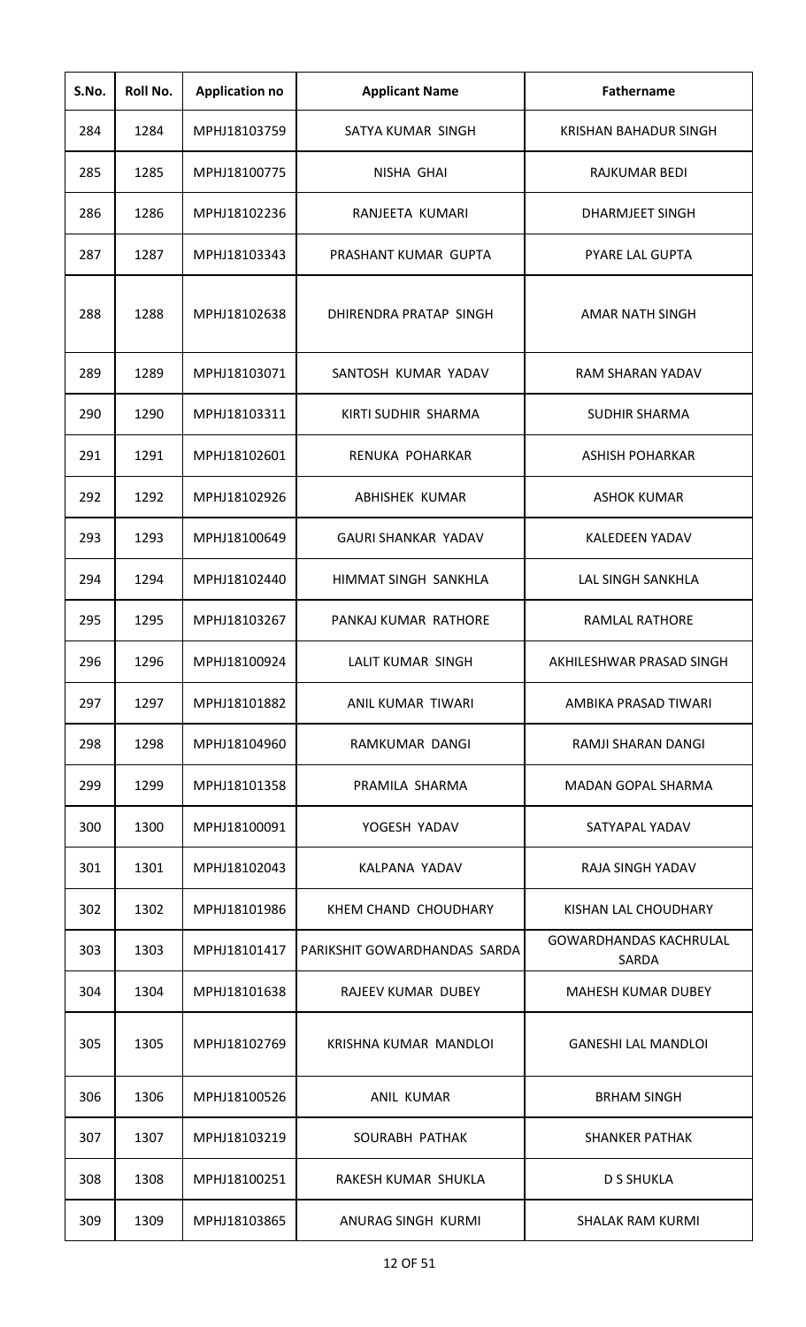| S.No. | Roll No. | Application no | Applicant Name | Fathername |
|---|---|---|---|---|
| 284 | 1284 | MPHJ18103759 | SATYA KUMAR SINGH | KRISHAN BAHADUR SINGH |
| 285 | 1285 | MPHJ18100775 | NISHA GHAI | RAJKUMAR BEDI |
| 286 | 1286 | MPHJ18102236 | RANJEETA KUMARI | DHARMJEET SINGH |
| 287 | 1287 | MPHJ18103343 | PRASHANT KUMAR GUPTA | PYARE LAL GUPTA |
| 288 | 1288 | MPHJ18102638 | DHIRENDRA PRATAP SINGH | AMAR NATH SINGH |
| 289 | 1289 | MPHJ18103071 | SANTOSH KUMAR YADAV | RAM SHARAN YADAV |
| 290 | 1290 | MPHJ18103311 | KIRTI SUDHIR SHARMA | SUDHIR SHARMA |
| 291 | 1291 | MPHJ18102601 | RENUKA POHARKAR | ASHISH POHARKAR |
| 292 | 1292 | MPHJ18102926 | ABHISHEK KUMAR | ASHOK KUMAR |
| 293 | 1293 | MPHJ18100649 | GAURI SHANKAR YADAV | KALEDEEN YADAV |
| 294 | 1294 | MPHJ18102440 | HIMMAT SINGH SANKHLA | LAL SINGH SANKHLA |
| 295 | 1295 | MPHJ18103267 | PANKAJ KUMAR RATHORE | RAMLAL RATHORE |
| 296 | 1296 | MPHJ18100924 | LALIT KUMAR SINGH | AKHILESHWAR PRASAD SINGH |
| 297 | 1297 | MPHJ18101882 | ANIL KUMAR TIWARI | AMBIKA PRASAD TIWARI |
| 298 | 1298 | MPHJ18104960 | RAMKUMAR DANGI | RAMJI SHARAN DANGI |
| 299 | 1299 | MPHJ18101358 | PRAMILA SHARMA | MADAN GOPAL SHARMA |
| 300 | 1300 | MPHJ18100091 | YOGESH YADAV | SATYAPAL YADAV |
| 301 | 1301 | MPHJ18102043 | KALPANA YADAV | RAJA SINGH YADAV |
| 302 | 1302 | MPHJ18101986 | KHEM CHAND CHOUDHARY | KISHAN LAL CHOUDHARY |
| 303 | 1303 | MPHJ18101417 | PARIKSHIT GOWARDHANDAS SARDA | GOWARDHANDAS KACHRULAL SARDA |
| 304 | 1304 | MPHJ18101638 | RAJEEV KUMAR DUBEY | MAHESH KUMAR DUBEY |
| 305 | 1305 | MPHJ18102769 | KRISHNA KUMAR MANDLOI | GANESHI LAL MANDLOI |
| 306 | 1306 | MPHJ18100526 | ANIL KUMAR | BRHAM SINGH |
| 307 | 1307 | MPHJ18103219 | SOURABH PATHAK | SHANKER PATHAK |
| 308 | 1308 | MPHJ18100251 | RAKESH KUMAR SHUKLA | D S SHUKLA |
| 309 | 1309 | MPHJ18103865 | ANURAG SINGH KURMI | SHALAK RAM KURMI |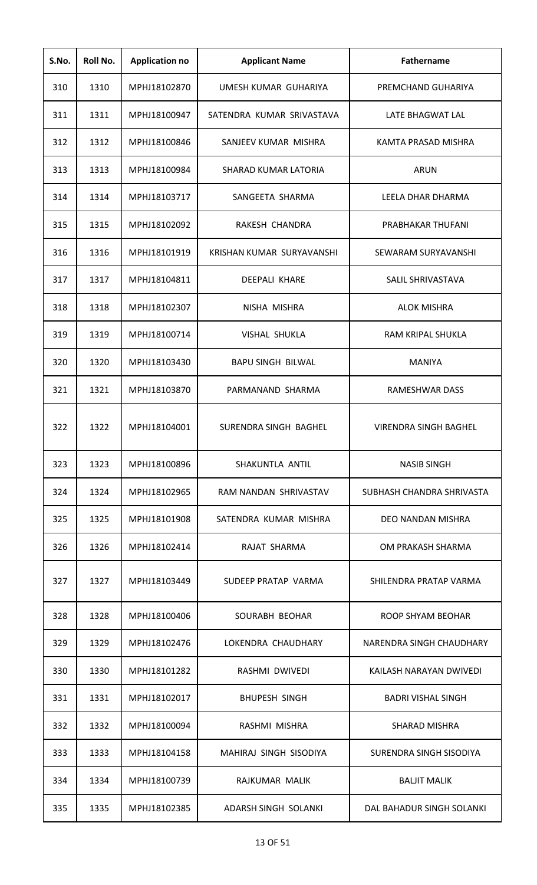| S.No. | Roll No. | Application no | Applicant Name | Fathername |
|---|---|---|---|---|
| 310 | 1310 | MPHJ18102870 | UMESH KUMAR GUHARIYA | PREMCHAND GUHARIYA |
| 311 | 1311 | MPHJ18100947 | SATENDRA KUMAR SRIVASTAVA | LATE BHAGWAT LAL |
| 312 | 1312 | MPHJ18100846 | SANJEEV KUMAR MISHRA | KAMTA PRASAD MISHRA |
| 313 | 1313 | MPHJ18100984 | SHARAD KUMAR LATORIA | ARUN |
| 314 | 1314 | MPHJ18103717 | SANGEETA SHARMA | LEELA DHAR DHARMA |
| 315 | 1315 | MPHJ18102092 | RAKESH CHANDRA | PRABHAKAR THUFANI |
| 316 | 1316 | MPHJ18101919 | KRISHAN KUMAR SURYAVANSHI | SEWARAM SURYAVANSHI |
| 317 | 1317 | MPHJ18104811 | DEEPALI KHARE | SALIL SHRIVASTAVA |
| 318 | 1318 | MPHJ18102307 | NISHA MISHRA | ALOK MISHRA |
| 319 | 1319 | MPHJ18100714 | VISHAL SHUKLA | RAM KRIPAL SHUKLA |
| 320 | 1320 | MPHJ18103430 | BAPU SINGH BILWAL | MANIYA |
| 321 | 1321 | MPHJ18103870 | PARMANAND SHARMA | RAMESHWAR DASS |
| 322 | 1322 | MPHJ18104001 | SURENDRA SINGH BAGHEL | VIRENDRA SINGH BAGHEL |
| 323 | 1323 | MPHJ18100896 | SHAKUNTLA ANTIL | NASIB SINGH |
| 324 | 1324 | MPHJ18102965 | RAM NANDAN SHRIVASTAV | SUBHASH CHANDRA SHRIVASTA |
| 325 | 1325 | MPHJ18101908 | SATENDRA KUMAR MISHRA | DEO NANDAN MISHRA |
| 326 | 1326 | MPHJ18102414 | RAJAT SHARMA | OM PRAKASH SHARMA |
| 327 | 1327 | MPHJ18103449 | SUDEEP PRATAP VARMA | SHILENDRA PRATAP VARMA |
| 328 | 1328 | MPHJ18100406 | SOURABH BEOHAR | ROOP SHYAM BEOHAR |
| 329 | 1329 | MPHJ18102476 | LOKENDRA CHAUDHARY | NARENDRA SINGH CHAUDHARY |
| 330 | 1330 | MPHJ18101282 | RASHMI DWIVEDI | KAILASH NARAYAN DWIVEDI |
| 331 | 1331 | MPHJ18102017 | BHUPESH SINGH | BADRI VISHAL SINGH |
| 332 | 1332 | MPHJ18100094 | RASHMI MISHRA | SHARAD MISHRA |
| 333 | 1333 | MPHJ18104158 | MAHIRAJ SINGH SISODIYA | SURENDRA SINGH SISODIYA |
| 334 | 1334 | MPHJ18100739 | RAJKUMAR MALIK | BALJIT MALIK |
| 335 | 1335 | MPHJ18102385 | ADARSH SINGH SOLANKI | DAL BAHADUR SINGH SOLANKI |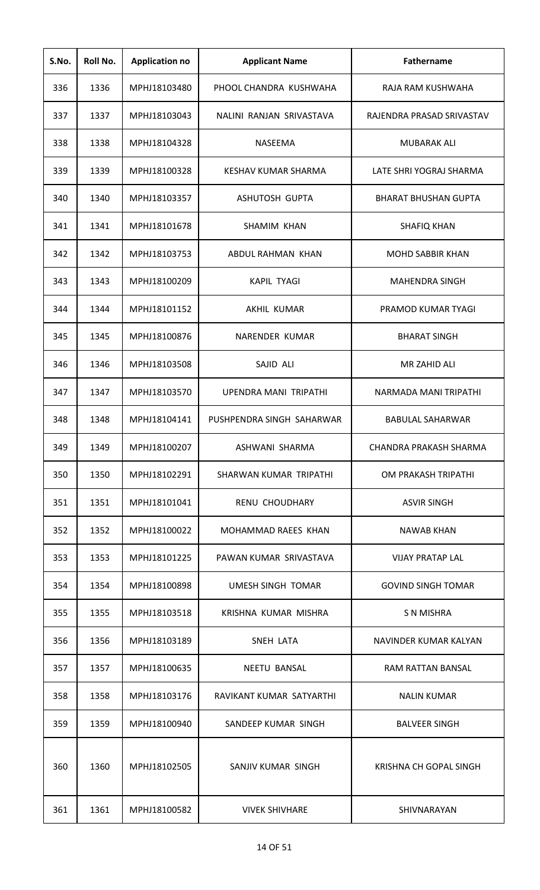| S.No. | Roll No. | Application no | Applicant Name | Fathername |
|---|---|---|---|---|
| 336 | 1336 | MPHJ18103480 | PHOOL CHANDRA KUSHWAHA | RAJA RAM KUSHWAHA |
| 337 | 1337 | MPHJ18103043 | NALINI RANJAN SRIVASTAVA | RAJENDRA PRASAD SRIVASTAV |
| 338 | 1338 | MPHJ18104328 | NASEEMA | MUBARAK ALI |
| 339 | 1339 | MPHJ18100328 | KESHAV KUMAR SHARMA | LATE SHRI YOGRAJ SHARMA |
| 340 | 1340 | MPHJ18103357 | ASHUTOSH GUPTA | BHARAT BHUSHAN GUPTA |
| 341 | 1341 | MPHJ18101678 | SHAMIM KHAN | SHAFIQ KHAN |
| 342 | 1342 | MPHJ18103753 | ABDUL RAHMAN KHAN | MOHD SABBIR KHAN |
| 343 | 1343 | MPHJ18100209 | KAPIL TYAGI | MAHENDRA SINGH |
| 344 | 1344 | MPHJ18101152 | AKHIL KUMAR | PRAMOD KUMAR TYAGI |
| 345 | 1345 | MPHJ18100876 | NARENDER KUMAR | BHARAT SINGH |
| 346 | 1346 | MPHJ18103508 | SAJID ALI | MR ZAHID ALI |
| 347 | 1347 | MPHJ18103570 | UPENDRA MANI TRIPATHI | NARMADA MANI TRIPATHI |
| 348 | 1348 | MPHJ18104141 | PUSHPENDRA SINGH SAHARWAR | BABULAL SAHARWAR |
| 349 | 1349 | MPHJ18100207 | ASHWANI SHARMA | CHANDRA PRAKASH SHARMA |
| 350 | 1350 | MPHJ18102291 | SHARWAN KUMAR TRIPATHI | OM PRAKASH TRIPATHI |
| 351 | 1351 | MPHJ18101041 | RENU CHOUDHARY | ASVIR SINGH |
| 352 | 1352 | MPHJ18100022 | MOHAMMAD RAEES KHAN | NAWAB KHAN |
| 353 | 1353 | MPHJ18101225 | PAWAN KUMAR SRIVASTAVA | VIJAY PRATAP LAL |
| 354 | 1354 | MPHJ18100898 | UMESH SINGH TOMAR | GOVIND SINGH TOMAR |
| 355 | 1355 | MPHJ18103518 | KRISHNA KUMAR MISHRA | S N MISHRA |
| 356 | 1356 | MPHJ18103189 | SNEH LATA | NAVINDER KUMAR KALYAN |
| 357 | 1357 | MPHJ18100635 | NEETU BANSAL | RAM RATTAN BANSAL |
| 358 | 1358 | MPHJ18103176 | RAVIKANT KUMAR SATYARTHI | NALIN KUMAR |
| 359 | 1359 | MPHJ18100940 | SANDEEP KUMAR SINGH | BALVEER SINGH |
| 360 | 1360 | MPHJ18102505 | SANJIV KUMAR SINGH | KRISHNA CH GOPAL SINGH |
| 361 | 1361 | MPHJ18100582 | VIVEK SHIVHARE | SHIVNARAYAN |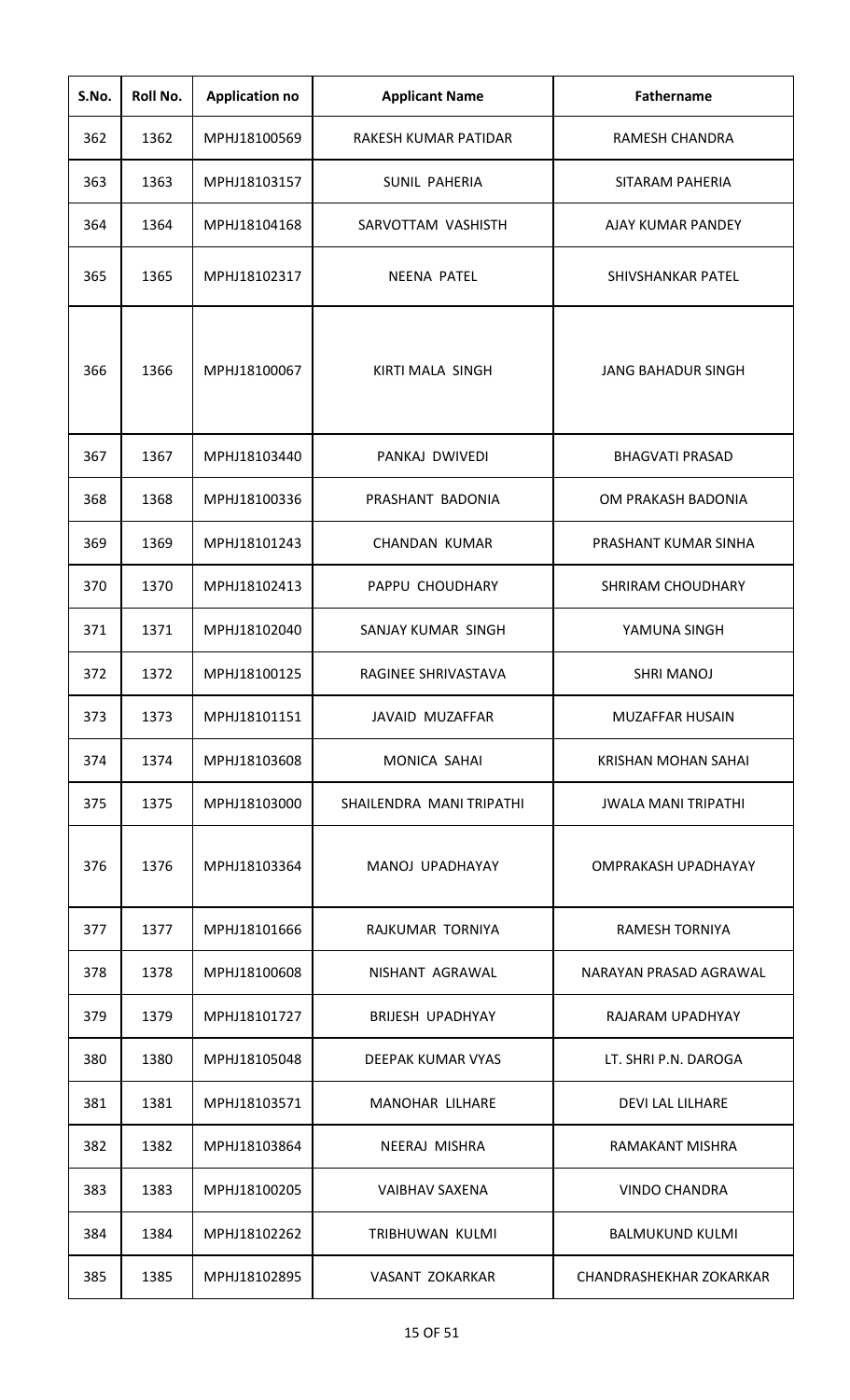| S.No. | Roll No. | Application no | Applicant Name | Fathername |
|---|---|---|---|---|
| 362 | 1362 | MPHJ18100569 | RAKESH KUMAR PATIDAR | RAMESH CHANDRA |
| 363 | 1363 | MPHJ18103157 | SUNIL PAHERIA | SITARAM PAHERIA |
| 364 | 1364 | MPHJ18104168 | SARVOTTAM VASHISTH | AJAY KUMAR PANDEY |
| 365 | 1365 | MPHJ18102317 | NEENA PATEL | SHIVSHANKAR PATEL |
| 366 | 1366 | MPHJ18100067 | KIRTI MALA SINGH | JANG BAHADUR SINGH |
| 367 | 1367 | MPHJ18103440 | PANKAJ DWIVEDI | BHAGVATI PRASAD |
| 368 | 1368 | MPHJ18100336 | PRASHANT BADONIA | OM PRAKASH BADONIA |
| 369 | 1369 | MPHJ18101243 | CHANDAN KUMAR | PRASHANT KUMAR SINHA |
| 370 | 1370 | MPHJ18102413 | PAPPU CHOUDHARY | SHRIRAM CHOUDHARY |
| 371 | 1371 | MPHJ18102040 | SANJAY KUMAR SINGH | YAMUNA SINGH |
| 372 | 1372 | MPHJ18100125 | RAGINEE SHRIVASTAVA | SHRI MANOJ |
| 373 | 1373 | MPHJ18101151 | JAVAID MUZAFFAR | MUZAFFAR HUSAIN |
| 374 | 1374 | MPHJ18103608 | MONICA SAHAI | KRISHAN MOHAN SAHAI |
| 375 | 1375 | MPHJ18103000 | SHAILENDRA MANI TRIPATHI | JWALA MANI TRIPATHI |
| 376 | 1376 | MPHJ18103364 | MANOJ UPADHAYAY | OMPRAKASH UPADHAYAY |
| 377 | 1377 | MPHJ18101666 | RAJKUMAR TORNIYA | RAMESH TORNIYA |
| 378 | 1378 | MPHJ18100608 | NISHANT AGRAWAL | NARAYAN PRASAD AGRAWAL |
| 379 | 1379 | MPHJ18101727 | BRIJESH UPADHYAY | RAJARAM UPADHYAY |
| 380 | 1380 | MPHJ18105048 | DEEPAK KUMAR VYAS | LT. SHRI P.N. DAROGA |
| 381 | 1381 | MPHJ18103571 | MANOHAR LILHARE | DEVI LAL LILHARE |
| 382 | 1382 | MPHJ18103864 | NEERAJ MISHRA | RAMAKANT MISHRA |
| 383 | 1383 | MPHJ18100205 | VAIBHAV SAXENA | VINDO CHANDRA |
| 384 | 1384 | MPHJ18102262 | TRIBHUWAN KULMI | BALMUKUND KULMI |
| 385 | 1385 | MPHJ18102895 | VASANT ZOKARKAR | CHANDRASHEKHAR ZOKARKAR |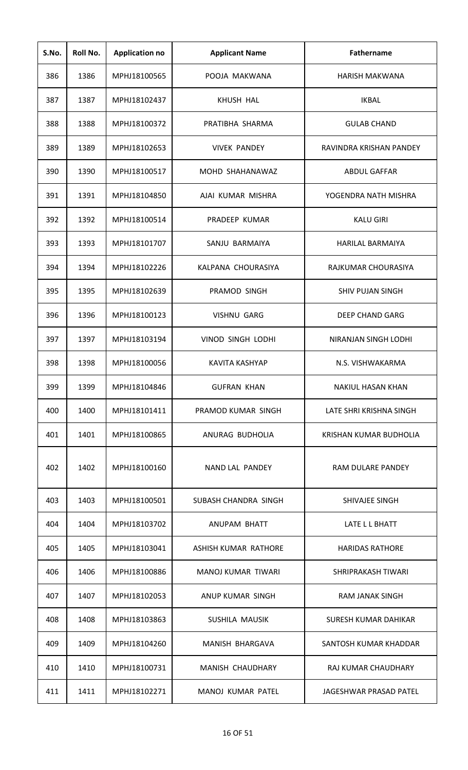| S.No. | Roll No. | Application no | Applicant Name | Fathername |
|---|---|---|---|---|
| 386 | 1386 | MPHJ18100565 | POOJA MAKWANA | HARISH MAKWANA |
| 387 | 1387 | MPHJ18102437 | KHUSH HAL | IKBAL |
| 388 | 1388 | MPHJ18100372 | PRATIBHA SHARMA | GULAB CHAND |
| 389 | 1389 | MPHJ18102653 | VIVEK PANDEY | RAVINDRA KRISHAN PANDEY |
| 390 | 1390 | MPHJ18100517 | MOHD SHAHANAWAZ | ABDUL GAFFAR |
| 391 | 1391 | MPHJ18104850 | AJAI KUMAR MISHRA | YOGENDRA NATH MISHRA |
| 392 | 1392 | MPHJ18100514 | PRADEEP KUMAR | KALU GIRI |
| 393 | 1393 | MPHJ18101707 | SANJU BARMAIYA | HARILAL BARMAIYA |
| 394 | 1394 | MPHJ18102226 | KALPANA CHOURASIYA | RAJKUMAR CHOURASIYA |
| 395 | 1395 | MPHJ18102639 | PRAMOD SINGH | SHIV PUJAN SINGH |
| 396 | 1396 | MPHJ18100123 | VISHNU GARG | DEEP CHAND GARG |
| 397 | 1397 | MPHJ18103194 | VINOD SINGH LODHI | NIRANJAN SINGH LODHI |
| 398 | 1398 | MPHJ18100056 | KAVITA KASHYAP | N.S. VISHWAKARMA |
| 399 | 1399 | MPHJ18104846 | GUFRAN KHAN | NAKIUL HASAN KHAN |
| 400 | 1400 | MPHJ18101411 | PRAMOD KUMAR SINGH | LATE SHRI KRISHNA SINGH |
| 401 | 1401 | MPHJ18100865 | ANURAG BUDHOLIA | KRISHAN KUMAR BUDHOLIA |
| 402 | 1402 | MPHJ18100160 | NAND LAL PANDEY | RAM DULARE PANDEY |
| 403 | 1403 | MPHJ18100501 | SUBASH CHANDRA SINGH | SHIVAJEE SINGH |
| 404 | 1404 | MPHJ18103702 | ANUPAM BHATT | LATE L L BHATT |
| 405 | 1405 | MPHJ18103041 | ASHISH KUMAR RATHORE | HARIDAS RATHORE |
| 406 | 1406 | MPHJ18100886 | MANOJ KUMAR TIWARI | SHRIPRAKASH TIWARI |
| 407 | 1407 | MPHJ18102053 | ANUP KUMAR SINGH | RAM JANAK SINGH |
| 408 | 1408 | MPHJ18103863 | SUSHILA MAUSIK | SURESH KUMAR DAHIKAR |
| 409 | 1409 | MPHJ18104260 | MANISH BHARGAVA | SANTOSH KUMAR KHADDAR |
| 410 | 1410 | MPHJ18100731 | MANISH CHAUDHARY | RAJ KUMAR CHAUDHARY |
| 411 | 1411 | MPHJ18102271 | MANOJ KUMAR PATEL | JAGESHWAR PRASAD PATEL |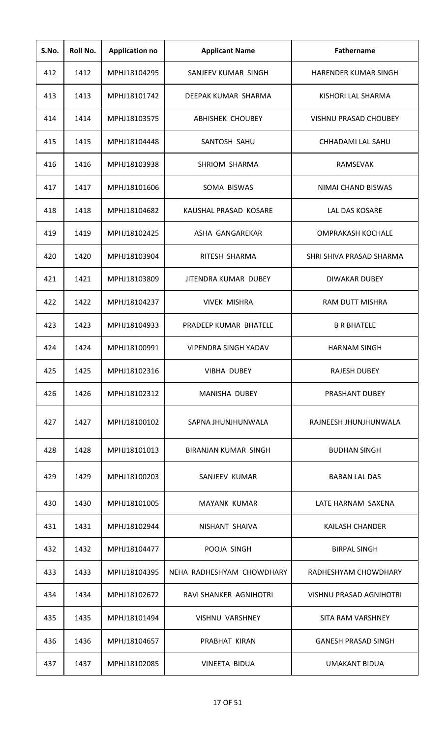| S.No. | Roll No. | Application no | Applicant Name | Fathername |
|---|---|---|---|---|
| 412 | 1412 | MPHJ18104295 | SANJEEV KUMAR SINGH | HARENDER KUMAR SINGH |
| 413 | 1413 | MPHJ18101742 | DEEPAK KUMAR SHARMA | KISHORI LAL SHARMA |
| 414 | 1414 | MPHJ18103575 | ABHISHEK CHOUBEY | VISHNU PRASAD CHOUBEY |
| 415 | 1415 | MPHJ18104448 | SANTOSH SAHU | CHHADAMI LAL SAHU |
| 416 | 1416 | MPHJ18103938 | SHRIOM SHARMA | RAMSEVAK |
| 417 | 1417 | MPHJ18101606 | SOMA BISWAS | NIMAI CHAND BISWAS |
| 418 | 1418 | MPHJ18104682 | KAUSHAL PRASAD KOSARE | LAL DAS KOSARE |
| 419 | 1419 | MPHJ18102425 | ASHA GANGAREKAR | OMPRAKASH KOCHALE |
| 420 | 1420 | MPHJ18103904 | RITESH SHARMA | SHRI SHIVA PRASAD SHARMA |
| 421 | 1421 | MPHJ18103809 | JITENDRA KUMAR DUBEY | DIWAKAR DUBEY |
| 422 | 1422 | MPHJ18104237 | VIVEK MISHRA | RAM DUTT MISHRA |
| 423 | 1423 | MPHJ18104933 | PRADEEP KUMAR BHATELE | B R BHATELE |
| 424 | 1424 | MPHJ18100991 | VIPENDRA SINGH YADAV | HARNAM SINGH |
| 425 | 1425 | MPHJ18102316 | VIBHA DUBEY | RAJESH DUBEY |
| 426 | 1426 | MPHJ18102312 | MANISHA DUBEY | PRASHANT DUBEY |
| 427 | 1427 | MPHJ18100102 | SAPNA JHUNJHUNWALA | RAJNEESH JHUNJHUNWALA |
| 428 | 1428 | MPHJ18101013 | BIRANJAN KUMAR SINGH | BUDHAN SINGH |
| 429 | 1429 | MPHJ18100203 | SANJEEV KUMAR | BABAN LAL DAS |
| 430 | 1430 | MPHJ18101005 | MAYANK KUMAR | LATE HARNAM SAXENA |
| 431 | 1431 | MPHJ18102944 | NISHANT SHAIVA | KAILASH CHANDER |
| 432 | 1432 | MPHJ18104477 | POOJA SINGH | BIRPAL SINGH |
| 433 | 1433 | MPHJ18104395 | NEHA RADHESHYAM CHOWDHARY | RADHESHYAM CHOWDHARY |
| 434 | 1434 | MPHJ18102672 | RAVI SHANKER AGNIHOTRI | VISHNU PRASAD AGNIHOTRI |
| 435 | 1435 | MPHJ18101494 | VISHNU VARSHNEY | SITA RAM VARSHNEY |
| 436 | 1436 | MPHJ18104657 | PRABHAT KIRAN | GANESH PRASAD SINGH |
| 437 | 1437 | MPHJ18102085 | VINEETA BIDUA | UMAKANT BIDUA |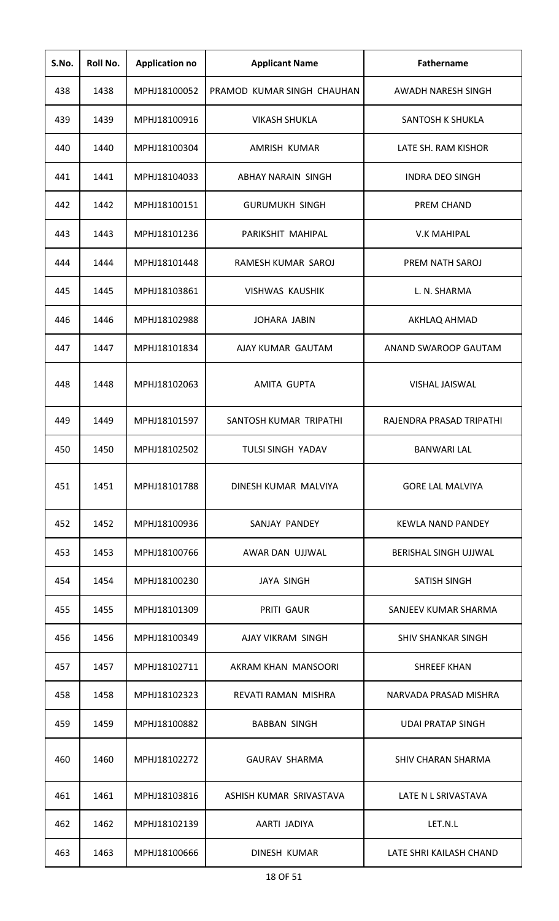| S.No. | Roll No. | Application no | Applicant Name | Fathername |
|---|---|---|---|---|
| 438 | 1438 | MPHJ18100052 | PRAMOD KUMAR SINGH CHAUHAN | AWADH NARESH SINGH |
| 439 | 1439 | MPHJ18100916 | VIKASH SHUKLA | SANTOSH K SHUKLA |
| 440 | 1440 | MPHJ18100304 | AMRISH KUMAR | LATE SH. RAM KISHOR |
| 441 | 1441 | MPHJ18104033 | ABHAY NARAIN SINGH | INDRA DEO SINGH |
| 442 | 1442 | MPHJ18100151 | GURUMUKH SINGH | PREM CHAND |
| 443 | 1443 | MPHJ18101236 | PARIKSHIT MAHIPAL | V.K MAHIPAL |
| 444 | 1444 | MPHJ18101448 | RAMESH KUMAR SAROJ | PREM NATH SAROJ |
| 445 | 1445 | MPHJ18103861 | VISHWAS KAUSHIK | L. N. SHARMA |
| 446 | 1446 | MPHJ18102988 | JOHARA JABIN | AKHLAQ AHMAD |
| 447 | 1447 | MPHJ18101834 | AJAY KUMAR GAUTAM | ANAND SWAROOP GAUTAM |
| 448 | 1448 | MPHJ18102063 | AMITA GUPTA | VISHAL JAISWAL |
| 449 | 1449 | MPHJ18101597 | SANTOSH KUMAR TRIPATHI | RAJENDRA PRASAD TRIPATHI |
| 450 | 1450 | MPHJ18102502 | TULSI SINGH YADAV | BANWARI LAL |
| 451 | 1451 | MPHJ18101788 | DINESH KUMAR MALVIYA | GORE LAL MALVIYA |
| 452 | 1452 | MPHJ18100936 | SANJAY PANDEY | KEWLA NAND PANDEY |
| 453 | 1453 | MPHJ18100766 | AWAR DAN UJJWAL | BERISHAL SINGH UJJWAL |
| 454 | 1454 | MPHJ18100230 | JAYA SINGH | SATISH SINGH |
| 455 | 1455 | MPHJ18101309 | PRITI GAUR | SANJEEV KUMAR SHARMA |
| 456 | 1456 | MPHJ18100349 | AJAY VIKRAM SINGH | SHIV SHANKAR SINGH |
| 457 | 1457 | MPHJ18102711 | AKRAM KHAN MANSOORI | SHREEF KHAN |
| 458 | 1458 | MPHJ18102323 | REVATI RAMAN MISHRA | NARVADA PRASAD MISHRA |
| 459 | 1459 | MPHJ18100882 | BABBAN SINGH | UDAI PRATAP SINGH |
| 460 | 1460 | MPHJ18102272 | GAURAV SHARMA | SHIV CHARAN SHARMA |
| 461 | 1461 | MPHJ18103816 | ASHISH KUMAR SRIVASTAVA | LATE N L SRIVASTAVA |
| 462 | 1462 | MPHJ18102139 | AARTI JADIYA | LET.N.L |
| 463 | 1463 | MPHJ18100666 | DINESH KUMAR | LATE SHRI KAILASH CHAND |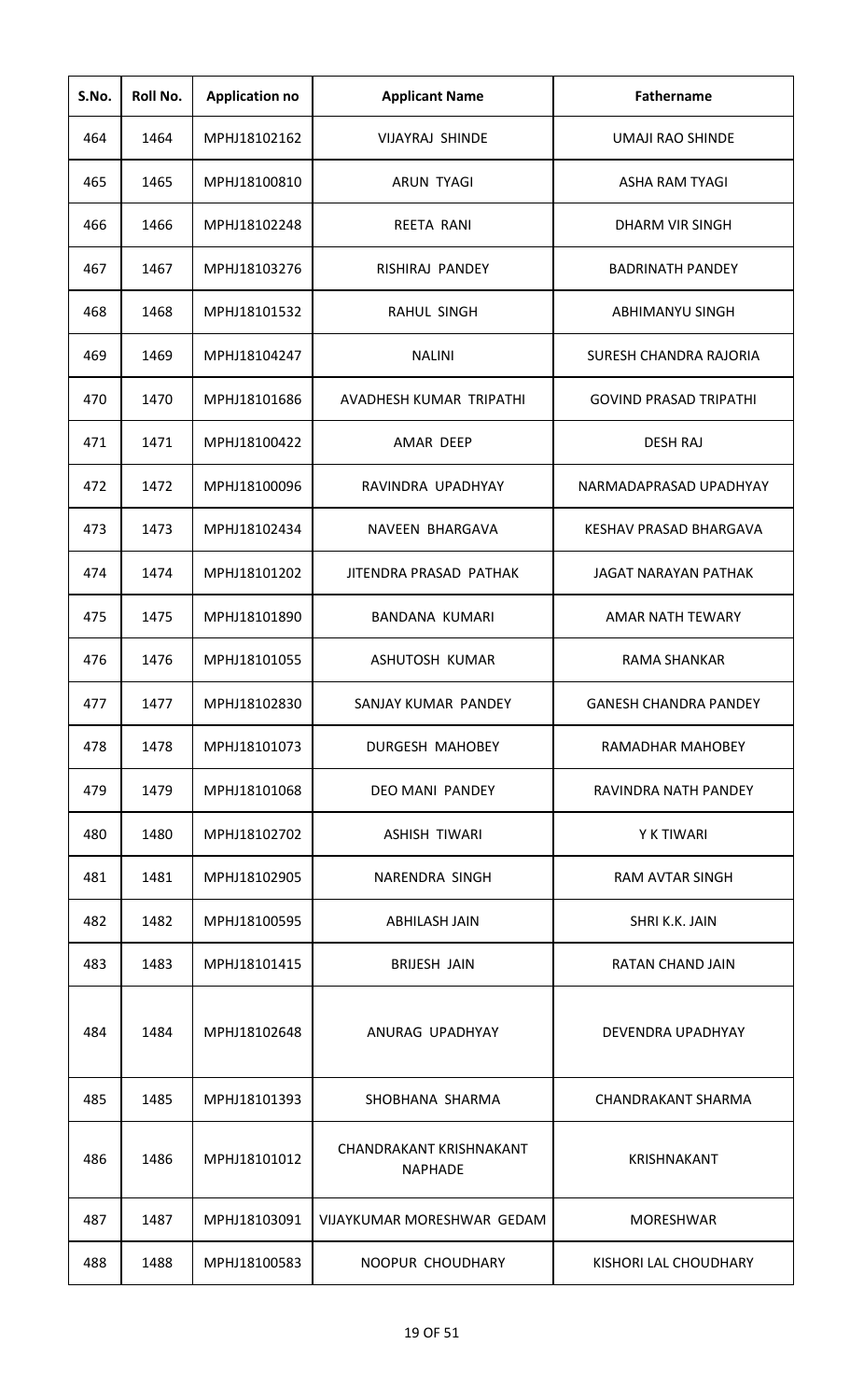| S.No. | Roll No. | Application no | Applicant Name | Fathername |
|---|---|---|---|---|
| 464 | 1464 | MPHJ18102162 | VIJAYRAJ SHINDE | UMAJI RAO SHINDE |
| 465 | 1465 | MPHJ18100810 | ARUN TYAGI | ASHA RAM TYAGI |
| 466 | 1466 | MPHJ18102248 | REETA RANI | DHARM VIR SINGH |
| 467 | 1467 | MPHJ18103276 | RISHIRAJ PANDEY | BADRINATH PANDEY |
| 468 | 1468 | MPHJ18101532 | RAHUL SINGH | ABHIMANYU SINGH |
| 469 | 1469 | MPHJ18104247 | NALINI | SURESH CHANDRA RAJORIA |
| 470 | 1470 | MPHJ18101686 | AVADHESH KUMAR TRIPATHI | GOVIND PRASAD TRIPATHI |
| 471 | 1471 | MPHJ18100422 | AMAR DEEP | DESH RAJ |
| 472 | 1472 | MPHJ18100096 | RAVINDRA UPADHYAY | NARMADAPRASAD UPADHYAY |
| 473 | 1473 | MPHJ18102434 | NAVEEN BHARGAVA | KESHAV PRASAD BHARGAVA |
| 474 | 1474 | MPHJ18101202 | JITENDRA PRASAD PATHAK | JAGAT NARAYAN PATHAK |
| 475 | 1475 | MPHJ18101890 | BANDANA KUMARI | AMAR NATH TEWARY |
| 476 | 1476 | MPHJ18101055 | ASHUTOSH KUMAR | RAMA SHANKAR |
| 477 | 1477 | MPHJ18102830 | SANJAY KUMAR PANDEY | GANESH CHANDRA PANDEY |
| 478 | 1478 | MPHJ18101073 | DURGESH MAHOBEY | RAMADHAR MAHOBEY |
| 479 | 1479 | MPHJ18101068 | DEO MANI PANDEY | RAVINDRA NATH PANDEY |
| 480 | 1480 | MPHJ18102702 | ASHISH TIWARI | Y K TIWARI |
| 481 | 1481 | MPHJ18102905 | NARENDRA SINGH | RAM AVTAR SINGH |
| 482 | 1482 | MPHJ18100595 | ABHILASH JAIN | SHRI K.K. JAIN |
| 483 | 1483 | MPHJ18101415 | BRIJESH JAIN | RATAN CHAND JAIN |
| 484 | 1484 | MPHJ18102648 | ANURAG UPADHYAY | DEVENDRA UPADHYAY |
| 485 | 1485 | MPHJ18101393 | SHOBHANA SHARMA | CHANDRAKANT SHARMA |
| 486 | 1486 | MPHJ18101012 | CHANDRAKANT KRISHNAKANT NAPHADE | KRISHNAKANT |
| 487 | 1487 | MPHJ18103091 | VIJAYKUMAR MORESHWAR GEDAM | MORESHWAR |
| 488 | 1488 | MPHJ18100583 | NOOPUR CHOUDHARY | KISHORI LAL CHOUDHARY |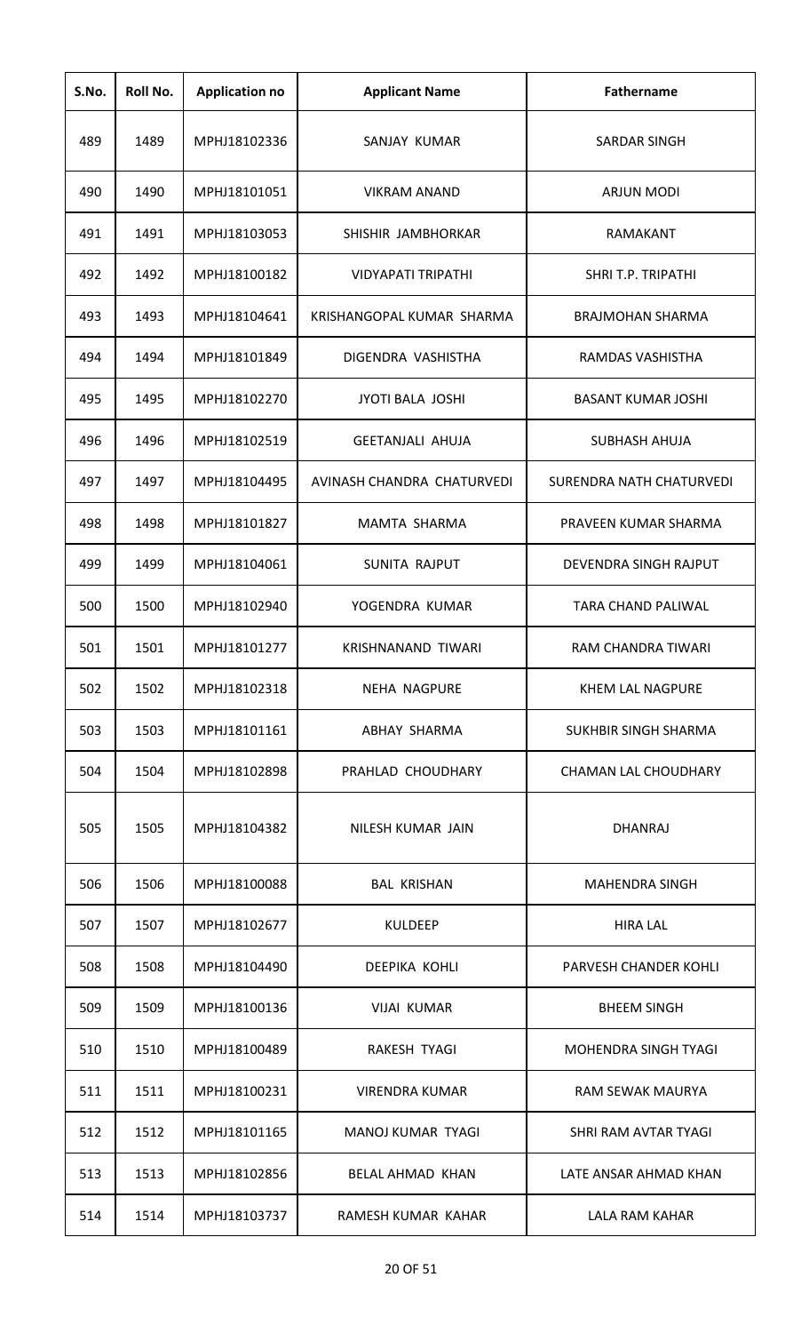| S.No. | Roll No. | Application no | Applicant Name | Fathername |
| --- | --- | --- | --- | --- |
| 489 | 1489 | MPHJ18102336 | SANJAY KUMAR | SARDAR SINGH |
| 490 | 1490 | MPHJ18101051 | VIKRAM ANAND | ARJUN MODI |
| 491 | 1491 | MPHJ18103053 | SHISHIR JAMBHORKAR | RAMAKANT |
| 492 | 1492 | MPHJ18100182 | VIDYAPATI TRIPATHI | SHRI T.P. TRIPATHI |
| 493 | 1493 | MPHJ18104641 | KRISHANGOPAL KUMAR SHARMA | BRAJMOHAN SHARMA |
| 494 | 1494 | MPHJ18101849 | DIGENDRA VASHISTHA | RAMDAS VASHISTHA |
| 495 | 1495 | MPHJ18102270 | JYOTI BALA JOSHI | BASANT KUMAR JOSHI |
| 496 | 1496 | MPHJ18102519 | GEETANJALI AHUJA | SUBHASH AHUJA |
| 497 | 1497 | MPHJ18104495 | AVINASH CHANDRA CHATURVEDI | SURENDRA NATH CHATURVEDI |
| 498 | 1498 | MPHJ18101827 | MAMTA SHARMA | PRAVEEN KUMAR SHARMA |
| 499 | 1499 | MPHJ18104061 | SUNITA RAJPUT | DEVENDRA SINGH RAJPUT |
| 500 | 1500 | MPHJ18102940 | YOGENDRA KUMAR | TARA CHAND PALIWAL |
| 501 | 1501 | MPHJ18101277 | KRISHNANAND TIWARI | RAM CHANDRA TIWARI |
| 502 | 1502 | MPHJ18102318 | NEHA NAGPURE | KHEM LAL NAGPURE |
| 503 | 1503 | MPHJ18101161 | ABHAY SHARMA | SUKHBIR SINGH SHARMA |
| 504 | 1504 | MPHJ18102898 | PRAHLAD CHOUDHARY | CHAMAN LAL CHOUDHARY |
| 505 | 1505 | MPHJ18104382 | NILESH KUMAR JAIN | DHANRAJ |
| 506 | 1506 | MPHJ18100088 | BAL KRISHAN | MAHENDRA SINGH |
| 507 | 1507 | MPHJ18102677 | KULDEEP | HIRA LAL |
| 508 | 1508 | MPHJ18104490 | DEEPIKA KOHLI | PARVESH CHANDER KOHLI |
| 509 | 1509 | MPHJ18100136 | VIJAI KUMAR | BHEEM SINGH |
| 510 | 1510 | MPHJ18100489 | RAKESH TYAGI | MOHENDRA SINGH TYAGI |
| 511 | 1511 | MPHJ18100231 | VIRENDRA KUMAR | RAM SEWAK MAURYA |
| 512 | 1512 | MPHJ18101165 | MANOJ KUMAR TYAGI | SHRI RAM AVTAR TYAGI |
| 513 | 1513 | MPHJ18102856 | BELAL AHMAD KHAN | LATE ANSAR AHMAD KHAN |
| 514 | 1514 | MPHJ18103737 | RAMESH KUMAR KAHAR | LALA RAM KAHAR |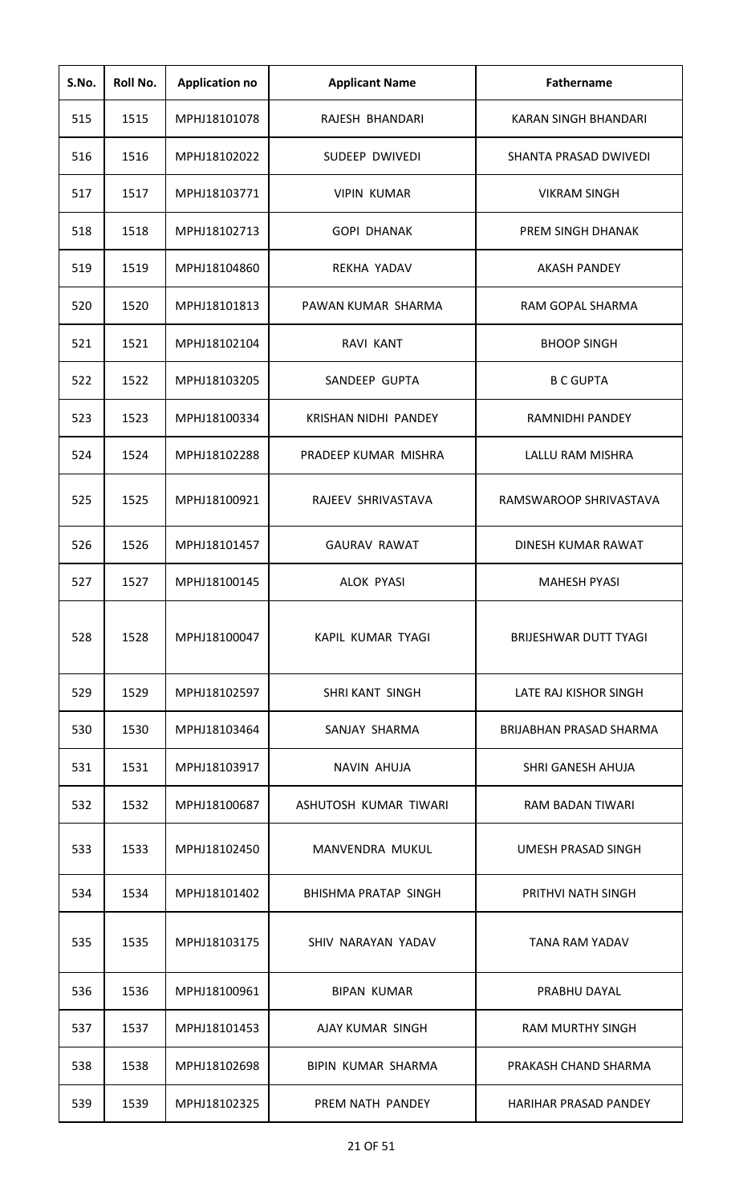| S.No. | Roll No. | Application no | Applicant Name | Fathername |
|---|---|---|---|---|
| 515 | 1515 | MPHJ18101078 | RAJESH BHANDARI | KARAN SINGH BHANDARI |
| 516 | 1516 | MPHJ18102022 | SUDEEP DWIVEDI | SHANTA PRASAD DWIVEDI |
| 517 | 1517 | MPHJ18103771 | VIPIN KUMAR | VIKRAM SINGH |
| 518 | 1518 | MPHJ18102713 | GOPI DHANAK | PREM SINGH DHANAK |
| 519 | 1519 | MPHJ18104860 | REKHA YADAV | AKASH PANDEY |
| 520 | 1520 | MPHJ18101813 | PAWAN KUMAR SHARMA | RAM GOPAL SHARMA |
| 521 | 1521 | MPHJ18102104 | RAVI KANT | BHOOP SINGH |
| 522 | 1522 | MPHJ18103205 | SANDEEP GUPTA | B C GUPTA |
| 523 | 1523 | MPHJ18100334 | KRISHAN NIDHI PANDEY | RAMNIDHI PANDEY |
| 524 | 1524 | MPHJ18102288 | PRADEEP KUMAR MISHRA | LALLU RAM MISHRA |
| 525 | 1525 | MPHJ18100921 | RAJEEV SHRIVASTAVA | RAMSWAROOP SHRIVASTAVA |
| 526 | 1526 | MPHJ18101457 | GAURAV RAWAT | DINESH KUMAR RAWAT |
| 527 | 1527 | MPHJ18100145 | ALOK PYASI | MAHESH PYASI |
| 528 | 1528 | MPHJ18100047 | KAPIL KUMAR TYAGI | BRIJESHWAR DUTT TYAGI |
| 529 | 1529 | MPHJ18102597 | SHRI KANT SINGH | LATE RAJ KISHOR SINGH |
| 530 | 1530 | MPHJ18103464 | SANJAY SHARMA | BRIJABHAN PRASAD SHARMA |
| 531 | 1531 | MPHJ18103917 | NAVIN AHUJA | SHRI GANESH AHUJA |
| 532 | 1532 | MPHJ18100687 | ASHUTOSH KUMAR TIWARI | RAM BADAN TIWARI |
| 533 | 1533 | MPHJ18102450 | MANVENDRA MUKUL | UMESH PRASAD SINGH |
| 534 | 1534 | MPHJ18101402 | BHISHMA PRATAP SINGH | PRITHVI NATH SINGH |
| 535 | 1535 | MPHJ18103175 | SHIV NARAYAN YADAV | TANA RAM YADAV |
| 536 | 1536 | MPHJ18100961 | BIPAN KUMAR | PRABHU DAYAL |
| 537 | 1537 | MPHJ18101453 | AJAY KUMAR SINGH | RAM MURTHY SINGH |
| 538 | 1538 | MPHJ18102698 | BIPIN KUMAR SHARMA | PRAKASH CHAND SHARMA |
| 539 | 1539 | MPHJ18102325 | PREM NATH PANDEY | HARIHAR PRASAD PANDEY |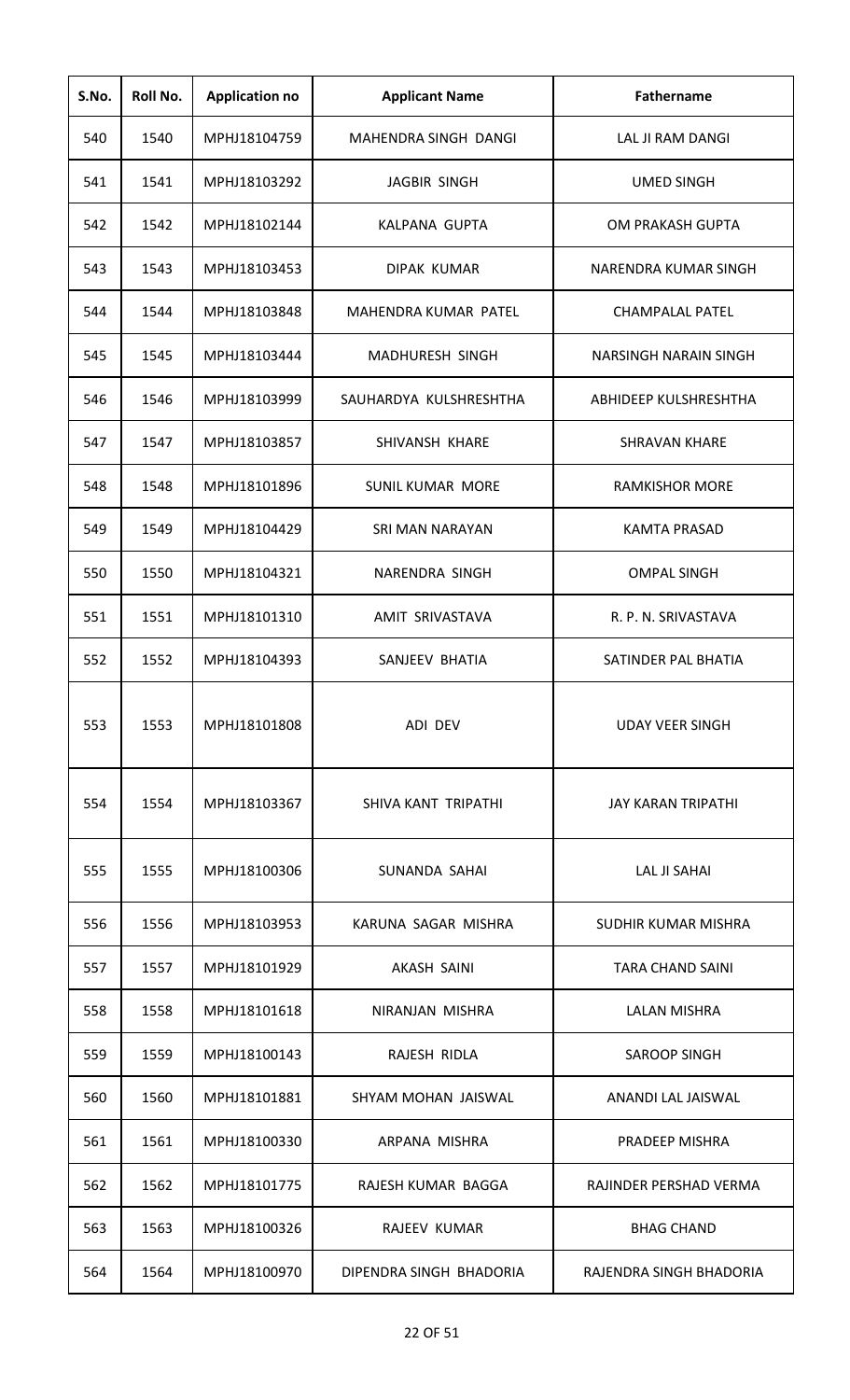| S.No. | Roll No. | Application no | Applicant Name | Fathername |
|---|---|---|---|---|
| 540 | 1540 | MPHJ18104759 | MAHENDRA SINGH DANGI | LAL JI RAM DANGI |
| 541 | 1541 | MPHJ18103292 | JAGBIR SINGH | UMED SINGH |
| 542 | 1542 | MPHJ18102144 | KALPANA GUPTA | OM PRAKASH GUPTA |
| 543 | 1543 | MPHJ18103453 | DIPAK KUMAR | NARENDRA KUMAR SINGH |
| 544 | 1544 | MPHJ18103848 | MAHENDRA KUMAR PATEL | CHAMPALAL PATEL |
| 545 | 1545 | MPHJ18103444 | MADHURESH SINGH | NARSINGH NARAIN SINGH |
| 546 | 1546 | MPHJ18103999 | SAUHARDYA KULSHRESHTHA | ABHIDEEP KULSHRESHTHA |
| 547 | 1547 | MPHJ18103857 | SHIVANSH KHARE | SHRAVAN KHARE |
| 548 | 1548 | MPHJ18101896 | SUNIL KUMAR MORE | RAMKISHOR MORE |
| 549 | 1549 | MPHJ18104429 | SRI MAN NARAYAN | KAMTA PRASAD |
| 550 | 1550 | MPHJ18104321 | NARENDRA SINGH | OMPAL SINGH |
| 551 | 1551 | MPHJ18101310 | AMIT SRIVASTAVA | R. P. N. SRIVASTAVA |
| 552 | 1552 | MPHJ18104393 | SANJEEV BHATIA | SATINDER PAL BHATIA |
| 553 | 1553 | MPHJ18101808 | ADI DEV | UDAY VEER SINGH |
| 554 | 1554 | MPHJ18103367 | SHIVA KANT TRIPATHI | JAY KARAN TRIPATHI |
| 555 | 1555 | MPHJ18100306 | SUNANDA SAHAI | LAL JI SAHAI |
| 556 | 1556 | MPHJ18103953 | KARUNA SAGAR MISHRA | SUDHIR KUMAR MISHRA |
| 557 | 1557 | MPHJ18101929 | AKASH SAINI | TARA CHAND SAINI |
| 558 | 1558 | MPHJ18101618 | NIRANJAN MISHRA | LALAN MISHRA |
| 559 | 1559 | MPHJ18100143 | RAJESH RIDLA | SAROOP SINGH |
| 560 | 1560 | MPHJ18101881 | SHYAM MOHAN JAISWAL | ANANDI LAL JAISWAL |
| 561 | 1561 | MPHJ18100330 | ARPANA MISHRA | PRADEEP MISHRA |
| 562 | 1562 | MPHJ18101775 | RAJESH KUMAR BAGGA | RAJINDER PERSHAD VERMA |
| 563 | 1563 | MPHJ18100326 | RAJEEV KUMAR | BHAG CHAND |
| 564 | 1564 | MPHJ18100970 | DIPENDRA SINGH BHADORIA | RAJENDRA SINGH BHADORIA |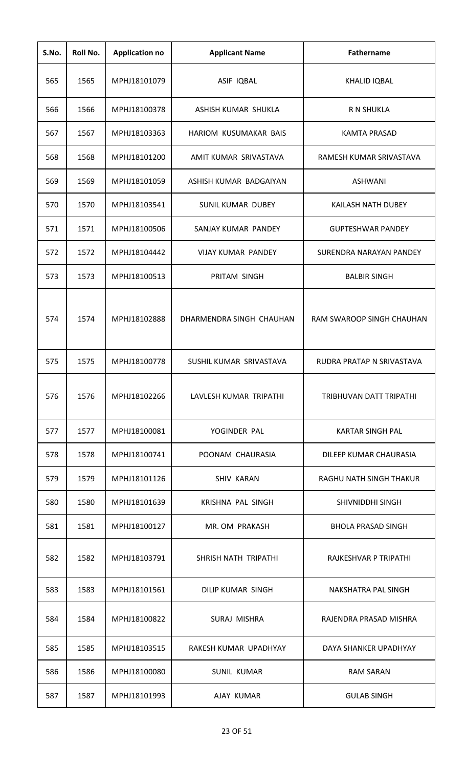| S.No. | Roll No. | Application no | Applicant Name | Fathername |
|---|---|---|---|---|
| 565 | 1565 | MPHJ18101079 | ASIF IQBAL | KHALID IQBAL |
| 566 | 1566 | MPHJ18100378 | ASHISH KUMAR SHUKLA | R N SHUKLA |
| 567 | 1567 | MPHJ18103363 | HARIOM KUSUMAKAR BAIS | KAMTA PRASAD |
| 568 | 1568 | MPHJ18101200 | AMIT KUMAR SRIVASTAVA | RAMESH KUMAR SRIVASTAVA |
| 569 | 1569 | MPHJ18101059 | ASHISH KUMAR BADGAIYAN | ASHWANI |
| 570 | 1570 | MPHJ18103541 | SUNIL KUMAR DUBEY | KAILASH NATH DUBEY |
| 571 | 1571 | MPHJ18100506 | SANJAY KUMAR PANDEY | GUPTESHWAR PANDEY |
| 572 | 1572 | MPHJ18104442 | VIJAY KUMAR PANDEY | SURENDRA NARAYAN PANDEY |
| 573 | 1573 | MPHJ18100513 | PRITAM SINGH | BALBIR SINGH |
| 574 | 1574 | MPHJ18102888 | DHARMENDRA SINGH CHAUHAN | RAM SWAROOP SINGH CHAUHAN |
| 575 | 1575 | MPHJ18100778 | SUSHIL KUMAR SRIVASTAVA | RUDRA PRATAP N SRIVASTAVA |
| 576 | 1576 | MPHJ18102266 | LAVLESH KUMAR TRIPATHI | TRIBHUVAN DATT TRIPATHI |
| 577 | 1577 | MPHJ18100081 | YOGINDER PAL | KARTAR SINGH PAL |
| 578 | 1578 | MPHJ18100741 | POONAM CHAURASIA | DILEEP KUMAR CHAURASIA |
| 579 | 1579 | MPHJ18101126 | SHIV KARAN | RAGHU NATH SINGH THAKUR |
| 580 | 1580 | MPHJ18101639 | KRISHNA PAL SINGH | SHIVNIDDHI SINGH |
| 581 | 1581 | MPHJ18100127 | MR. OM PRAKASH | BHOLA PRASAD SINGH |
| 582 | 1582 | MPHJ18103791 | SHRISH NATH TRIPATHI | RAJKESHVAR P TRIPATHI |
| 583 | 1583 | MPHJ18101561 | DILIP KUMAR SINGH | NAKSHATRA PAL SINGH |
| 584 | 1584 | MPHJ18100822 | SURAJ MISHRA | RAJENDRA PRASAD MISHRA |
| 585 | 1585 | MPHJ18103515 | RAKESH KUMAR UPADHYAY | DAYA SHANKER UPADHYAY |
| 586 | 1586 | MPHJ18100080 | SUNIL KUMAR | RAM SARAN |
| 587 | 1587 | MPHJ18101993 | AJAY KUMAR | GULAB SINGH |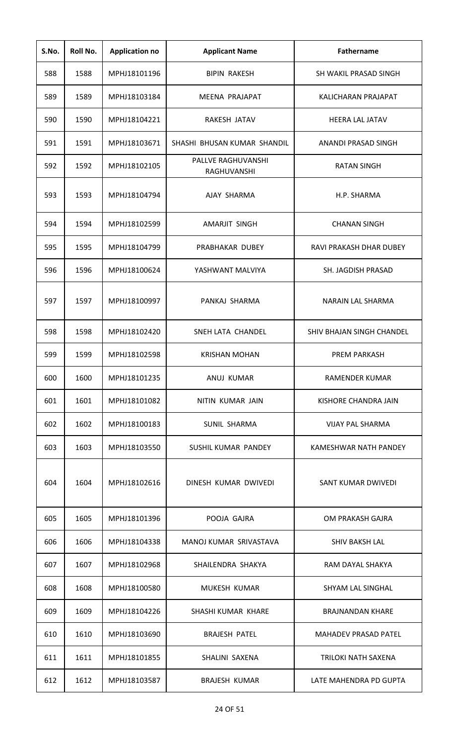| S.No. | Roll No. | Application no | Applicant Name | Fathername |
|---|---|---|---|---|
| 588 | 1588 | MPHJ18101196 | BIPIN RAKESH | SH WAKIL PRASAD SINGH |
| 589 | 1589 | MPHJ18103184 | MEENA PRAJAPAT | KALICHARAN PRAJAPAT |
| 590 | 1590 | MPHJ18104221 | RAKESH JATAV | HEERA LAL JATAV |
| 591 | 1591 | MPHJ18103671 | SHASHI BHUSAN KUMAR SHANDIL | ANANDI PRASAD SINGH |
| 592 | 1592 | MPHJ18102105 | PALLVE RAGHUVANSHI RAGHUVANSHI | RATAN SINGH |
| 593 | 1593 | MPHJ18104794 | AJAY SHARMA | H.P. SHARMA |
| 594 | 1594 | MPHJ18102599 | AMARJIT SINGH | CHANAN SINGH |
| 595 | 1595 | MPHJ18104799 | PRABHAKAR DUBEY | RAVI PRAKASH DHAR DUBEY |
| 596 | 1596 | MPHJ18100624 | YASHWANT MALVIYA | SH. JAGDISH PRASAD |
| 597 | 1597 | MPHJ18100997 | PANKAJ SHARMA | NARAIN LAL SHARMA |
| 598 | 1598 | MPHJ18102420 | SNEH LATA CHANDEL | SHIV BHAJAN SINGH CHANDEL |
| 599 | 1599 | MPHJ18102598 | KRISHAN MOHAN | PREM PARKASH |
| 600 | 1600 | MPHJ18101235 | ANUJ KUMAR | RAMENDER KUMAR |
| 601 | 1601 | MPHJ18101082 | NITIN KUMAR JAIN | KISHORE CHANDRA JAIN |
| 602 | 1602 | MPHJ18100183 | SUNIL SHARMA | VIJAY PAL SHARMA |
| 603 | 1603 | MPHJ18103550 | SUSHIL KUMAR PANDEY | KAMESHWAR NATH PANDEY |
| 604 | 1604 | MPHJ18102616 | DINESH KUMAR DWIVEDI | SANT KUMAR DWIVEDI |
| 605 | 1605 | MPHJ18101396 | POOJA GAJRA | OM PRAKASH GAJRA |
| 606 | 1606 | MPHJ18104338 | MANOJ KUMAR SRIVASTAVA | SHIV BAKSH LAL |
| 607 | 1607 | MPHJ18102968 | SHAILENDRA SHAKYA | RAM DAYAL SHAKYA |
| 608 | 1608 | MPHJ18100580 | MUKESH KUMAR | SHYAM LAL SINGHAL |
| 609 | 1609 | MPHJ18104226 | SHASHI KUMAR KHARE | BRAJNANDAN KHARE |
| 610 | 1610 | MPHJ18103690 | BRAJESH PATEL | MAHADEV PRASAD PATEL |
| 611 | 1611 | MPHJ18101855 | SHALINI SAXENA | TRILOKI NATH SAXENA |
| 612 | 1612 | MPHJ18103587 | BRAJESH KUMAR | LATE MAHENDRA PD GUPTA |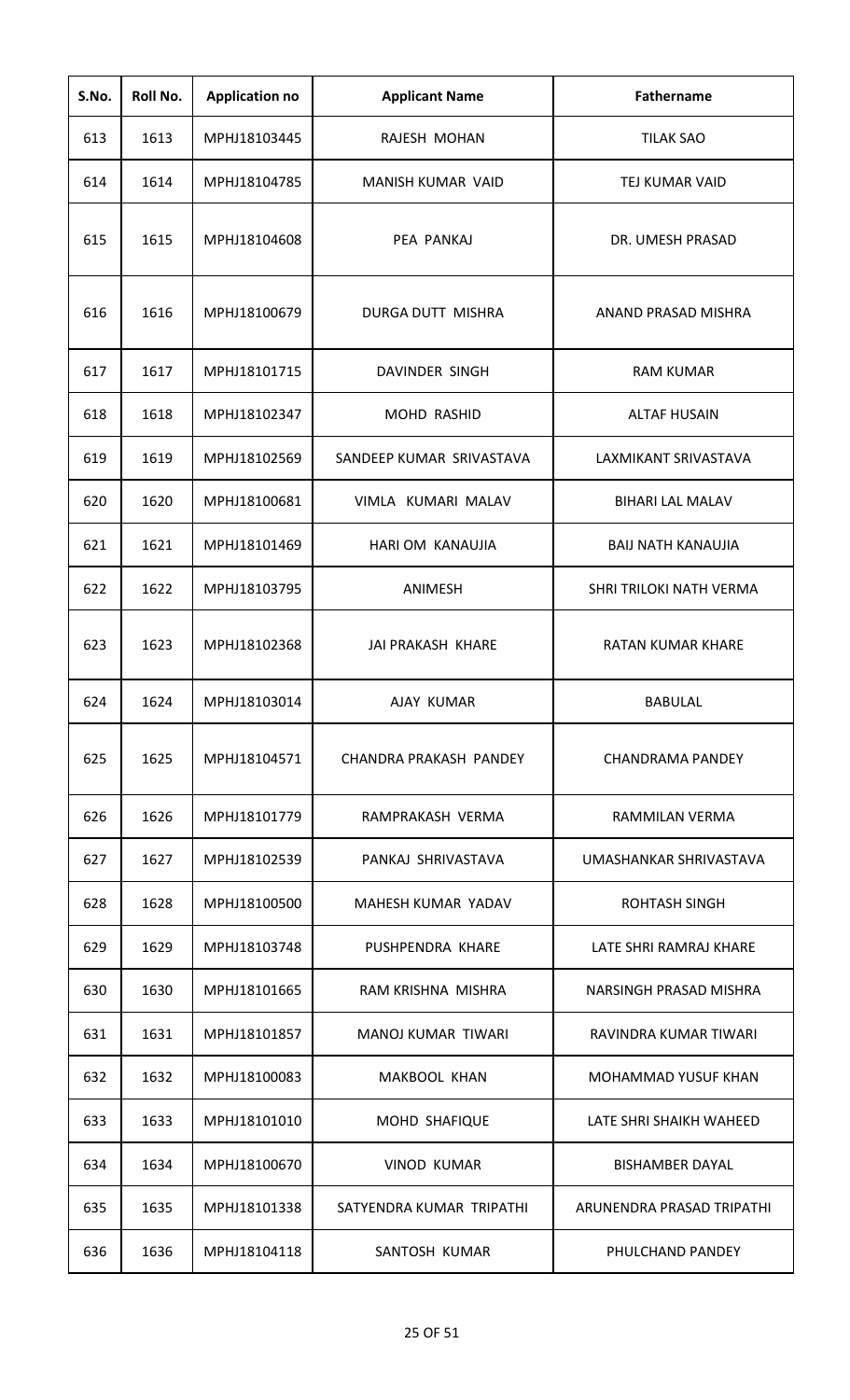| S.No. | Roll No. | Application no | Applicant Name | Fathername |
|---|---|---|---|---|
| 613 | 1613 | MPHJ18103445 | RAJESH MOHAN | TILAK SAO |
| 614 | 1614 | MPHJ18104785 | MANISH KUMAR VAID | TEJ KUMAR VAID |
| 615 | 1615 | MPHJ18104608 | PEA PANKAJ | DR. UMESH PRASAD |
| 616 | 1616 | MPHJ18100679 | DURGA DUTT MISHRA | ANAND PRASAD MISHRA |
| 617 | 1617 | MPHJ18101715 | DAVINDER SINGH | RAM KUMAR |
| 618 | 1618 | MPHJ18102347 | MOHD RASHID | ALTAF HUSAIN |
| 619 | 1619 | MPHJ18102569 | SANDEEP KUMAR SRIVASTAVA | LAXMIKANT SRIVASTAVA |
| 620 | 1620 | MPHJ18100681 | VIMLA KUMARI MALAV | BIHARI LAL MALAV |
| 621 | 1621 | MPHJ18101469 | HARI OM KANAUJIA | BAIJ NATH KANAUJIA |
| 622 | 1622 | MPHJ18103795 | ANIMESH | SHRI TRILOKI NATH VERMA |
| 623 | 1623 | MPHJ18102368 | JAI PRAKASH KHARE | RATAN KUMAR KHARE |
| 624 | 1624 | MPHJ18103014 | AJAY KUMAR | BABULAL |
| 625 | 1625 | MPHJ18104571 | CHANDRA PRAKASH PANDEY | CHANDRAMA PANDEY |
| 626 | 1626 | MPHJ18101779 | RAMPRAKASH VERMA | RAMMILAN VERMA |
| 627 | 1627 | MPHJ18102539 | PANKAJ SHRIVASTAVA | UMASHANKAR SHRIVASTAVA |
| 628 | 1628 | MPHJ18100500 | MAHESH KUMAR YADAV | ROHTASH SINGH |
| 629 | 1629 | MPHJ18103748 | PUSHPENDRA KHARE | LATE SHRI RAMRAJ KHARE |
| 630 | 1630 | MPHJ18101665 | RAM KRISHNA MISHRA | NARSINGH PRASAD MISHRA |
| 631 | 1631 | MPHJ18101857 | MANOJ KUMAR TIWARI | RAVINDRA KUMAR TIWARI |
| 632 | 1632 | MPHJ18100083 | MAKBOOL KHAN | MOHAMMAD YUSUF KHAN |
| 633 | 1633 | MPHJ18101010 | MOHD SHAFIQUE | LATE SHRI SHAIKH WAHEED |
| 634 | 1634 | MPHJ18100670 | VINOD KUMAR | BISHAMBER DAYAL |
| 635 | 1635 | MPHJ18101338 | SATYENDRA KUMAR TRIPATHI | ARUNENDRA PRASAD TRIPATHI |
| 636 | 1636 | MPHJ18104118 | SANTOSH KUMAR | PHULCHAND PANDEY |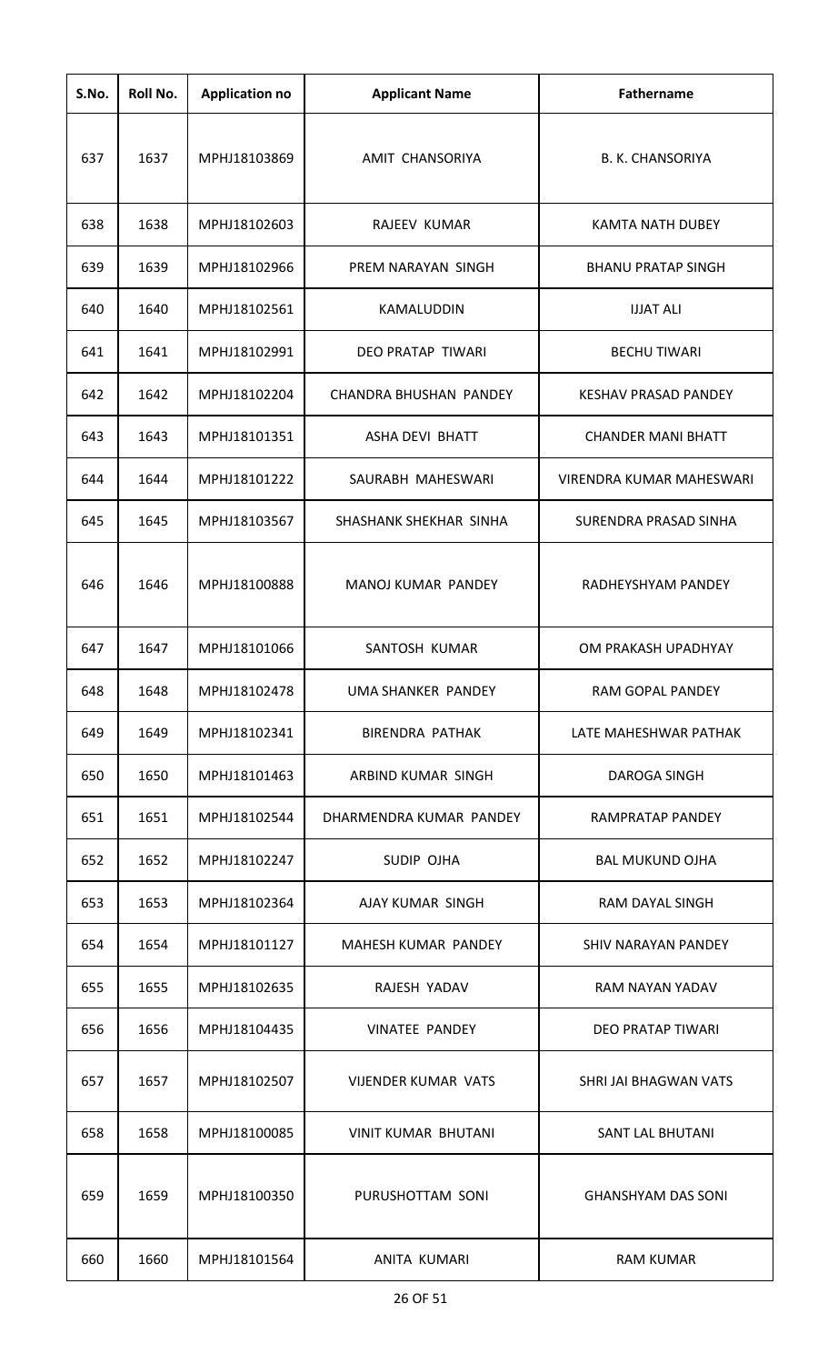| S.No. | Roll No. | Application no | Applicant Name | Fathername |
|---|---|---|---|---|
| 637 | 1637 | MPHJ18103869 | AMIT CHANSORIYA | B. K. CHANSORIYA |
| 638 | 1638 | MPHJ18102603 | RAJEEV KUMAR | KAMTA NATH DUBEY |
| 639 | 1639 | MPHJ18102966 | PREM NARAYAN SINGH | BHANU PRATAP SINGH |
| 640 | 1640 | MPHJ18102561 | KAMALUDDIN | IJJAT ALI |
| 641 | 1641 | MPHJ18102991 | DEO PRATAP TIWARI | BECHU TIWARI |
| 642 | 1642 | MPHJ18102204 | CHANDRA BHUSHAN PANDEY | KESHAV PRASAD PANDEY |
| 643 | 1643 | MPHJ18101351 | ASHA DEVI BHATT | CHANDER MANI BHATT |
| 644 | 1644 | MPHJ18101222 | SAURABH MAHESWARI | VIRENDRA KUMAR MAHESWARI |
| 645 | 1645 | MPHJ18103567 | SHASHANK SHEKHAR SINHA | SURENDRA PRASAD SINHA |
| 646 | 1646 | MPHJ18100888 | MANOJ KUMAR PANDEY | RADHEYSHYAM PANDEY |
| 647 | 1647 | MPHJ18101066 | SANTOSH KUMAR | OM PRAKASH UPADHYAY |
| 648 | 1648 | MPHJ18102478 | UMA SHANKER PANDEY | RAM GOPAL PANDEY |
| 649 | 1649 | MPHJ18102341 | BIRENDRA PATHAK | LATE MAHESHWAR PATHAK |
| 650 | 1650 | MPHJ18101463 | ARBIND KUMAR SINGH | DAROGA SINGH |
| 651 | 1651 | MPHJ18102544 | DHARMENDRA KUMAR PANDEY | RAMPRATAP PANDEY |
| 652 | 1652 | MPHJ18102247 | SUDIP OJHA | BAL MUKUND OJHA |
| 653 | 1653 | MPHJ18102364 | AJAY KUMAR SINGH | RAM DAYAL SINGH |
| 654 | 1654 | MPHJ18101127 | MAHESH KUMAR PANDEY | SHIV NARAYAN PANDEY |
| 655 | 1655 | MPHJ18102635 | RAJESH YADAV | RAM NAYAN YADAV |
| 656 | 1656 | MPHJ18104435 | VINATEE PANDEY | DEO PRATAP TIWARI |
| 657 | 1657 | MPHJ18102507 | VIJENDER KUMAR VATS | SHRI JAI BHAGWAN VATS |
| 658 | 1658 | MPHJ18100085 | VINIT KUMAR BHUTANI | SANT LAL BHUTANI |
| 659 | 1659 | MPHJ18100350 | PURUSHOTTAM SONI | GHANSHYAM DAS SONI |
| 660 | 1660 | MPHJ18101564 | ANITA KUMARI | RAM KUMAR |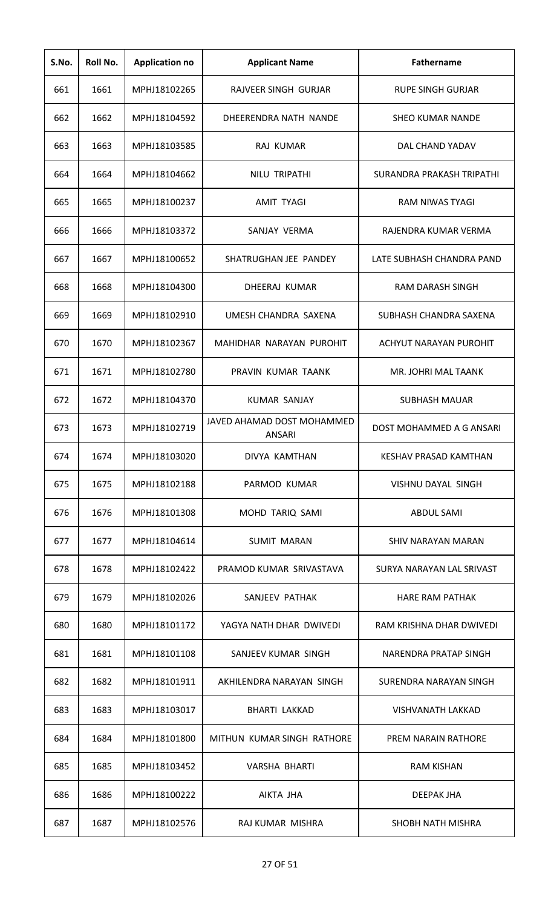| S.No. | Roll No. | Application no | Applicant Name | Fathername |
|---|---|---|---|---|
| 661 | 1661 | MPHJ18102265 | RAJVEER SINGH GURJAR | RUPE SINGH GURJAR |
| 662 | 1662 | MPHJ18104592 | DHEERENDRA NATH NANDE | SHEO KUMAR NANDE |
| 663 | 1663 | MPHJ18103585 | RAJ KUMAR | DAL CHAND YADAV |
| 664 | 1664 | MPHJ18104662 | NILU TRIPATHI | SURANDRA PRAKASH TRIPATHI |
| 665 | 1665 | MPHJ18100237 | AMIT TYAGI | RAM NIWAS TYAGI |
| 666 | 1666 | MPHJ18103372 | SANJAY VERMA | RAJENDRA KUMAR VERMA |
| 667 | 1667 | MPHJ18100652 | SHATRUGHAN JEE PANDEY | LATE SUBHASH CHANDRA PAND |
| 668 | 1668 | MPHJ18104300 | DHEERAJ KUMAR | RAM DARASH SINGH |
| 669 | 1669 | MPHJ18102910 | UMESH CHANDRA SAXENA | SUBHASH CHANDRA SAXENA |
| 670 | 1670 | MPHJ18102367 | MAHIDHAR NARAYAN PUROHIT | ACHYUT NARAYAN PUROHIT |
| 671 | 1671 | MPHJ18102780 | PRAVIN KUMAR TAANK | MR. JOHRI MAL TAANK |
| 672 | 1672 | MPHJ18104370 | KUMAR SANJAY | SUBHASH MAUAR |
| 673 | 1673 | MPHJ18102719 | JAVED AHAMAD DOST MOHAMMED ANSARI | DOST MOHAMMED A G ANSARI |
| 674 | 1674 | MPHJ18103020 | DIVYA KAMTHAN | KESHAV PRASAD KAMTHAN |
| 675 | 1675 | MPHJ18102188 | PARMOD KUMAR | VISHNU DAYAL SINGH |
| 676 | 1676 | MPHJ18101308 | MOHD TARIQ SAMI | ABDUL SAMI |
| 677 | 1677 | MPHJ18104614 | SUMIT MARAN | SHIV NARAYAN MARAN |
| 678 | 1678 | MPHJ18102422 | PRAMOD KUMAR SRIVASTAVA | SURYA NARAYAN LAL SRIVAST |
| 679 | 1679 | MPHJ18102026 | SANJEEV PATHAK | HARE RAM PATHAK |
| 680 | 1680 | MPHJ18101172 | YAGYA NATH DHAR DWIVEDI | RAM KRISHNA DHAR DWIVEDI |
| 681 | 1681 | MPHJ18101108 | SANJEEV KUMAR SINGH | NARENDRA PRATAP SINGH |
| 682 | 1682 | MPHJ18101911 | AKHILENDRA NARAYAN SINGH | SURENDRA NARAYAN SINGH |
| 683 | 1683 | MPHJ18103017 | BHARTI LAKKAD | VISHVANATH LAKKAD |
| 684 | 1684 | MPHJ18101800 | MITHUN KUMAR SINGH RATHORE | PREM NARAIN RATHORE |
| 685 | 1685 | MPHJ18103452 | VARSHA BHARTI | RAM KISHAN |
| 686 | 1686 | MPHJ18100222 | AIKTA JHA | DEEPAK JHA |
| 687 | 1687 | MPHJ18102576 | RAJ KUMAR MISHRA | SHOBH NATH MISHRA |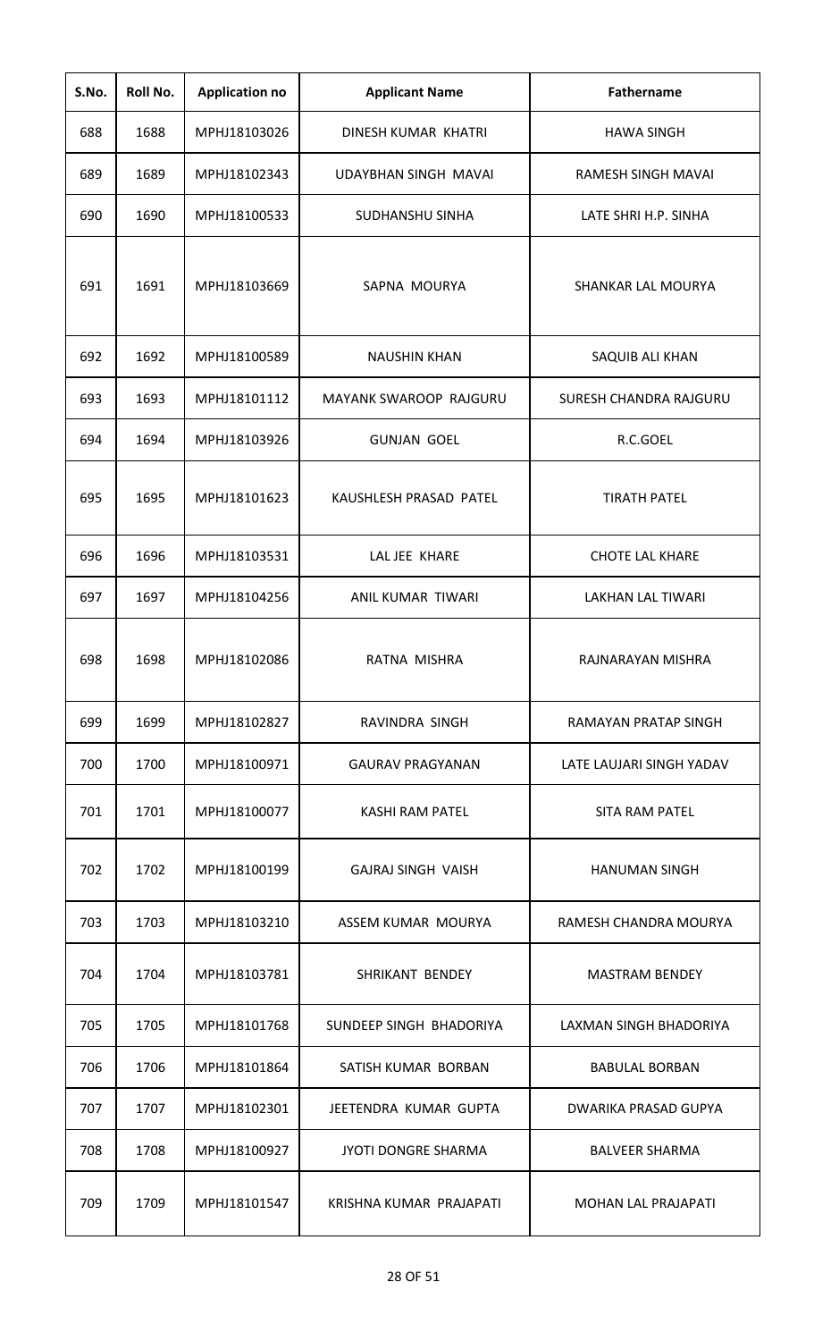| S.No. | Roll No. | Application no | Applicant Name | Fathername |
|---|---|---|---|---|
| 688 | 1688 | MPHJ18103026 | DINESH KUMAR KHATRI | HAWA SINGH |
| 689 | 1689 | MPHJ18102343 | UDAYBHAN SINGH MAVAI | RAMESH SINGH MAVAI |
| 690 | 1690 | MPHJ18100533 | SUDHANSHU SINHA | LATE SHRI H.P. SINHA |
| 691 | 1691 | MPHJ18103669 | SAPNA MOURYA | SHANKAR LAL MOURYA |
| 692 | 1692 | MPHJ18100589 | NAUSHIN KHAN | SAQUIB ALI KHAN |
| 693 | 1693 | MPHJ18101112 | MAYANK SWAROOP RAJGURU | SURESH CHANDRA RAJGURU |
| 694 | 1694 | MPHJ18103926 | GUNJAN GOEL | R.C.GOEL |
| 695 | 1695 | MPHJ18101623 | KAUSHLESH PRASAD PATEL | TIRATH PATEL |
| 696 | 1696 | MPHJ18103531 | LAL JEE KHARE | CHOTE LAL KHARE |
| 697 | 1697 | MPHJ18104256 | ANIL KUMAR TIWARI | LAKHAN LAL TIWARI |
| 698 | 1698 | MPHJ18102086 | RATNA MISHRA | RAJNARAYAN MISHRA |
| 699 | 1699 | MPHJ18102827 | RAVINDRA SINGH | RAMAYAN PRATAP SINGH |
| 700 | 1700 | MPHJ18100971 | GAURAV PRAGYANAN | LATE LAUJARI SINGH YADAV |
| 701 | 1701 | MPHJ18100077 | KASHI RAM PATEL | SITA RAM PATEL |
| 702 | 1702 | MPHJ18100199 | GAJRAJ SINGH VAISH | HANUMAN SINGH |
| 703 | 1703 | MPHJ18103210 | ASSEM KUMAR MOURYA | RAMESH CHANDRA MOURYA |
| 704 | 1704 | MPHJ18103781 | SHRIKANT BENDEY | MASTRAM BENDEY |
| 705 | 1705 | MPHJ18101768 | SUNDEEP SINGH BHADORIYA | LAXMAN SINGH BHADORIYA |
| 706 | 1706 | MPHJ18101864 | SATISH KUMAR BORBAN | BABULAL BORBAN |
| 707 | 1707 | MPHJ18102301 | JEETENDRA KUMAR GUPTA | DWARIKA PRASAD GUPYA |
| 708 | 1708 | MPHJ18100927 | JYOTI DONGRE SHARMA | BALVEER SHARMA |
| 709 | 1709 | MPHJ18101547 | KRISHNA KUMAR PRAJAPATI | MOHAN LAL PRAJAPATI |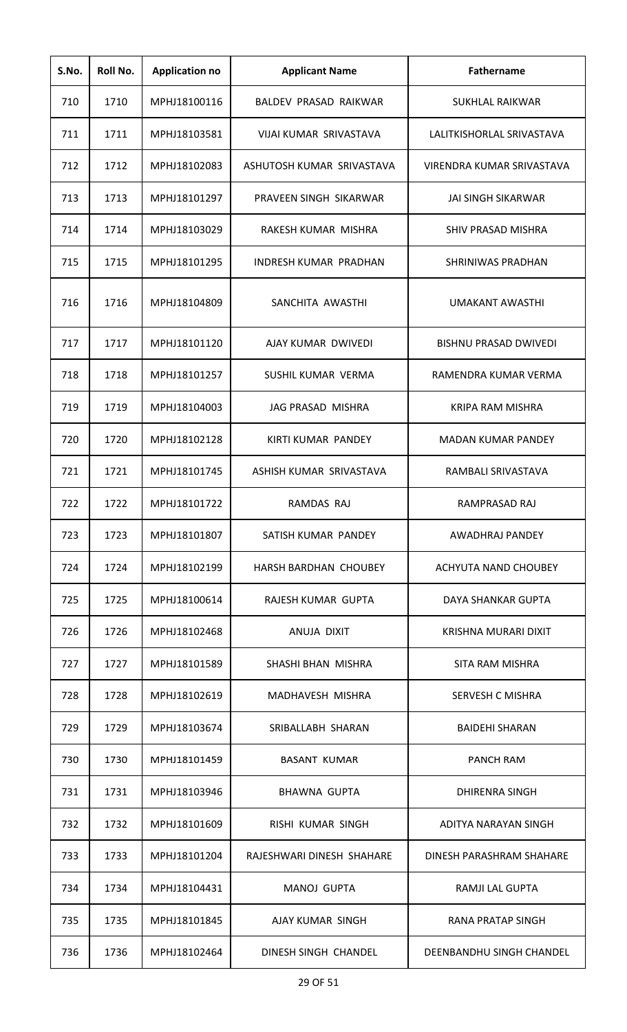| S.No. | Roll No. | Application no | Applicant Name | Fathername |
|---|---|---|---|---|
| 710 | 1710 | MPHJ18100116 | BALDEV PRASAD RAIKWAR | SUKHLAL RAIKWAR |
| 711 | 1711 | MPHJ18103581 | VIJAI KUMAR SRIVASTAVA | LALITKISHORLAL SRIVASTAVA |
| 712 | 1712 | MPHJ18102083 | ASHUTOSH KUMAR SRIVASTAVA | VIRENDRA KUMAR SRIVASTAVA |
| 713 | 1713 | MPHJ18101297 | PRAVEEN SINGH SIKARWAR | JAI SINGH SIKARWAR |
| 714 | 1714 | MPHJ18103029 | RAKESH KUMAR MISHRA | SHIV PRASAD MISHRA |
| 715 | 1715 | MPHJ18101295 | INDRESH KUMAR PRADHAN | SHRINIWAS PRADHAN |
| 716 | 1716 | MPHJ18104809 | SANCHITA AWASTHI | UMAKANT AWASTHI |
| 717 | 1717 | MPHJ18101120 | AJAY KUMAR DWIVEDI | BISHNU PRASAD DWIVEDI |
| 718 | 1718 | MPHJ18101257 | SUSHIL KUMAR VERMA | RAMENDRA KUMAR VERMA |
| 719 | 1719 | MPHJ18104003 | JAG PRASAD MISHRA | KRIPA RAM MISHRA |
| 720 | 1720 | MPHJ18102128 | KIRTI KUMAR PANDEY | MADAN KUMAR PANDEY |
| 721 | 1721 | MPHJ18101745 | ASHISH KUMAR SRIVASTAVA | RAMBALI SRIVASTAVA |
| 722 | 1722 | MPHJ18101722 | RAMDAS RAJ | RAMPRASAD RAJ |
| 723 | 1723 | MPHJ18101807 | SATISH KUMAR PANDEY | AWADHRAJ PANDEY |
| 724 | 1724 | MPHJ18102199 | HARSH BARDHAN CHOUBEY | ACHYUTA NAND CHOUBEY |
| 725 | 1725 | MPHJ18100614 | RAJESH KUMAR GUPTA | DAYA SHANKAR GUPTA |
| 726 | 1726 | MPHJ18102468 | ANUJA DIXIT | KRISHNA MURARI DIXIT |
| 727 | 1727 | MPHJ18101589 | SHASHI BHAN MISHRA | SITA RAM MISHRA |
| 728 | 1728 | MPHJ18102619 | MADHAVESH MISHRA | SERVESH C MISHRA |
| 729 | 1729 | MPHJ18103674 | SRIBALLABH SHARAN | BAIDEHI SHARAN |
| 730 | 1730 | MPHJ18101459 | BASANT KUMAR | PANCH RAM |
| 731 | 1731 | MPHJ18103946 | BHAWNA GUPTA | DHIRENRA SINGH |
| 732 | 1732 | MPHJ18101609 | RISHI KUMAR SINGH | ADITYA NARAYAN SINGH |
| 733 | 1733 | MPHJ18101204 | RAJESHWARI DINESH SHAHARE | DINESH PARASHRAM SHAHARE |
| 734 | 1734 | MPHJ18104431 | MANOJ GUPTA | RAMJI LAL GUPTA |
| 735 | 1735 | MPHJ18101845 | AJAY KUMAR SINGH | RANA PRATAP SINGH |
| 736 | 1736 | MPHJ18102464 | DINESH SINGH CHANDEL | DEENBANDHU SINGH CHANDEL |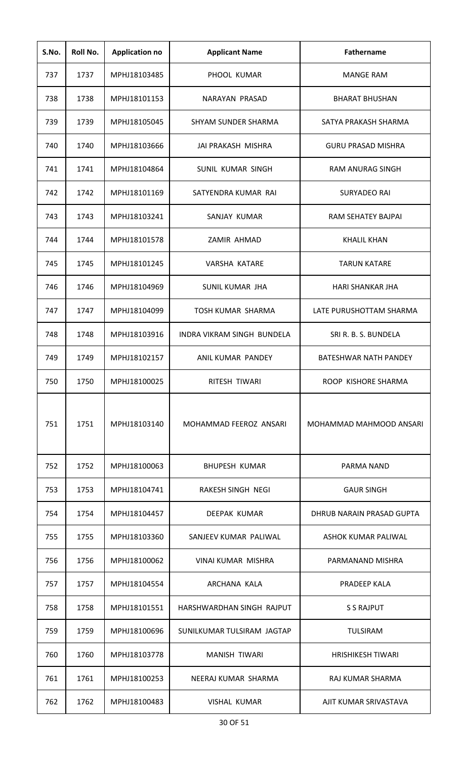| S.No. | Roll No. | Application no | Applicant Name | Fathername |
|---|---|---|---|---|
| 737 | 1737 | MPHJ18103485 | PHOOL KUMAR | MANGE RAM |
| 738 | 1738 | MPHJ18101153 | NARAYAN PRASAD | BHARAT BHUSHAN |
| 739 | 1739 | MPHJ18105045 | SHYAM SUNDER SHARMA | SATYA PRAKASH SHARMA |
| 740 | 1740 | MPHJ18103666 | JAI PRAKASH MISHRA | GURU PRASAD MISHRA |
| 741 | 1741 | MPHJ18104864 | SUNIL KUMAR SINGH | RAM ANURAG SINGH |
| 742 | 1742 | MPHJ18101169 | SATYENDRA KUMAR RAI | SURYADEO RAI |
| 743 | 1743 | MPHJ18103241 | SANJAY KUMAR | RAM SEHATEY BAJPAI |
| 744 | 1744 | MPHJ18101578 | ZAMIR AHMAD | KHALIL KHAN |
| 745 | 1745 | MPHJ18101245 | VARSHA KATARE | TARUN KATARE |
| 746 | 1746 | MPHJ18104969 | SUNIL KUMAR JHA | HARI SHANKAR JHA |
| 747 | 1747 | MPHJ18104099 | TOSH KUMAR SHARMA | LATE PURUSHOTTAM SHARMA |
| 748 | 1748 | MPHJ18103916 | INDRA VIKRAM SINGH BUNDELA | SRI R. B. S. BUNDELA |
| 749 | 1749 | MPHJ18102157 | ANIL KUMAR PANDEY | BATESHWAR NATH PANDEY |
| 750 | 1750 | MPHJ18100025 | RITESH TIWARI | ROOP KISHORE SHARMA |
| 751 | 1751 | MPHJ18103140 | MOHAMMAD FEEROZ ANSARI | MOHAMMAD MAHMOOD ANSARI |
| 752 | 1752 | MPHJ18100063 | BHUPESH KUMAR | PARMA NAND |
| 753 | 1753 | MPHJ18104741 | RAKESH SINGH NEGI | GAUR SINGH |
| 754 | 1754 | MPHJ18104457 | DEEPAK KUMAR | DHRUB NARAIN PRASAD GUPTA |
| 755 | 1755 | MPHJ18103360 | SANJEEV KUMAR PALIWAL | ASHOK KUMAR PALIWAL |
| 756 | 1756 | MPHJ18100062 | VINAI KUMAR MISHRA | PARMANAND MISHRA |
| 757 | 1757 | MPHJ18104554 | ARCHANA KALA | PRADEEP KALA |
| 758 | 1758 | MPHJ18101551 | HARSHWARDHAN SINGH RAJPUT | S S RAJPUT |
| 759 | 1759 | MPHJ18100696 | SUNILKUMAR TULSIRAM JAGTAP | TULSIRAM |
| 760 | 1760 | MPHJ18103778 | MANISH TIWARI | HRISHIKESH TIWARI |
| 761 | 1761 | MPHJ18100253 | NEERAJ KUMAR SHARMA | RAJ KUMAR SHARMA |
| 762 | 1762 | MPHJ18100483 | VISHAL KUMAR | AJIT KUMAR SRIVASTAVA |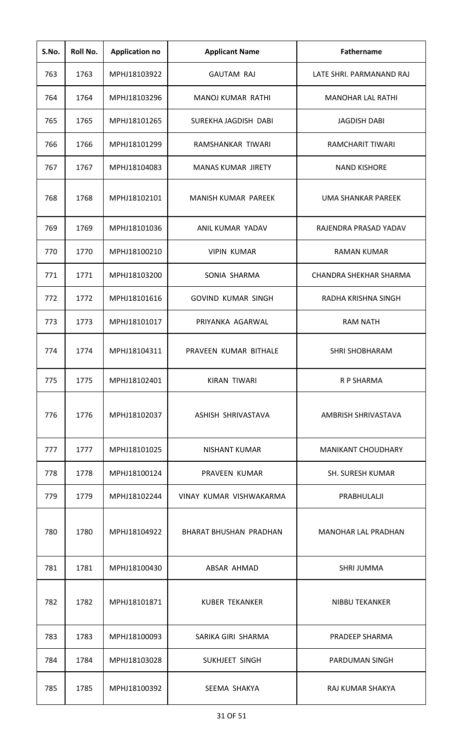| S.No. | Roll No. | Application no | Applicant Name | Fathername |
|---|---|---|---|---|
| 763 | 1763 | MPHJ18103922 | GAUTAM RAJ | LATE SHRI. PARMANAND RAJ |
| 764 | 1764 | MPHJ18103296 | MANOJ KUMAR RATHI | MANOHAR LAL RATHI |
| 765 | 1765 | MPHJ18101265 | SUREKHA JAGDISH DABI | JAGDISH DABI |
| 766 | 1766 | MPHJ18101299 | RAMSHANKAR TIWARI | RAMCHARIT TIWARI |
| 767 | 1767 | MPHJ18104083 | MANAS KUMAR JIRETY | NAND KISHORE |
| 768 | 1768 | MPHJ18102101 | MANISH KUMAR PAREEK | UMA SHANKAR PAREEK |
| 769 | 1769 | MPHJ18101036 | ANIL KUMAR YADAV | RAJENDRA PRASAD YADAV |
| 770 | 1770 | MPHJ18100210 | VIPIN KUMAR | RAMAN KUMAR |
| 771 | 1771 | MPHJ18103200 | SONIA SHARMA | CHANDRA SHEKHAR SHARMA |
| 772 | 1772 | MPHJ18101616 | GOVIND KUMAR SINGH | RADHA KRISHNA SINGH |
| 773 | 1773 | MPHJ18101017 | PRIYANKA AGARWAL | RAM NATH |
| 774 | 1774 | MPHJ18104311 | PRAVEEN KUMAR BITHALE | SHRI SHOBHARAM |
| 775 | 1775 | MPHJ18102401 | KIRAN TIWARI | R P SHARMA |
| 776 | 1776 | MPHJ18102037 | ASHISH SHRIVASTAVA | AMBRISH SHRIVASTAVA |
| 777 | 1777 | MPHJ18101025 | NISHANT KUMAR | MANIKANT CHOUDHARY |
| 778 | 1778 | MPHJ18100124 | PRAVEEN KUMAR | SH. SURESH KUMAR |
| 779 | 1779 | MPHJ18102244 | VINAY KUMAR VISHWAKARMA | PRABHULALJI |
| 780 | 1780 | MPHJ18104922 | BHARAT BHUSHAN PRADHAN | MANOHAR LAL PRADHAN |
| 781 | 1781 | MPHJ18100430 | ABSAR AHMAD | SHRI JUMMA |
| 782 | 1782 | MPHJ18101871 | KUBER TEKANKER | NIBBU TEKANKER |
| 783 | 1783 | MPHJ18100093 | SARIKA GIRI SHARMA | PRADEEP SHARMA |
| 784 | 1784 | MPHJ18103028 | SUKHJEET SINGH | PARDUMAN SINGH |
| 785 | 1785 | MPHJ18100392 | SEEMA SHAKYA | RAJ KUMAR SHAKYA |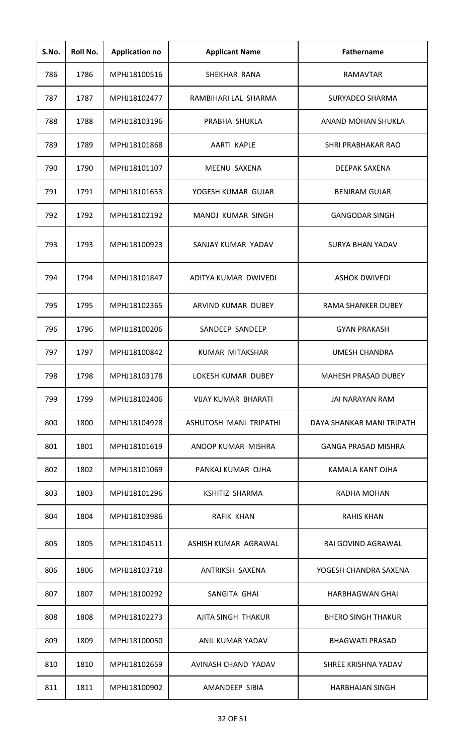| S.No. | Roll No. | Application no | Applicant Name | Fathername |
|---|---|---|---|---|
| 786 | 1786 | MPHJ18100516 | SHEKHAR RANA | RAMAVTAR |
| 787 | 1787 | MPHJ18102477 | RAMBIHARI LAL SHARMA | SURYADEO SHARMA |
| 788 | 1788 | MPHJ18103196 | PRABHA SHUKLA | ANAND MOHAN SHUKLA |
| 789 | 1789 | MPHJ18101868 | AARTI KAPLE | SHRI PRABHAKAR RAO |
| 790 | 1790 | MPHJ18101107 | MEENU SAXENA | DEEPAK SAXENA |
| 791 | 1791 | MPHJ18101653 | YOGESH KUMAR GUJAR | BENIRAM GUJAR |
| 792 | 1792 | MPHJ18102192 | MANOJ KUMAR SINGH | GANGODAR SINGH |
| 793 | 1793 | MPHJ18100923 | SANJAY KUMAR YADAV | SURYA BHAN YADAV |
| 794 | 1794 | MPHJ18101847 | ADITYA KUMAR DWIVEDI | ASHOK DWIVEDI |
| 795 | 1795 | MPHJ18102365 | ARVIND KUMAR DUBEY | RAMA SHANKER DUBEY |
| 796 | 1796 | MPHJ18100206 | SANDEEP SANDEEP | GYAN PRAKASH |
| 797 | 1797 | MPHJ18100842 | KUMAR MITAKSHAR | UMESH CHANDRA |
| 798 | 1798 | MPHJ18103178 | LOKESH KUMAR DUBEY | MAHESH PRASAD DUBEY |
| 799 | 1799 | MPHJ18102406 | VIJAY KUMAR BHARATI | JAI NARAYAN RAM |
| 800 | 1800 | MPHJ18104928 | ASHUTOSH MANI TRIPATHI | DAYA SHANKAR MANI TRIPATH |
| 801 | 1801 | MPHJ18101619 | ANOOP KUMAR MISHRA | GANGA PRASAD MISHRA |
| 802 | 1802 | MPHJ18101069 | PANKAJ KUMAR OJHA | KAMALA KANT OJHA |
| 803 | 1803 | MPHJ18101296 | KSHITIZ SHARMA | RADHA MOHAN |
| 804 | 1804 | MPHJ18103986 | RAFIK KHAN | RAHIS KHAN |
| 805 | 1805 | MPHJ18104511 | ASHISH KUMAR AGRAWAL | RAI GOVIND AGRAWAL |
| 806 | 1806 | MPHJ18103718 | ANTRIKSH SAXENA | YOGESH CHANDRA SAXENA |
| 807 | 1807 | MPHJ18100292 | SANGITA GHAI | HARBHAGWAN GHAI |
| 808 | 1808 | MPHJ18102273 | AJITA SINGH THAKUR | BHERO SINGH THAKUR |
| 809 | 1809 | MPHJ18100050 | ANIL KUMAR YADAV | BHAGWATI PRASAD |
| 810 | 1810 | MPHJ18102659 | AVINASH CHAND YADAV | SHREE KRISHNA YADAV |
| 811 | 1811 | MPHJ18100902 | AMANDEEP SIBIA | HARBHAJAN SINGH |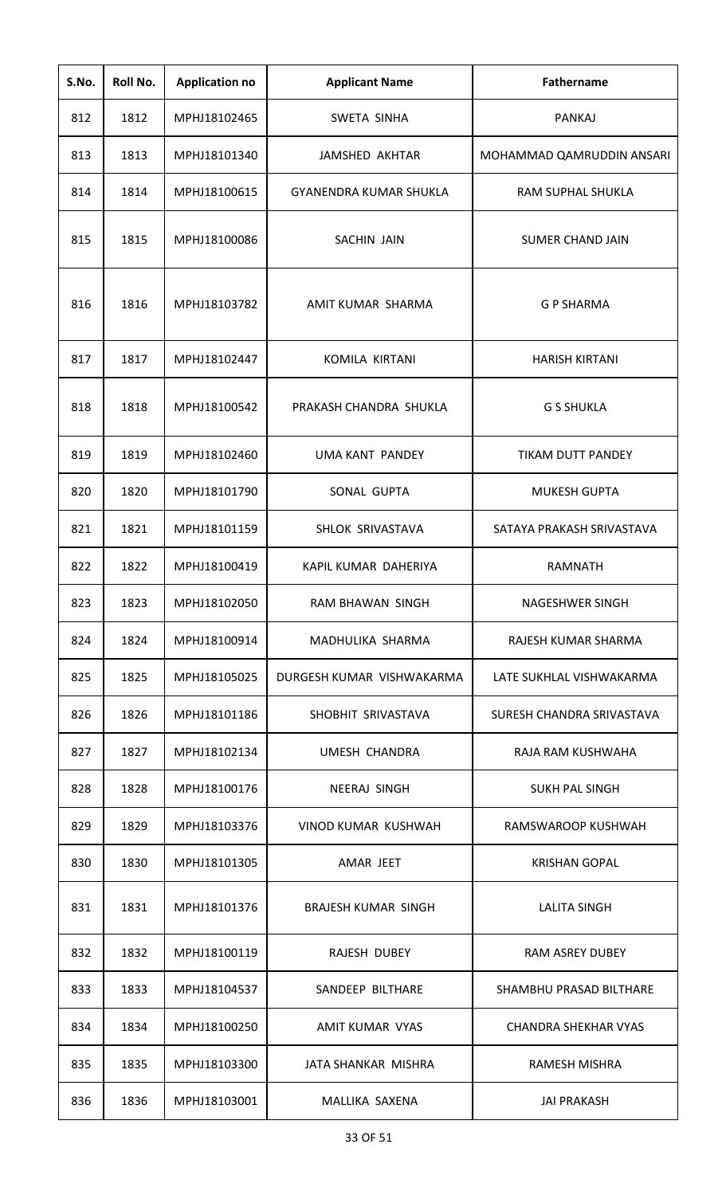| S.No. | Roll No. | Application no | Applicant Name | Fathername |
|---|---|---|---|---|
| 812 | 1812 | MPHJ18102465 | SWETA SINHA | PANKAJ |
| 813 | 1813 | MPHJ18101340 | JAMSHED AKHTAR | MOHAMMAD QAMRUDDIN ANSARI |
| 814 | 1814 | MPHJ18100615 | GYANENDRA KUMAR SHUKLA | RAM SUPHAL SHUKLA |
| 815 | 1815 | MPHJ18100086 | SACHIN JAIN | SUMER CHAND JAIN |
| 816 | 1816 | MPHJ18103782 | AMIT KUMAR SHARMA | G P SHARMA |
| 817 | 1817 | MPHJ18102447 | KOMILA KIRTANI | HARISH KIRTANI |
| 818 | 1818 | MPHJ18100542 | PRAKASH CHANDRA SHUKLA | G S SHUKLA |
| 819 | 1819 | MPHJ18102460 | UMA KANT PANDEY | TIKAM DUTT PANDEY |
| 820 | 1820 | MPHJ18101790 | SONAL GUPTA | MUKESH GUPTA |
| 821 | 1821 | MPHJ18101159 | SHLOK SRIVASTAVA | SATAYA PRAKASH SRIVASTAVA |
| 822 | 1822 | MPHJ18100419 | KAPIL KUMAR DAHERIYA | RAMNATH |
| 823 | 1823 | MPHJ18102050 | RAM BHAWAN SINGH | NAGESHWER SINGH |
| 824 | 1824 | MPHJ18100914 | MADHULIKA SHARMA | RAJESH KUMAR SHARMA |
| 825 | 1825 | MPHJ18105025 | DURGESH KUMAR VISHWAKARMA | LATE SUKHLAL VISHWAKARMA |
| 826 | 1826 | MPHJ18101186 | SHOBHIT SRIVASTAVA | SURESH CHANDRA SRIVASTAVA |
| 827 | 1827 | MPHJ18102134 | UMESH CHANDRA | RAJA RAM KUSHWAHA |
| 828 | 1828 | MPHJ18100176 | NEERAJ SINGH | SUKH PAL SINGH |
| 829 | 1829 | MPHJ18103376 | VINOD KUMAR KUSHWAH | RAMSWAROOP KUSHWAH |
| 830 | 1830 | MPHJ18101305 | AMAR JEET | KRISHAN GOPAL |
| 831 | 1831 | MPHJ18101376 | BRAJESH KUMAR SINGH | LALITA SINGH |
| 832 | 1832 | MPHJ18100119 | RAJESH DUBEY | RAM ASREY DUBEY |
| 833 | 1833 | MPHJ18104537 | SANDEEP BILTHARE | SHAMBHU PRASAD BILTHARE |
| 834 | 1834 | MPHJ18100250 | AMIT KUMAR VYAS | CHANDRA SHEKHAR VYAS |
| 835 | 1835 | MPHJ18103300 | JATA SHANKAR MISHRA | RAMESH MISHRA |
| 836 | 1836 | MPHJ18103001 | MALLIKA SAXENA | JAI PRAKASH |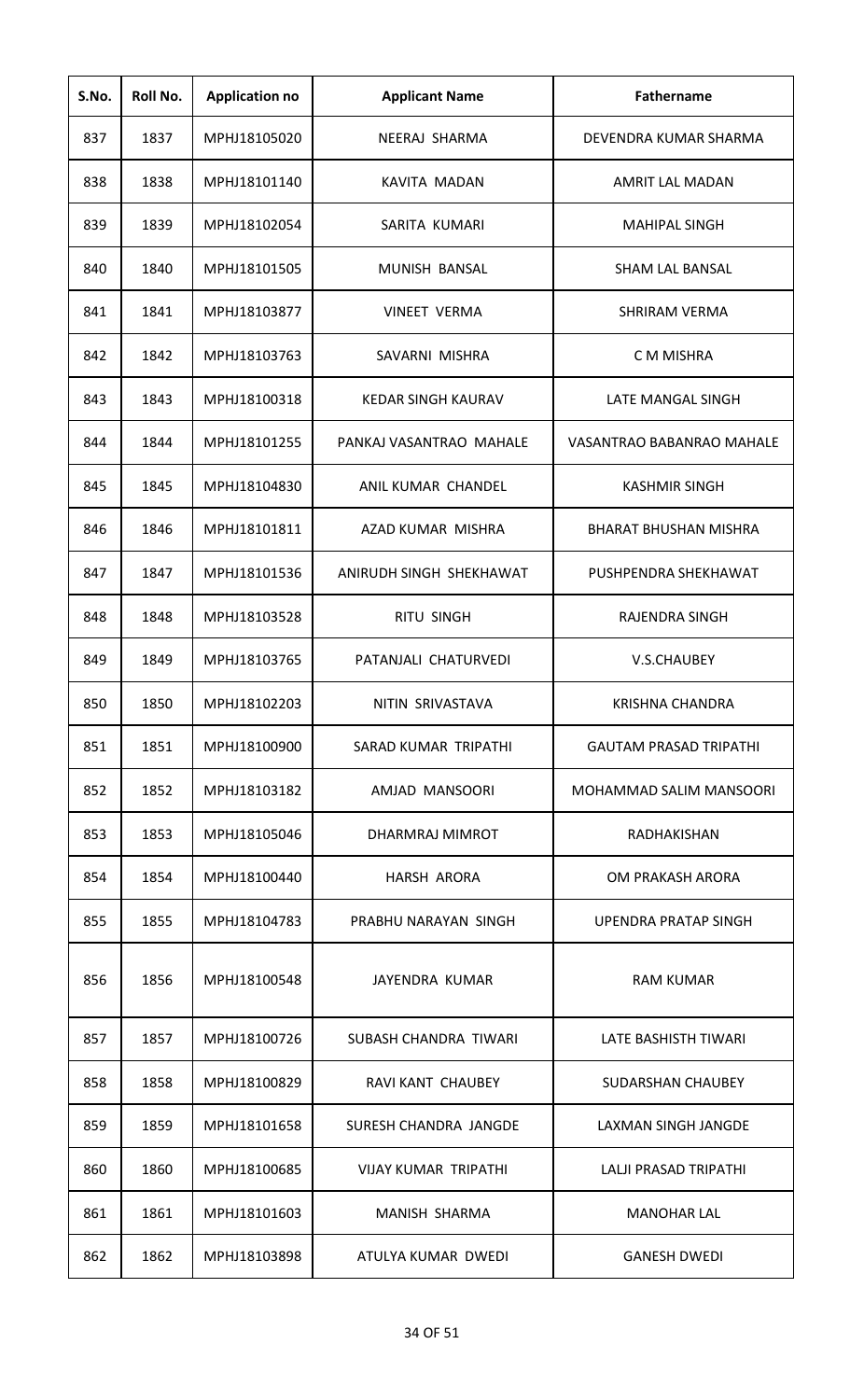| S.No. | Roll No. | Application no | Applicant Name | Fathername |
|---|---|---|---|---|
| 837 | 1837 | MPHJ18105020 | NEERAJ SHARMA | DEVENDRA KUMAR SHARMA |
| 838 | 1838 | MPHJ18101140 | KAVITA MADAN | AMRIT LAL MADAN |
| 839 | 1839 | MPHJ18102054 | SARITA KUMARI | MAHIPAL SINGH |
| 840 | 1840 | MPHJ18101505 | MUNISH BANSAL | SHAM LAL BANSAL |
| 841 | 1841 | MPHJ18103877 | VINEET VERMA | SHRIRAM VERMA |
| 842 | 1842 | MPHJ18103763 | SAVARNI MISHRA | C M MISHRA |
| 843 | 1843 | MPHJ18100318 | KEDAR SINGH KAURAV | LATE MANGAL SINGH |
| 844 | 1844 | MPHJ18101255 | PANKAJ VASANTRAO MAHALE | VASANTRAO BABANRAO MAHALE |
| 845 | 1845 | MPHJ18104830 | ANIL KUMAR CHANDEL | KASHMIR SINGH |
| 846 | 1846 | MPHJ18101811 | AZAD KUMAR MISHRA | BHARAT BHUSHAN MISHRA |
| 847 | 1847 | MPHJ18101536 | ANIRUDH SINGH SHEKHAWAT | PUSHPENDRA SHEKHAWAT |
| 848 | 1848 | MPHJ18103528 | RITU SINGH | RAJENDRA SINGH |
| 849 | 1849 | MPHJ18103765 | PATANJALI CHATURVEDI | V.S.CHAUBEY |
| 850 | 1850 | MPHJ18102203 | NITIN SRIVASTAVA | KRISHNA CHANDRA |
| 851 | 1851 | MPHJ18100900 | SARAD KUMAR TRIPATHI | GAUTAM PRASAD TRIPATHI |
| 852 | 1852 | MPHJ18103182 | AMJAD MANSOORI | MOHAMMAD SALIM MANSOORI |
| 853 | 1853 | MPHJ18105046 | DHARMRAJ MIMROT | RADHAKISHAN |
| 854 | 1854 | MPHJ18100440 | HARSH ARORA | OM PRAKASH ARORA |
| 855 | 1855 | MPHJ18104783 | PRABHU NARAYAN SINGH | UPENDRA PRATAP SINGH |
| 856 | 1856 | MPHJ18100548 | JAYENDRA KUMAR | RAM KUMAR |
| 857 | 1857 | MPHJ18100726 | SUBASH CHANDRA TIWARI | LATE BASHISTH TIWARI |
| 858 | 1858 | MPHJ18100829 | RAVI KANT CHAUBEY | SUDARSHAN CHAUBEY |
| 859 | 1859 | MPHJ18101658 | SURESH CHANDRA JANGDE | LAXMAN SINGH JANGDE |
| 860 | 1860 | MPHJ18100685 | VIJAY KUMAR TRIPATHI | LALJI PRASAD TRIPATHI |
| 861 | 1861 | MPHJ18101603 | MANISH SHARMA | MANOHAR LAL |
| 862 | 1862 | MPHJ18103898 | ATULYA KUMAR DWEDI | GANESH DWEDI |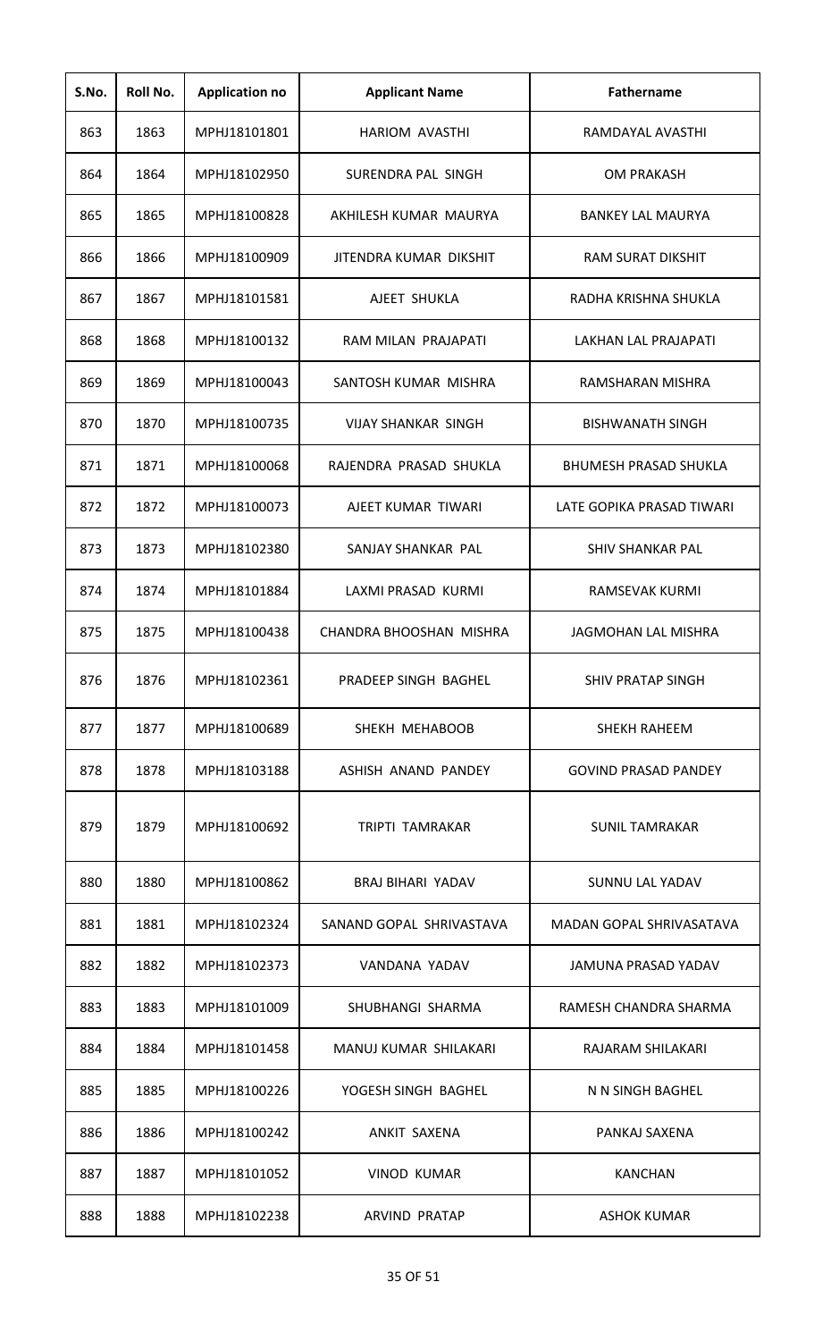| S.No. | Roll No. | Application no | Applicant Name | Fathername |
|---|---|---|---|---|
| 863 | 1863 | MPHJ18101801 | HARIOM AVASTHI | RAMDAYAL AVASTHI |
| 864 | 1864 | MPHJ18102950 | SURENDRA PAL SINGH | OM PRAKASH |
| 865 | 1865 | MPHJ18100828 | AKHILESH KUMAR MAURYA | BANKEY LAL MAURYA |
| 866 | 1866 | MPHJ18100909 | JITENDRA KUMAR DIKSHIT | RAM SURAT DIKSHIT |
| 867 | 1867 | MPHJ18101581 | AJEET SHUKLA | RADHA KRISHNA SHUKLA |
| 868 | 1868 | MPHJ18100132 | RAM MILAN PRAJAPATI | LAKHAN LAL PRAJAPATI |
| 869 | 1869 | MPHJ18100043 | SANTOSH KUMAR MISHRA | RAMSHARAN MISHRA |
| 870 | 1870 | MPHJ18100735 | VIJAY SHANKAR SINGH | BISHWANATH SINGH |
| 871 | 1871 | MPHJ18100068 | RAJENDRA PRASAD SHUKLA | BHUMESH PRASAD SHUKLA |
| 872 | 1872 | MPHJ18100073 | AJEET KUMAR TIWARI | LATE GOPIKA PRASAD TIWARI |
| 873 | 1873 | MPHJ18102380 | SANJAY SHANKAR PAL | SHIV SHANKAR PAL |
| 874 | 1874 | MPHJ18101884 | LAXMI PRASAD KURMI | RAMSEVAK KURMI |
| 875 | 1875 | MPHJ18100438 | CHANDRA BHOOSHAN MISHRA | JAGMOHAN LAL MISHRA |
| 876 | 1876 | MPHJ18102361 | PRADEEP SINGH BAGHEL | SHIV PRATAP SINGH |
| 877 | 1877 | MPHJ18100689 | SHEKH MEHABOOB | SHEKH RAHEEM |
| 878 | 1878 | MPHJ18103188 | ASHISH ANAND PANDEY | GOVIND PRASAD PANDEY |
| 879 | 1879 | MPHJ18100692 | TRIPTI TAMRAKAR | SUNIL TAMRAKAR |
| 880 | 1880 | MPHJ18100862 | BRAJ BIHARI YADAV | SUNNU LAL YADAV |
| 881 | 1881 | MPHJ18102324 | SANAND GOPAL SHRIVASTAVA | MADAN GOPAL SHRIVASATAVA |
| 882 | 1882 | MPHJ18102373 | VANDANA YADAV | JAMUNA PRASAD YADAV |
| 883 | 1883 | MPHJ18101009 | SHUBHANGI SHARMA | RAMESH CHANDRA SHARMA |
| 884 | 1884 | MPHJ18101458 | MANUJ KUMAR SHILAKARI | RAJARAM SHILAKARI |
| 885 | 1885 | MPHJ18100226 | YOGESH SINGH BAGHEL | N N SINGH BAGHEL |
| 886 | 1886 | MPHJ18100242 | ANKIT SAXENA | PANKAJ SAXENA |
| 887 | 1887 | MPHJ18101052 | VINOD KUMAR | KANCHAN |
| 888 | 1888 | MPHJ18102238 | ARVIND PRATAP | ASHOK KUMAR |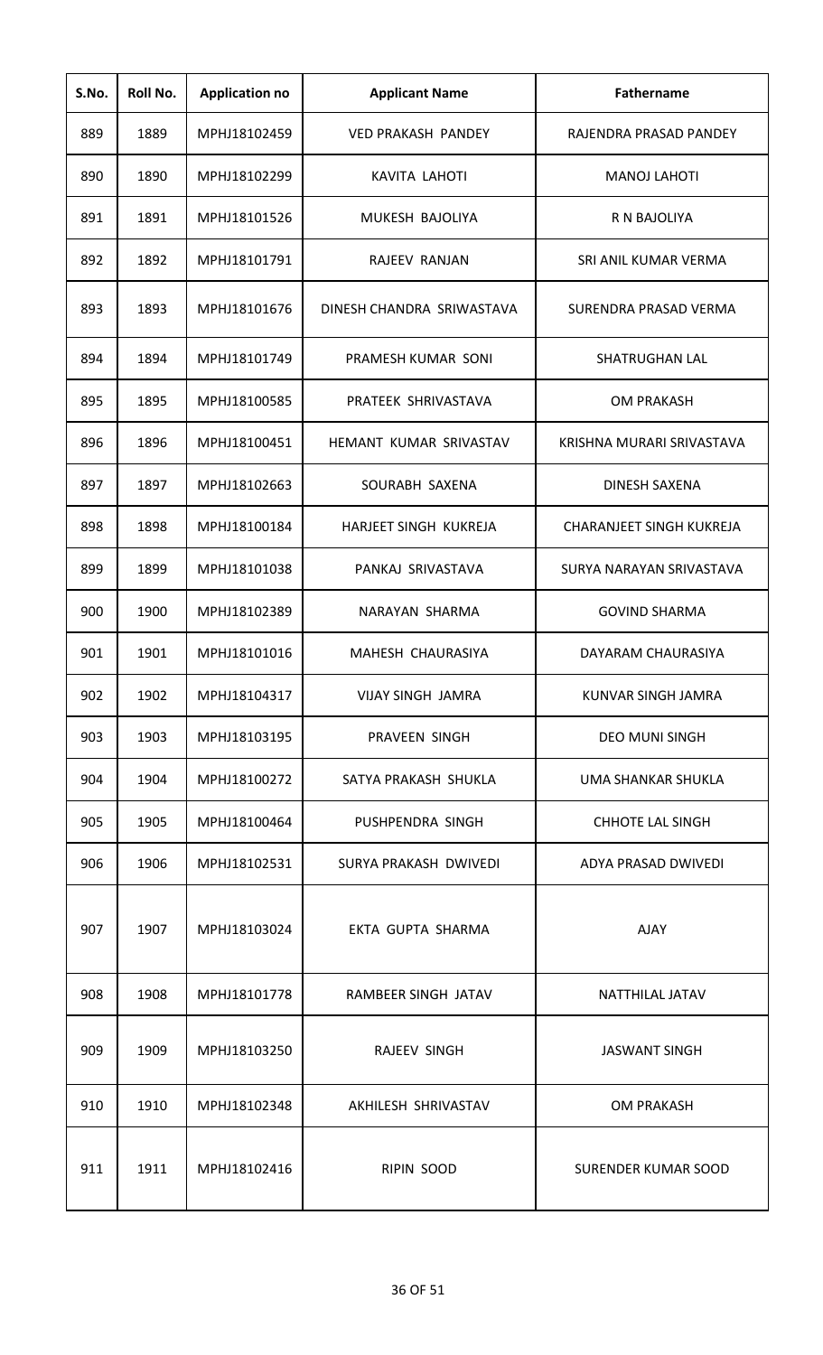| S.No. | Roll No. | Application no | Applicant Name | Fathername |
|---|---|---|---|---|
| 889 | 1889 | MPHJ18102459 | VED PRAKASH PANDEY | RAJENDRA PRASAD PANDEY |
| 890 | 1890 | MPHJ18102299 | KAVITA LAHOTI | MANOJ LAHOTI |
| 891 | 1891 | MPHJ18101526 | MUKESH BAJOLIYA | R N BAJOLIYA |
| 892 | 1892 | MPHJ18101791 | RAJEEV RANJAN | SRI ANIL KUMAR VERMA |
| 893 | 1893 | MPHJ18101676 | DINESH CHANDRA SRIWASTAVA | SURENDRA PRASAD VERMA |
| 894 | 1894 | MPHJ18101749 | PRAMESH KUMAR SONI | SHATRUGHAN LAL |
| 895 | 1895 | MPHJ18100585 | PRATEEK SHRIVASTAVA | OM PRAKASH |
| 896 | 1896 | MPHJ18100451 | HEMANT KUMAR SRIVASTAV | KRISHNA MURARI SRIVASTAVA |
| 897 | 1897 | MPHJ18102663 | SOURABH SAXENA | DINESH SAXENA |
| 898 | 1898 | MPHJ18100184 | HARJEET SINGH KUKREJA | CHARANJEET SINGH KUKREJA |
| 899 | 1899 | MPHJ18101038 | PANKAJ SRIVASTAVA | SURYA NARAYAN SRIVASTAVA |
| 900 | 1900 | MPHJ18102389 | NARAYAN SHARMA | GOVIND SHARMA |
| 901 | 1901 | MPHJ18101016 | MAHESH CHAURASIYA | DAYARAM CHAURASIYA |
| 902 | 1902 | MPHJ18104317 | VIJAY SINGH JAMRA | KUNVAR SINGH JAMRA |
| 903 | 1903 | MPHJ18103195 | PRAVEEN SINGH | DEO MUNI SINGH |
| 904 | 1904 | MPHJ18100272 | SATYA PRAKASH SHUKLA | UMA SHANKAR SHUKLA |
| 905 | 1905 | MPHJ18100464 | PUSHPENDRA SINGH | CHHOTE LAL SINGH |
| 906 | 1906 | MPHJ18102531 | SURYA PRAKASH DWIVEDI | ADYA PRASAD DWIVEDI |
| 907 | 1907 | MPHJ18103024 | EKTA GUPTA SHARMA | AJAY |
| 908 | 1908 | MPHJ18101778 | RAMBEER SINGH JATAV | NATTHILAL JATAV |
| 909 | 1909 | MPHJ18103250 | RAJEEV SINGH | JASWANT SINGH |
| 910 | 1910 | MPHJ18102348 | AKHILESH SHRIVASTAV | OM PRAKASH |
| 911 | 1911 | MPHJ18102416 | RIPIN SOOD | SURENDER KUMAR SOOD |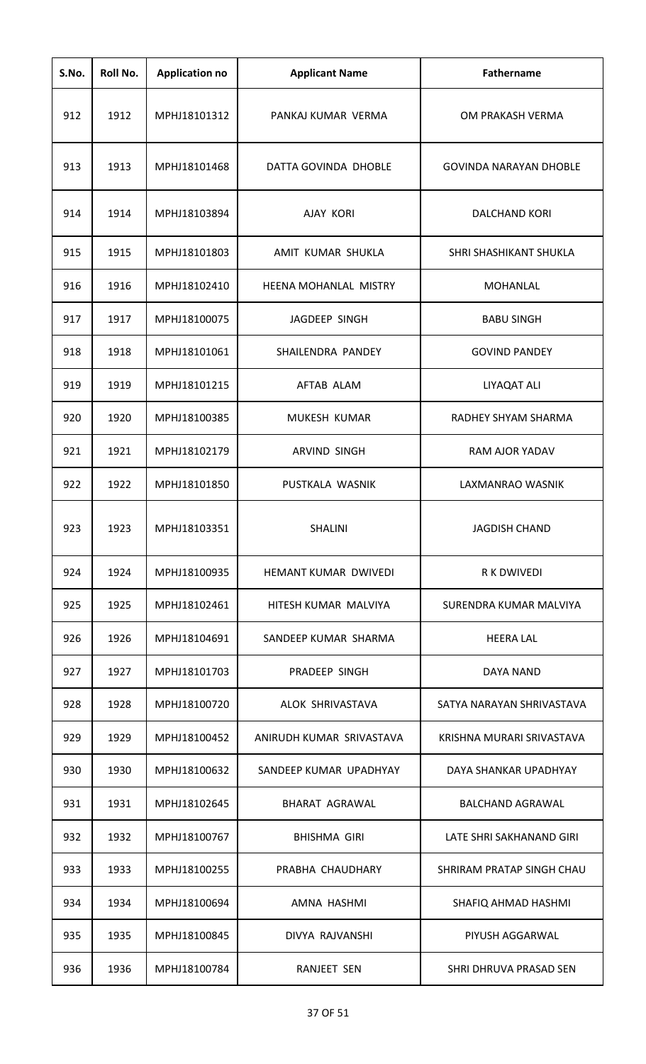| S.No. | Roll No. | Application no | Applicant Name | Fathername |
|---|---|---|---|---|
| 912 | 1912 | MPHJ18101312 | PANKAJ KUMAR VERMA | OM PRAKASH VERMA |
| 913 | 1913 | MPHJ18101468 | DATTA GOVINDA DHOBLE | GOVINDA NARAYAN DHOBLE |
| 914 | 1914 | MPHJ18103894 | AJAY KORI | DALCHAND KORI |
| 915 | 1915 | MPHJ18101803 | AMIT KUMAR SHUKLA | SHRI SHASHIKANT SHUKLA |
| 916 | 1916 | MPHJ18102410 | HEENA MOHANLAL MISTRY | MOHANLAL |
| 917 | 1917 | MPHJ18100075 | JAGDEEP SINGH | BABU SINGH |
| 918 | 1918 | MPHJ18101061 | SHAILENDRA PANDEY | GOVIND PANDEY |
| 919 | 1919 | MPHJ18101215 | AFTAB ALAM | LIYAQAT ALI |
| 920 | 1920 | MPHJ18100385 | MUKESH KUMAR | RADHEY SHYAM SHARMA |
| 921 | 1921 | MPHJ18102179 | ARVIND SINGH | RAM AJOR YADAV |
| 922 | 1922 | MPHJ18101850 | PUSTKALA WASNIK | LAXMANRAO WASNIK |
| 923 | 1923 | MPHJ18103351 | SHALINI | JAGDISH CHAND |
| 924 | 1924 | MPHJ18100935 | HEMANT KUMAR DWIVEDI | R K DWIVEDI |
| 925 | 1925 | MPHJ18102461 | HITESH KUMAR MALVIYA | SURENDRA KUMAR MALVIYA |
| 926 | 1926 | MPHJ18104691 | SANDEEP KUMAR SHARMA | HEERA LAL |
| 927 | 1927 | MPHJ18101703 | PRADEEP SINGH | DAYA NAND |
| 928 | 1928 | MPHJ18100720 | ALOK SHRIVASTAVA | SATYA NARAYAN SHRIVASTAVA |
| 929 | 1929 | MPHJ18100452 | ANIRUDH KUMAR SRIVASTAVA | KRISHNA MURARI SRIVASTAVA |
| 930 | 1930 | MPHJ18100632 | SANDEEP KUMAR UPADHYAY | DAYA SHANKAR UPADHYAY |
| 931 | 1931 | MPHJ18102645 | BHARAT AGRAWAL | BALCHAND AGRAWAL |
| 932 | 1932 | MPHJ18100767 | BHISHMA GIRI | LATE SHRI SAKHANAND GIRI |
| 933 | 1933 | MPHJ18100255 | PRABHA CHAUDHARY | SHRIRAM PRATAP SINGH CHAU |
| 934 | 1934 | MPHJ18100694 | AMNA HASHMI | SHAFIQ AHMAD HASHMI |
| 935 | 1935 | MPHJ18100845 | DIVYA RAJVANSHI | PIYUSH AGGARWAL |
| 936 | 1936 | MPHJ18100784 | RANJEET SEN | SHRI DHRUVA PRASAD SEN |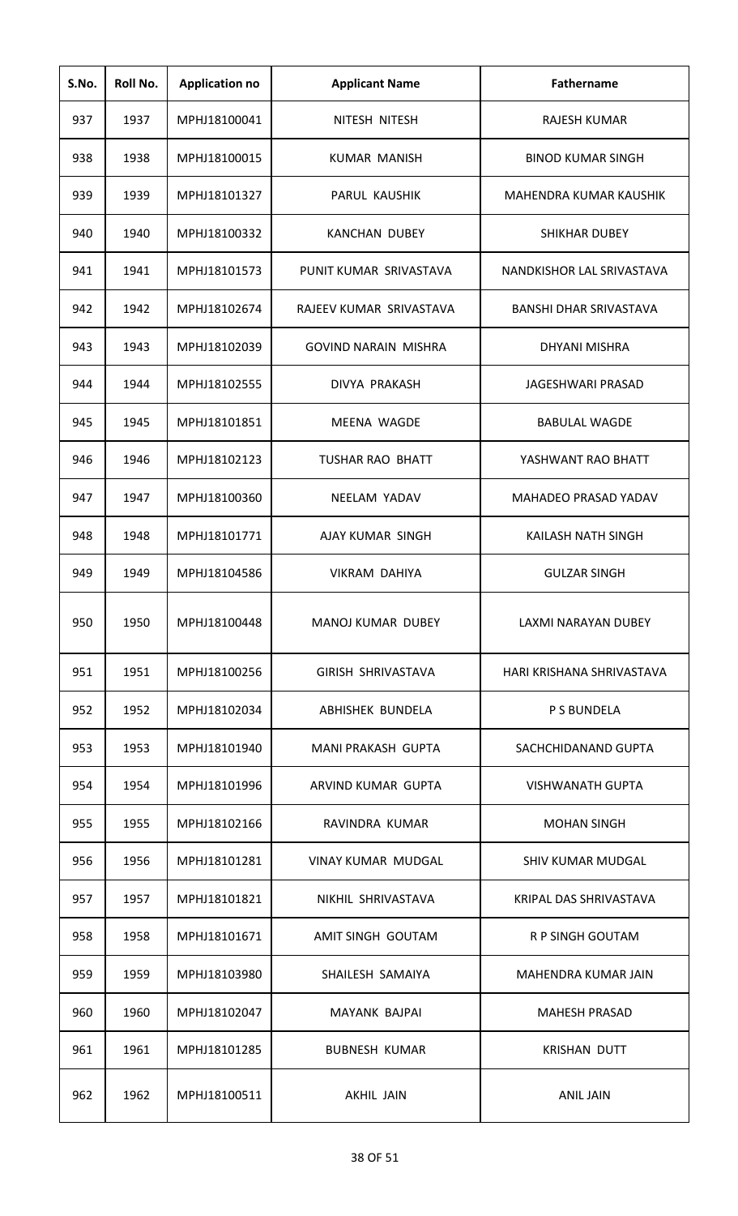| S.No. | Roll No. | Application no | Applicant Name | Fathername |
|---|---|---|---|---|
| 937 | 1937 | MPHJ18100041 | NITESH NITESH | RAJESH KUMAR |
| 938 | 1938 | MPHJ18100015 | KUMAR MANISH | BINOD KUMAR SINGH |
| 939 | 1939 | MPHJ18101327 | PARUL KAUSHIK | MAHENDRA KUMAR KAUSHIK |
| 940 | 1940 | MPHJ18100332 | KANCHAN DUBEY | SHIKHAR DUBEY |
| 941 | 1941 | MPHJ18101573 | PUNIT KUMAR SRIVASTAVA | NANDKISHOR LAL SRIVASTAVA |
| 942 | 1942 | MPHJ18102674 | RAJEEV KUMAR SRIVASTAVA | BANSHI DHAR SRIVASTAVA |
| 943 | 1943 | MPHJ18102039 | GOVIND NARAIN MISHRA | DHYANI MISHRA |
| 944 | 1944 | MPHJ18102555 | DIVYA PRAKASH | JAGESHWARI PRASAD |
| 945 | 1945 | MPHJ18101851 | MEENA WAGDE | BABULAL WAGDE |
| 946 | 1946 | MPHJ18102123 | TUSHAR RAO BHATT | YASHWANT RAO BHATT |
| 947 | 1947 | MPHJ18100360 | NEELAM YADAV | MAHADEO PRASAD YADAV |
| 948 | 1948 | MPHJ18101771 | AJAY KUMAR SINGH | KAILASH NATH SINGH |
| 949 | 1949 | MPHJ18104586 | VIKRAM DAHIYA | GULZAR SINGH |
| 950 | 1950 | MPHJ18100448 | MANOJ KUMAR DUBEY | LAXMI NARAYAN DUBEY |
| 951 | 1951 | MPHJ18100256 | GIRISH SHRIVASTAVA | HARI KRISHANA SHRIVASTAVA |
| 952 | 1952 | MPHJ18102034 | ABHISHEK BUNDELA | P S BUNDELA |
| 953 | 1953 | MPHJ18101940 | MANI PRAKASH GUPTA | SACHCHIDANAND GUPTA |
| 954 | 1954 | MPHJ18101996 | ARVIND KUMAR GUPTA | VISHWANATH GUPTA |
| 955 | 1955 | MPHJ18102166 | RAVINDRA KUMAR | MOHAN SINGH |
| 956 | 1956 | MPHJ18101281 | VINAY KUMAR MUDGAL | SHIV KUMAR MUDGAL |
| 957 | 1957 | MPHJ18101821 | NIKHIL SHRIVASTAVA | KRIPAL DAS SHRIVASTAVA |
| 958 | 1958 | MPHJ18101671 | AMIT SINGH GOUTAM | R P SINGH GOUTAM |
| 959 | 1959 | MPHJ18103980 | SHAILESH SAMAIYA | MAHENDRA KUMAR JAIN |
| 960 | 1960 | MPHJ18102047 | MAYANK BAJPAI | MAHESH PRASAD |
| 961 | 1961 | MPHJ18101285 | BUBNESH KUMAR | KRISHAN DUTT |
| 962 | 1962 | MPHJ18100511 | AKHIL JAIN | ANIL JAIN |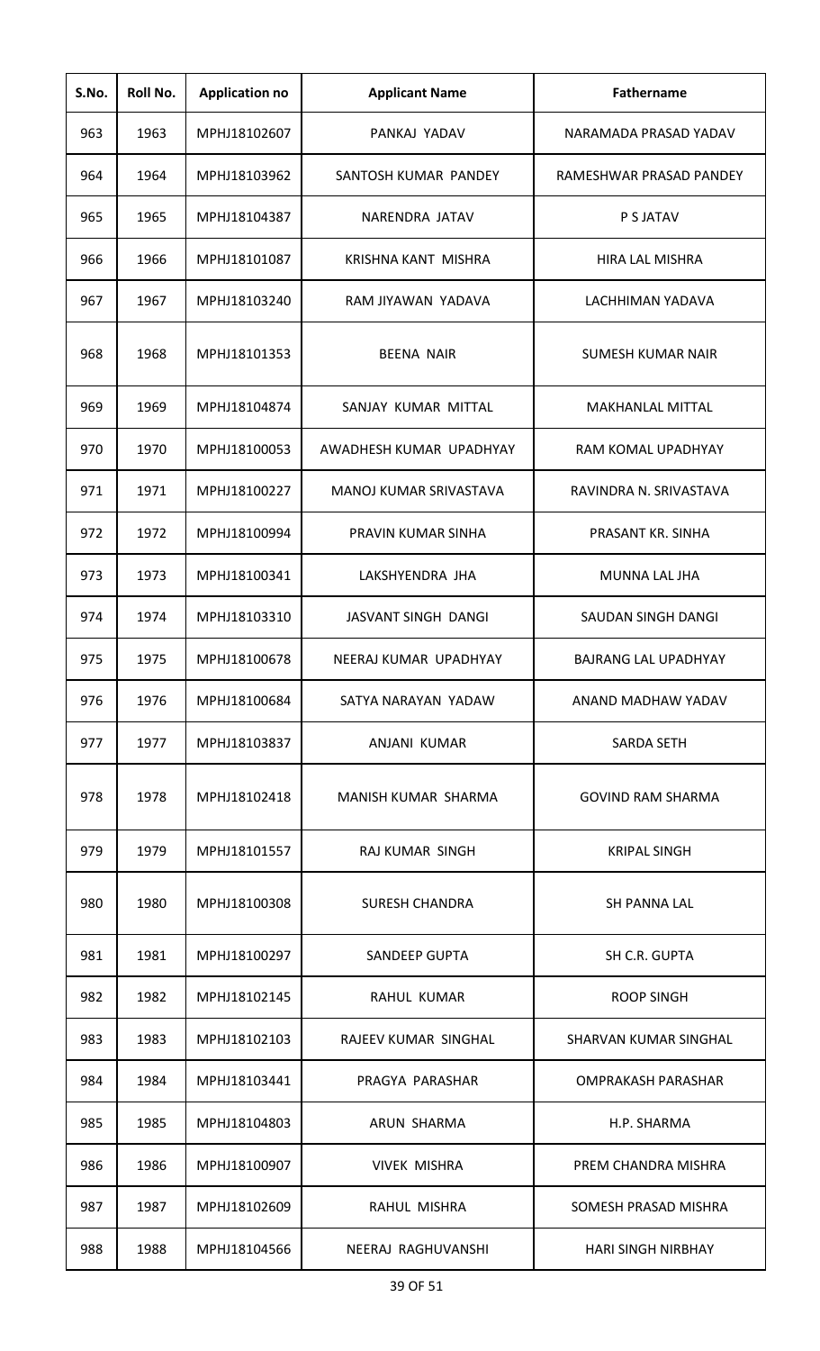| S.No. | Roll No. | Application no | Applicant Name | Fathername |
|---|---|---|---|---|
| 963 | 1963 | MPHJ18102607 | PANKAJ YADAV | NARAMADA PRASAD YADAV |
| 964 | 1964 | MPHJ18103962 | SANTOSH KUMAR PANDEY | RAMESHWAR PRASAD PANDEY |
| 965 | 1965 | MPHJ18104387 | NARENDRA JATAV | P S JATAV |
| 966 | 1966 | MPHJ18101087 | KRISHNA KANT MISHRA | HIRA LAL MISHRA |
| 967 | 1967 | MPHJ18103240 | RAM JIYAWAN YADAVA | LACHHIMAN YADAVA |
| 968 | 1968 | MPHJ18101353 | BEENA NAIR | SUMESH KUMAR NAIR |
| 969 | 1969 | MPHJ18104874 | SANJAY KUMAR MITTAL | MAKHANLAL MITTAL |
| 970 | 1970 | MPHJ18100053 | AWADHESH KUMAR UPADHYAY | RAM KOMAL UPADHYAY |
| 971 | 1971 | MPHJ18100227 | MANOJ KUMAR SRIVASTAVA | RAVINDRA N. SRIVASTAVA |
| 972 | 1972 | MPHJ18100994 | PRAVIN KUMAR SINHA | PRASANT KR. SINHA |
| 973 | 1973 | MPHJ18100341 | LAKSHYENDRA JHA | MUNNA LAL JHA |
| 974 | 1974 | MPHJ18103310 | JASVANT SINGH DANGI | SAUDAN SINGH DANGI |
| 975 | 1975 | MPHJ18100678 | NEERAJ KUMAR UPADHYAY | BAJRANG LAL UPADHYAY |
| 976 | 1976 | MPHJ18100684 | SATYA NARAYAN YADAW | ANAND MADHAW YADAV |
| 977 | 1977 | MPHJ18103837 | ANJANI KUMAR | SARDA SETH |
| 978 | 1978 | MPHJ18102418 | MANISH KUMAR SHARMA | GOVIND RAM SHARMA |
| 979 | 1979 | MPHJ18101557 | RAJ KUMAR SINGH | KRIPAL SINGH |
| 980 | 1980 | MPHJ18100308 | SURESH CHANDRA | SH PANNA LAL |
| 981 | 1981 | MPHJ18100297 | SANDEEP GUPTA | SH C.R. GUPTA |
| 982 | 1982 | MPHJ18102145 | RAHUL KUMAR | ROOP SINGH |
| 983 | 1983 | MPHJ18102103 | RAJEEV KUMAR SINGHAL | SHARVAN KUMAR SINGHAL |
| 984 | 1984 | MPHJ18103441 | PRAGYA PARASHAR | OMPRAKASH PARASHAR |
| 985 | 1985 | MPHJ18104803 | ARUN SHARMA | H.P. SHARMA |
| 986 | 1986 | MPHJ18100907 | VIVEK MISHRA | PREM CHANDRA MISHRA |
| 987 | 1987 | MPHJ18102609 | RAHUL MISHRA | SOMESH PRASAD MISHRA |
| 988 | 1988 | MPHJ18104566 | NEERAJ RAGHUVANSHI | HARI SINGH NIRBHAY |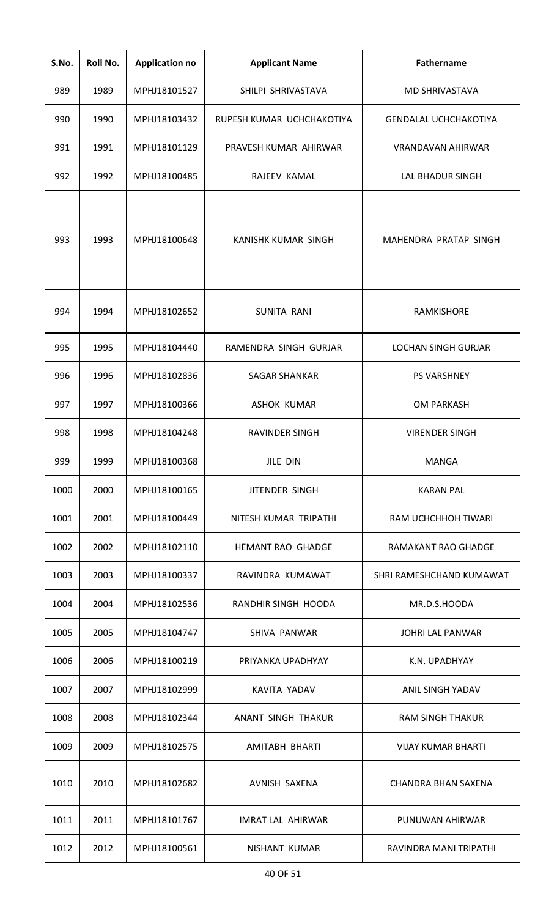| S.No. | Roll No. | Application no | Applicant Name | Fathername |
|---|---|---|---|---|
| 989 | 1989 | MPHJ18101527 | SHILPI SHRIVASTAVA | MD SHRIVASTAVA |
| 990 | 1990 | MPHJ18103432 | RUPESH KUMAR UCHCHAKOTIYA | GENDALAL UCHCHAKOTIYA |
| 991 | 1991 | MPHJ18101129 | PRAVESH KUMAR AHIRWAR | VRANDAVAN AHIRWAR |
| 992 | 1992 | MPHJ18100485 | RAJEEV KAMAL | LAL BHADUR SINGH |
| 993 | 1993 | MPHJ18100648 | KANISHK KUMAR SINGH | MAHENDRA PRATAP SINGH |
| 994 | 1994 | MPHJ18102652 | SUNITA RANI | RAMKISHORE |
| 995 | 1995 | MPHJ18104440 | RAMENDRA SINGH GURJAR | LOCHAN SINGH GURJAR |
| 996 | 1996 | MPHJ18102836 | SAGAR SHANKAR | PS VARSHNEY |
| 997 | 1997 | MPHJ18100366 | ASHOK KUMAR | OM PARKASH |
| 998 | 1998 | MPHJ18104248 | RAVINDER SINGH | VIRENDER SINGH |
| 999 | 1999 | MPHJ18100368 | JILE DIN | MANGA |
| 1000 | 2000 | MPHJ18100165 | JITENDER SINGH | KARAN PAL |
| 1001 | 2001 | MPHJ18100449 | NITESH KUMAR TRIPATHI | RAM UCHCHHOH TIWARI |
| 1002 | 2002 | MPHJ18102110 | HEMANT RAO GHADGE | RAMAKANT RAO GHADGE |
| 1003 | 2003 | MPHJ18100337 | RAVINDRA KUMAWAT | SHRI RAMESHCHAND KUMAWAT |
| 1004 | 2004 | MPHJ18102536 | RANDHIR SINGH HOODA | MR.D.S.HOODA |
| 1005 | 2005 | MPHJ18104747 | SHIVA PANWAR | JOHRI LAL PANWAR |
| 1006 | 2006 | MPHJ18100219 | PRIYANKA UPADHYAY | K.N. UPADHYAY |
| 1007 | 2007 | MPHJ18102999 | KAVITA YADAV | ANIL SINGH YADAV |
| 1008 | 2008 | MPHJ18102344 | ANANT SINGH THAKUR | RAM SINGH THAKUR |
| 1009 | 2009 | MPHJ18102575 | AMITABH BHARTI | VIJAY KUMAR BHARTI |
| 1010 | 2010 | MPHJ18102682 | AVNISH SAXENA | CHANDRA BHAN SAXENA |
| 1011 | 2011 | MPHJ18101767 | IMRAT LAL AHIRWAR | PUNUWAN AHIRWAR |
| 1012 | 2012 | MPHJ18100561 | NISHANT KUMAR | RAVINDRA MANI TRIPATHI |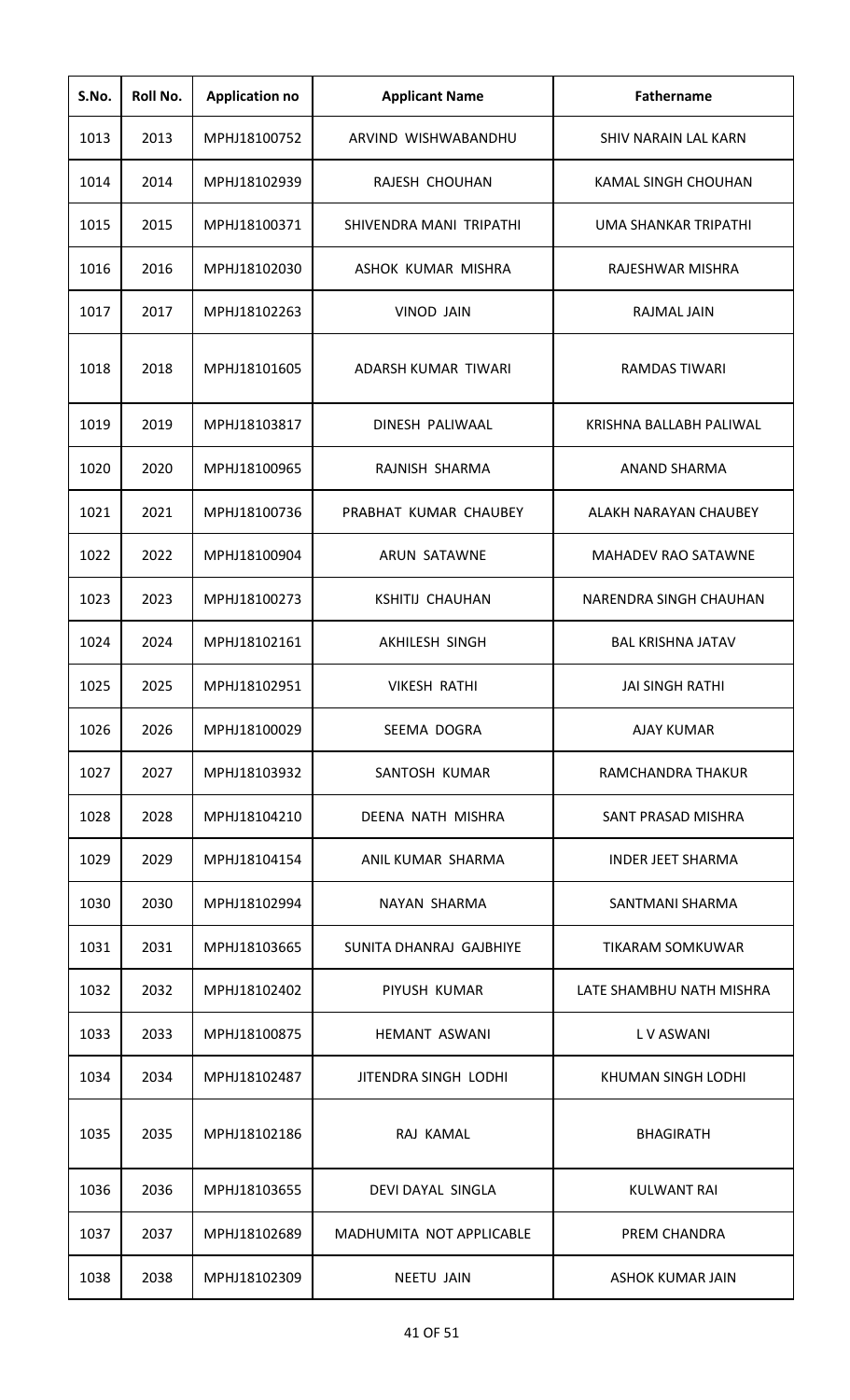| S.No. | Roll No. | Application no | Applicant Name | Fathername |
|---|---|---|---|---|
| 1013 | 2013 | MPHJ18100752 | ARVIND WISHWABANDHU | SHIV NARAIN LAL KARN |
| 1014 | 2014 | MPHJ18102939 | RAJESH CHOUHAN | KAMAL SINGH CHOUHAN |
| 1015 | 2015 | MPHJ18100371 | SHIVENDRA MANI TRIPATHI | UMA SHANKAR TRIPATHI |
| 1016 | 2016 | MPHJ18102030 | ASHOK KUMAR MISHRA | RAJESHWAR MISHRA |
| 1017 | 2017 | MPHJ18102263 | VINOD JAIN | RAJMAL JAIN |
| 1018 | 2018 | MPHJ18101605 | ADARSH KUMAR TIWARI | RAMDAS TIWARI |
| 1019 | 2019 | MPHJ18103817 | DINESH PALIWAAL | KRISHNA BALLABH PALIWAL |
| 1020 | 2020 | MPHJ18100965 | RAJNISH SHARMA | ANAND SHARMA |
| 1021 | 2021 | MPHJ18100736 | PRABHAT KUMAR CHAUBEY | ALAKH NARAYAN CHAUBEY |
| 1022 | 2022 | MPHJ18100904 | ARUN SATAWNE | MAHADEV RAO SATAWNE |
| 1023 | 2023 | MPHJ18100273 | KSHITIJ CHAUHAN | NARENDRA SINGH CHAUHAN |
| 1024 | 2024 | MPHJ18102161 | AKHILESH SINGH | BAL KRISHNA JATAV |
| 1025 | 2025 | MPHJ18102951 | VIKESH RATHI | JAI SINGH RATHI |
| 1026 | 2026 | MPHJ18100029 | SEEMA DOGRA | AJAY KUMAR |
| 1027 | 2027 | MPHJ18103932 | SANTOSH KUMAR | RAMCHANDRA THAKUR |
| 1028 | 2028 | MPHJ18104210 | DEENA NATH MISHRA | SANT PRASAD MISHRA |
| 1029 | 2029 | MPHJ18104154 | ANIL KUMAR SHARMA | INDER JEET SHARMA |
| 1030 | 2030 | MPHJ18102994 | NAYAN SHARMA | SANTMANI SHARMA |
| 1031 | 2031 | MPHJ18103665 | SUNITA DHANRAJ GAJBHIYE | TIKARAM SOMKUWAR |
| 1032 | 2032 | MPHJ18102402 | PIYUSH KUMAR | LATE SHAMBHU NATH MISHRA |
| 1033 | 2033 | MPHJ18100875 | HEMANT ASWANI | L V ASWANI |
| 1034 | 2034 | MPHJ18102487 | JITENDRA SINGH LODHI | KHUMAN SINGH LODHI |
| 1035 | 2035 | MPHJ18102186 | RAJ KAMAL | BHAGIRATH |
| 1036 | 2036 | MPHJ18103655 | DEVI DAYAL SINGLA | KULWANT RAI |
| 1037 | 2037 | MPHJ18102689 | MADHUMITA NOT APPLICABLE | PREM CHANDRA |
| 1038 | 2038 | MPHJ18102309 | NEETU JAIN | ASHOK KUMAR JAIN |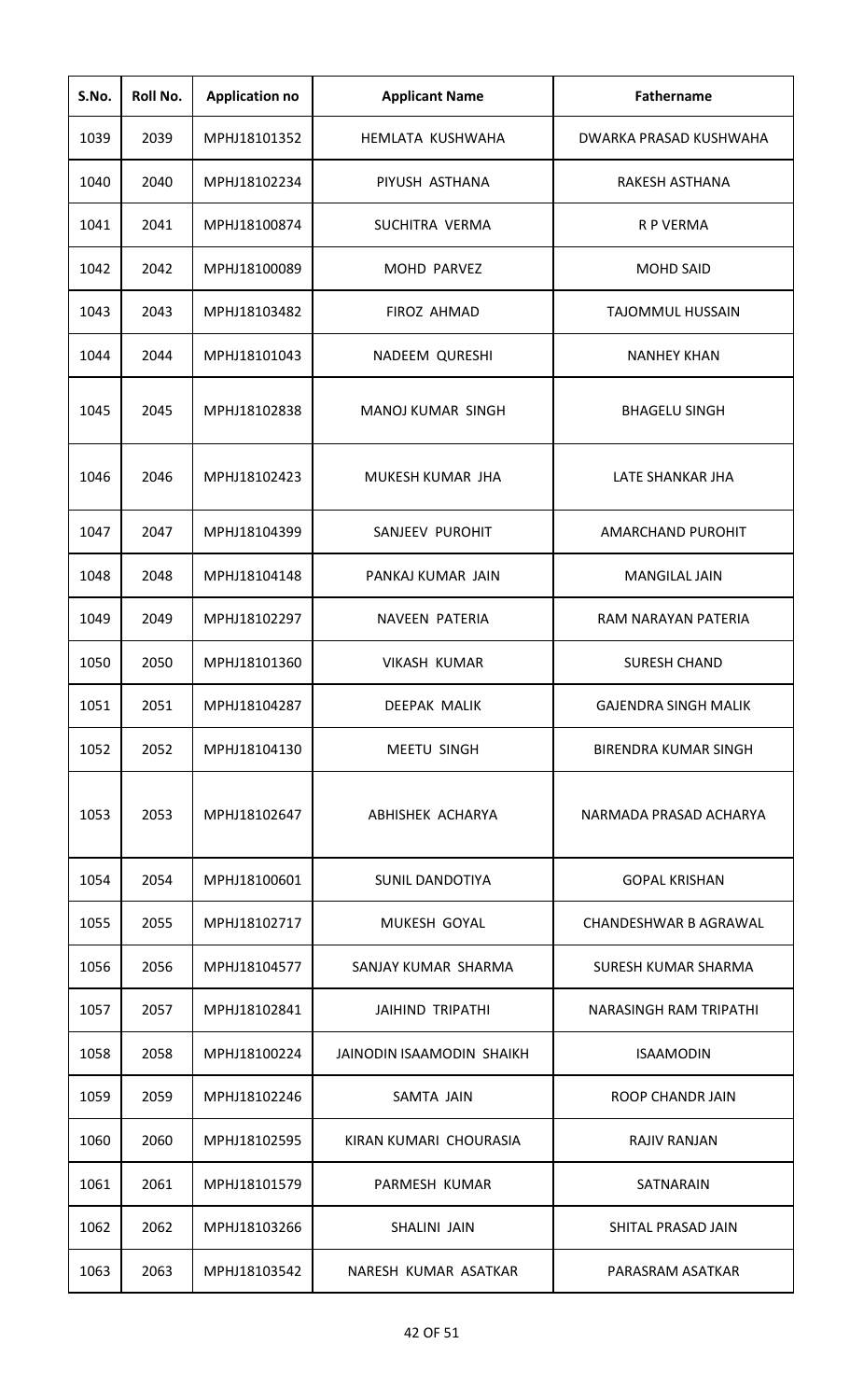| S.No. | Roll No. | Application no | Applicant Name | Fathername |
|---|---|---|---|---|
| 1039 | 2039 | MPHJ18101352 | HEMLATA KUSHWAHA | DWARKA PRASAD KUSHWAHA |
| 1040 | 2040 | MPHJ18102234 | PIYUSH ASTHANA | RAKESH ASTHANA |
| 1041 | 2041 | MPHJ18100874 | SUCHITRA VERMA | R P VERMA |
| 1042 | 2042 | MPHJ18100089 | MOHD PARVEZ | MOHD SAID |
| 1043 | 2043 | MPHJ18103482 | FIROZ AHMAD | TAJOMMUL HUSSAIN |
| 1044 | 2044 | MPHJ18101043 | NADEEM QURESHI | NANHEY KHAN |
| 1045 | 2045 | MPHJ18102838 | MANOJ KUMAR SINGH | BHAGELU SINGH |
| 1046 | 2046 | MPHJ18102423 | MUKESH KUMAR JHA | LATE SHANKAR JHA |
| 1047 | 2047 | MPHJ18104399 | SANJEEV PUROHIT | AMARCHAND PUROHIT |
| 1048 | 2048 | MPHJ18104148 | PANKAJ KUMAR JAIN | MANGILAL JAIN |
| 1049 | 2049 | MPHJ18102297 | NAVEEN PATERIA | RAM NARAYAN PATERIA |
| 1050 | 2050 | MPHJ18101360 | VIKASH KUMAR | SURESH CHAND |
| 1051 | 2051 | MPHJ18104287 | DEEPAK MALIK | GAJENDRA SINGH MALIK |
| 1052 | 2052 | MPHJ18104130 | MEETU SINGH | BIRENDRA KUMAR SINGH |
| 1053 | 2053 | MPHJ18102647 | ABHISHEK ACHARYA | NARMADA PRASAD ACHARYA |
| 1054 | 2054 | MPHJ18100601 | SUNIL DANDOTIYA | GOPAL KRISHAN |
| 1055 | 2055 | MPHJ18102717 | MUKESH GOYAL | CHANDESHWAR B AGRAWAL |
| 1056 | 2056 | MPHJ18104577 | SANJAY KUMAR SHARMA | SURESH KUMAR SHARMA |
| 1057 | 2057 | MPHJ18102841 | JAIHIND TRIPATHI | NARASINGH RAM TRIPATHI |
| 1058 | 2058 | MPHJ18100224 | JAINODIN ISAAMODIN SHAIKH | ISAAMODIN |
| 1059 | 2059 | MPHJ18102246 | SAMTA JAIN | ROOP CHANDR JAIN |
| 1060 | 2060 | MPHJ18102595 | KIRAN KUMARI CHOURASIA | RAJIV RANJAN |
| 1061 | 2061 | MPHJ18101579 | PARMESH KUMAR | SATNARAIN |
| 1062 | 2062 | MPHJ18103266 | SHALINI JAIN | SHITAL PRASAD JAIN |
| 1063 | 2063 | MPHJ18103542 | NARESH KUMAR ASATKAR | PARASRAM ASATKAR |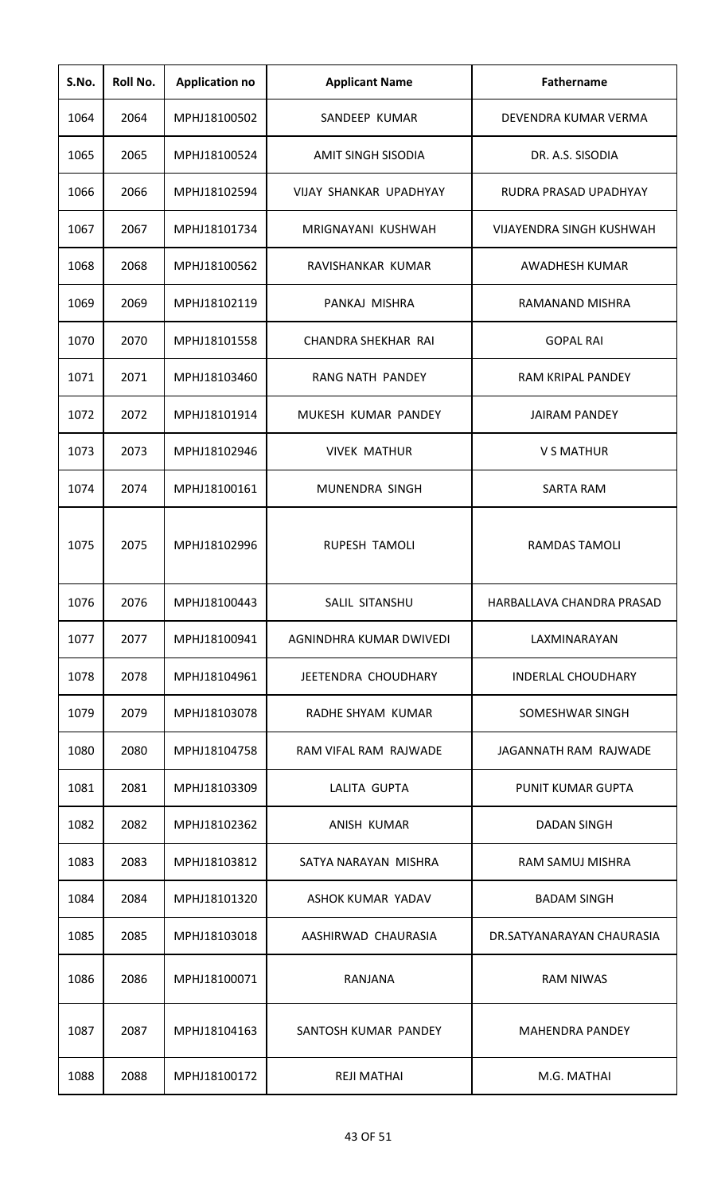| S.No. | Roll No. | Application no | Applicant Name | Fathername |
|---|---|---|---|---|
| 1064 | 2064 | MPHJ18100502 | SANDEEP KUMAR | DEVENDRA KUMAR VERMA |
| 1065 | 2065 | MPHJ18100524 | AMIT SINGH SISODIA | DR. A.S. SISODIA |
| 1066 | 2066 | MPHJ18102594 | VIJAY SHANKAR UPADHYAY | RUDRA PRASAD UPADHYAY |
| 1067 | 2067 | MPHJ18101734 | MRIGNAYANI KUSHWAH | VIJAYENDRA SINGH KUSHWAH |
| 1068 | 2068 | MPHJ18100562 | RAVISHANKAR KUMAR | AWADHESH KUMAR |
| 1069 | 2069 | MPHJ18102119 | PANKAJ MISHRA | RAMANAND MISHRA |
| 1070 | 2070 | MPHJ18101558 | CHANDRA SHEKHAR RAI | GOPAL RAI |
| 1071 | 2071 | MPHJ18103460 | RANG NATH PANDEY | RAM KRIPAL PANDEY |
| 1072 | 2072 | MPHJ18101914 | MUKESH KUMAR PANDEY | JAIRAM PANDEY |
| 1073 | 2073 | MPHJ18102946 | VIVEK MATHUR | V S MATHUR |
| 1074 | 2074 | MPHJ18100161 | MUNENDRA SINGH | SARTA RAM |
| 1075 | 2075 | MPHJ18102996 | RUPESH TAMOLI | RAMDAS TAMOLI |
| 1076 | 2076 | MPHJ18100443 | SALIL SITANSHU | HARBALLAVA CHANDRA PRASAD |
| 1077 | 2077 | MPHJ18100941 | AGNINDHRA KUMAR DWIVEDI | LAXMINARAYAN |
| 1078 | 2078 | MPHJ18104961 | JEETENDRA CHOUDHARY | INDERLAL CHOUDHARY |
| 1079 | 2079 | MPHJ18103078 | RADHE SHYAM KUMAR | SOMESHWAR SINGH |
| 1080 | 2080 | MPHJ18104758 | RAM VIFAL RAM RAJWADE | JAGANNATH RAM RAJWADE |
| 1081 | 2081 | MPHJ18103309 | LALITA GUPTA | PUNIT KUMAR GUPTA |
| 1082 | 2082 | MPHJ18102362 | ANISH KUMAR | DADAN SINGH |
| 1083 | 2083 | MPHJ18103812 | SATYA NARAYAN MISHRA | RAM SAMUJ MISHRA |
| 1084 | 2084 | MPHJ18101320 | ASHOK KUMAR YADAV | BADAM SINGH |
| 1085 | 2085 | MPHJ18103018 | AASHIRWAD CHAURASIA | DR.SATYANARAYAN CHAURASIA |
| 1086 | 2086 | MPHJ18100071 | RANJANA | RAM NIWAS |
| 1087 | 2087 | MPHJ18104163 | SANTOSH KUMAR PANDEY | MAHENDRA PANDEY |
| 1088 | 2088 | MPHJ18100172 | REJI MATHAI | M.G. MATHAI |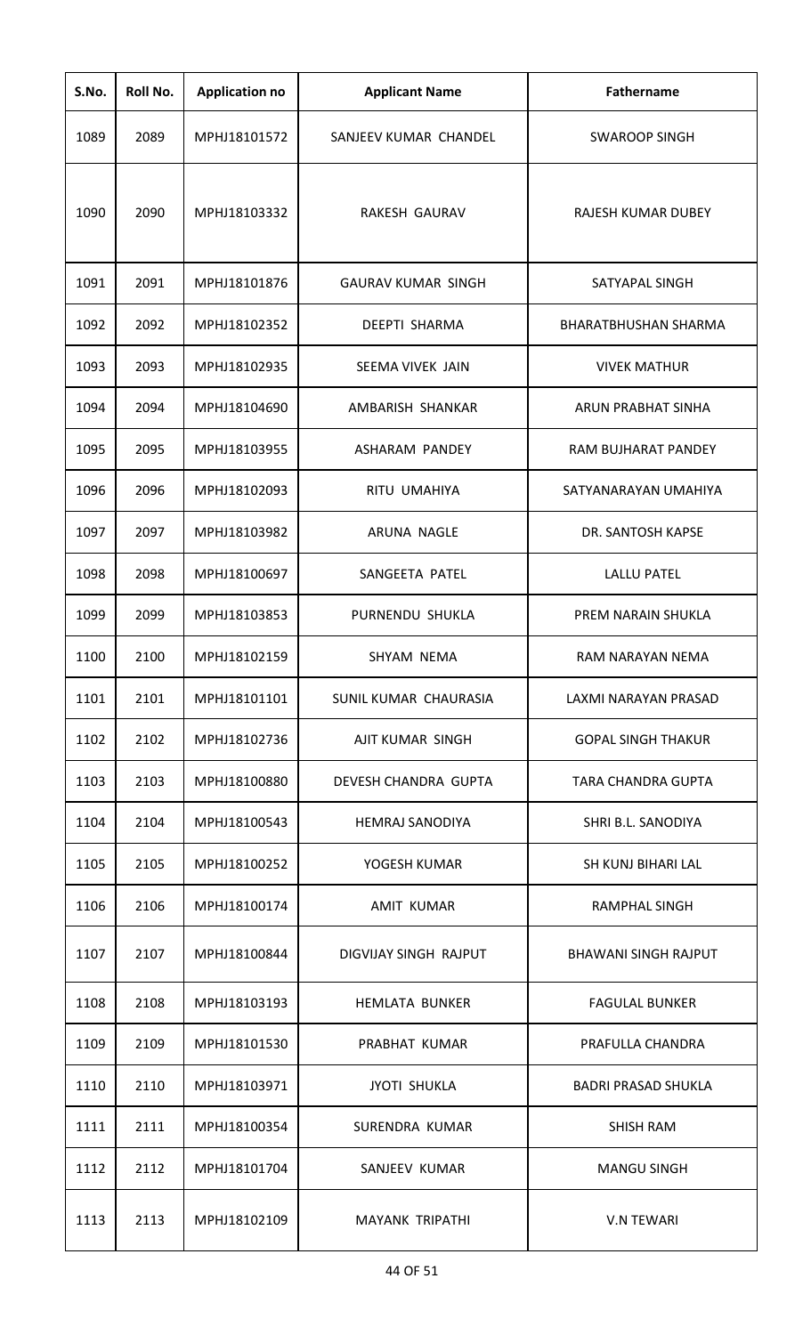| S.No. | Roll No. | Application no | Applicant Name | Fathername |
|---|---|---|---|---|
| 1089 | 2089 | MPHJ18101572 | SANJEEV KUMAR CHANDEL | SWAROOP SINGH |
| 1090 | 2090 | MPHJ18103332 | RAKESH GAURAV | RAJESH KUMAR DUBEY |
| 1091 | 2091 | MPHJ18101876 | GAURAV KUMAR SINGH | SATYAPAL SINGH |
| 1092 | 2092 | MPHJ18102352 | DEEPTI SHARMA | BHARATBHUSHAN SHARMA |
| 1093 | 2093 | MPHJ18102935 | SEEMA VIVEK JAIN | VIVEK MATHUR |
| 1094 | 2094 | MPHJ18104690 | AMBARISH SHANKAR | ARUN PRABHAT SINHA |
| 1095 | 2095 | MPHJ18103955 | ASHARAM PANDEY | RAM BUJHARAT PANDEY |
| 1096 | 2096 | MPHJ18102093 | RITU UMAHIYA | SATYANARAYAN UMAHIYA |
| 1097 | 2097 | MPHJ18103982 | ARUNA NAGLE | DR. SANTOSH KAPSE |
| 1098 | 2098 | MPHJ18100697 | SANGEETA PATEL | LALLU PATEL |
| 1099 | 2099 | MPHJ18103853 | PURNENDU SHUKLA | PREM NARAIN SHUKLA |
| 1100 | 2100 | MPHJ18102159 | SHYAM NEMA | RAM NARAYAN NEMA |
| 1101 | 2101 | MPHJ18101101 | SUNIL KUMAR CHAURASIA | LAXMI NARAYAN PRASAD |
| 1102 | 2102 | MPHJ18102736 | AJIT KUMAR SINGH | GOPAL SINGH THAKUR |
| 1103 | 2103 | MPHJ18100880 | DEVESH CHANDRA GUPTA | TARA CHANDRA GUPTA |
| 1104 | 2104 | MPHJ18100543 | HEMRAJ SANODIYA | SHRI B.L. SANODIYA |
| 1105 | 2105 | MPHJ18100252 | YOGESH KUMAR | SH KUNJ BIHARI LAL |
| 1106 | 2106 | MPHJ18100174 | AMIT KUMAR | RAMPHAL SINGH |
| 1107 | 2107 | MPHJ18100844 | DIGVIJAY SINGH RAJPUT | BHAWANI SINGH RAJPUT |
| 1108 | 2108 | MPHJ18103193 | HEMLATA BUNKER | FAGULAL BUNKER |
| 1109 | 2109 | MPHJ18101530 | PRABHAT KUMAR | PRAFULLA CHANDRA |
| 1110 | 2110 | MPHJ18103971 | JYOTI SHUKLA | BADRI PRASAD SHUKLA |
| 1111 | 2111 | MPHJ18100354 | SURENDRA KUMAR | SHISH RAM |
| 1112 | 2112 | MPHJ18101704 | SANJEEV KUMAR | MANGU SINGH |
| 1113 | 2113 | MPHJ18102109 | MAYANK TRIPATHI | V.N TEWARI |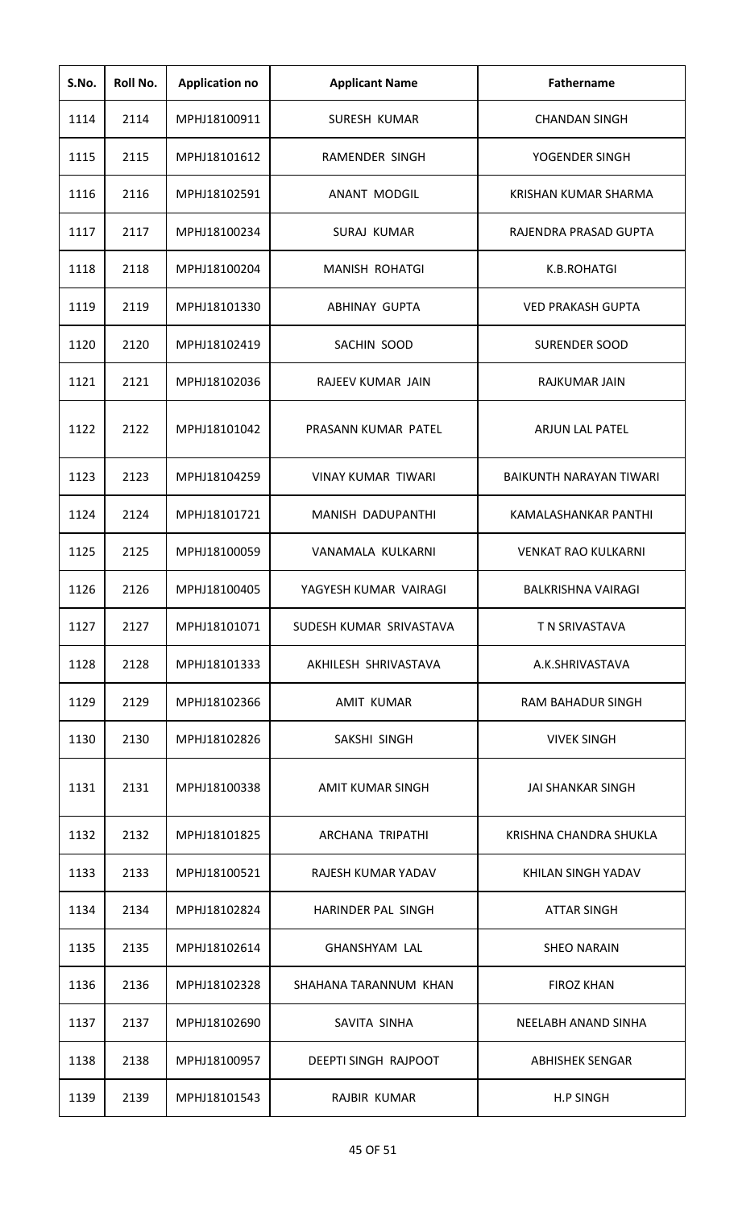| S.No. | Roll No. | Application no | Applicant Name | Fathername |
|---|---|---|---|---|
| 1114 | 2114 | MPHJ18100911 | SURESH KUMAR | CHANDAN SINGH |
| 1115 | 2115 | MPHJ18101612 | RAMENDER SINGH | YOGENDER SINGH |
| 1116 | 2116 | MPHJ18102591 | ANANT MODGIL | KRISHAN KUMAR SHARMA |
| 1117 | 2117 | MPHJ18100234 | SURAJ KUMAR | RAJENDRA PRASAD GUPTA |
| 1118 | 2118 | MPHJ18100204 | MANISH ROHATGI | K.B.ROHATGI |
| 1119 | 2119 | MPHJ18101330 | ABHINAY GUPTA | VED PRAKASH GUPTA |
| 1120 | 2120 | MPHJ18102419 | SACHIN SOOD | SURENDER SOOD |
| 1121 | 2121 | MPHJ18102036 | RAJEEV KUMAR JAIN | RAJKUMAR JAIN |
| 1122 | 2122 | MPHJ18101042 | PRASANN KUMAR PATEL | ARJUN LAL PATEL |
| 1123 | 2123 | MPHJ18104259 | VINAY KUMAR TIWARI | BAIKUNTH NARAYAN TIWARI |
| 1124 | 2124 | MPHJ18101721 | MANISH DADUPANTHI | KAMALASHANKAR PANTHI |
| 1125 | 2125 | MPHJ18100059 | VANAMALA KULKARNI | VENKAT RAO KULKARNI |
| 1126 | 2126 | MPHJ18100405 | YAGYESH KUMAR VAIRAGI | BALKRISHNA VAIRAGI |
| 1127 | 2127 | MPHJ18101071 | SUDESH KUMAR SRIVASTAVA | T N SRIVASTAVA |
| 1128 | 2128 | MPHJ18101333 | AKHILESH SHRIVASTAVA | A.K.SHRIVASTAVA |
| 1129 | 2129 | MPHJ18102366 | AMIT KUMAR | RAM BAHADUR SINGH |
| 1130 | 2130 | MPHJ18102826 | SAKSHI SINGH | VIVEK SINGH |
| 1131 | 2131 | MPHJ18100338 | AMIT KUMAR SINGH | JAI SHANKAR SINGH |
| 1132 | 2132 | MPHJ18101825 | ARCHANA TRIPATHI | KRISHNA CHANDRA SHUKLA |
| 1133 | 2133 | MPHJ18100521 | RAJESH KUMAR YADAV | KHILAN SINGH YADAV |
| 1134 | 2134 | MPHJ18102824 | HARINDER PAL SINGH | ATTAR SINGH |
| 1135 | 2135 | MPHJ18102614 | GHANSHYAM LAL | SHEO NARAIN |
| 1136 | 2136 | MPHJ18102328 | SHAHANA TARANNUM KHAN | FIROZ KHAN |
| 1137 | 2137 | MPHJ18102690 | SAVITA SINHA | NEELABH ANAND SINHA |
| 1138 | 2138 | MPHJ18100957 | DEEPTI SINGH RAJPOOT | ABHISHEK SENGAR |
| 1139 | 2139 | MPHJ18101543 | RAJBIR KUMAR | H.P SINGH |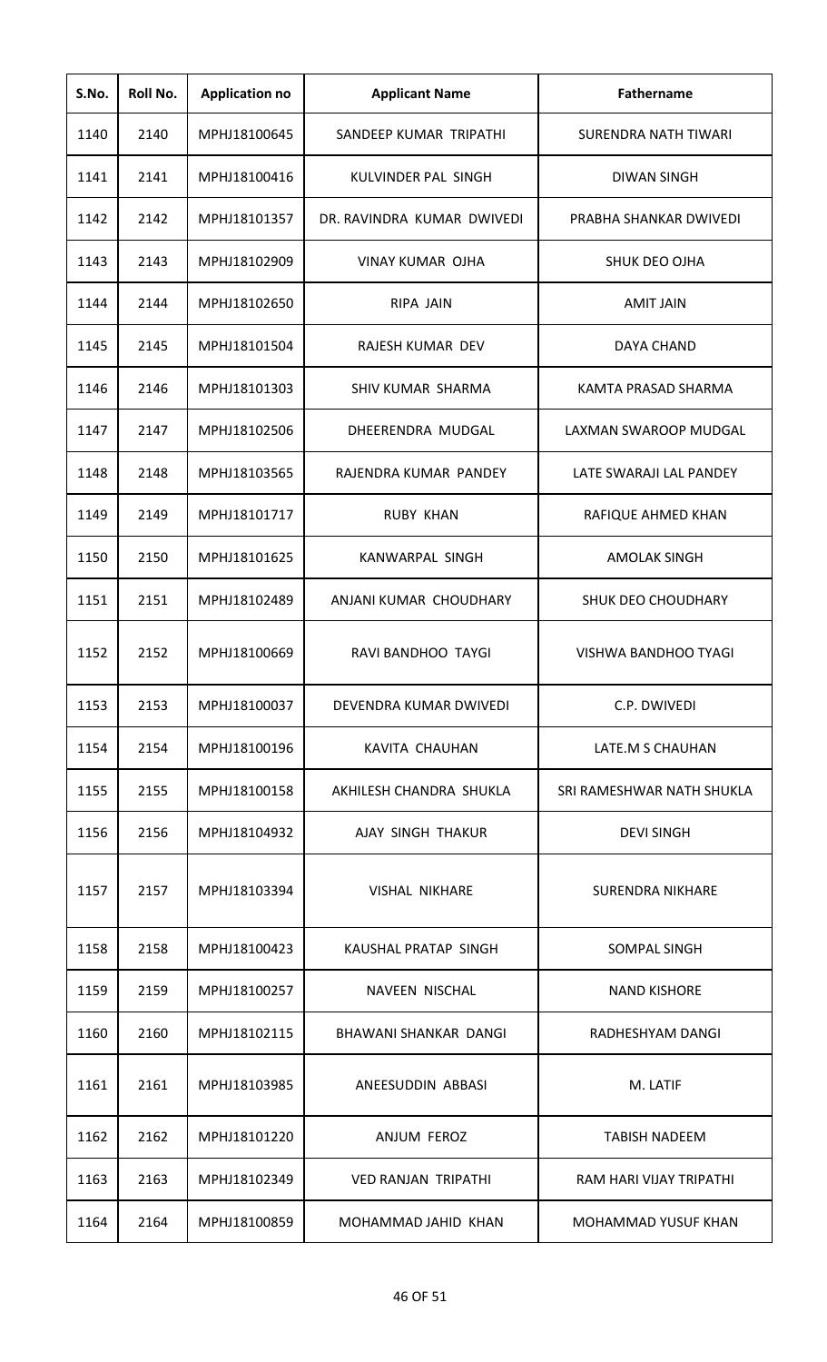| S.No. | Roll No. | Application no | Applicant Name | Fathername |
|---|---|---|---|---|
| 1140 | 2140 | MPHJ18100645 | SANDEEP KUMAR TRIPATHI | SURENDRA NATH TIWARI |
| 1141 | 2141 | MPHJ18100416 | KULVINDER PAL SINGH | DIWAN SINGH |
| 1142 | 2142 | MPHJ18101357 | DR. RAVINDRA KUMAR DWIVEDI | PRABHA SHANKAR DWIVEDI |
| 1143 | 2143 | MPHJ18102909 | VINAY KUMAR OJHA | SHUK DEO OJHA |
| 1144 | 2144 | MPHJ18102650 | RIPA JAIN | AMIT JAIN |
| 1145 | 2145 | MPHJ18101504 | RAJESH KUMAR DEV | DAYA CHAND |
| 1146 | 2146 | MPHJ18101303 | SHIV KUMAR SHARMA | KAMTA PRASAD SHARMA |
| 1147 | 2147 | MPHJ18102506 | DHEERENDRA MUDGAL | LAXMAN SWAROOP MUDGAL |
| 1148 | 2148 | MPHJ18103565 | RAJENDRA KUMAR PANDEY | LATE SWARAJI LAL PANDEY |
| 1149 | 2149 | MPHJ18101717 | RUBY KHAN | RAFIQUE AHMED KHAN |
| 1150 | 2150 | MPHJ18101625 | KANWARPAL SINGH | AMOLAK SINGH |
| 1151 | 2151 | MPHJ18102489 | ANJANI KUMAR CHOUDHARY | SHUK DEO CHOUDHARY |
| 1152 | 2152 | MPHJ18100669 | RAVI BANDHOO TAYGI | VISHWA BANDHOO TYAGI |
| 1153 | 2153 | MPHJ18100037 | DEVENDRA KUMAR DWIVEDI | C.P. DWIVEDI |
| 1154 | 2154 | MPHJ18100196 | KAVITA CHAUHAN | LATE.M S CHAUHAN |
| 1155 | 2155 | MPHJ18100158 | AKHILESH CHANDRA SHUKLA | SRI RAMESHWAR NATH SHUKLA |
| 1156 | 2156 | MPHJ18104932 | AJAY SINGH THAKUR | DEVI SINGH |
| 1157 | 2157 | MPHJ18103394 | VISHAL NIKHARE | SURENDRA NIKHARE |
| 1158 | 2158 | MPHJ18100423 | KAUSHAL PRATAP SINGH | SOMPAL SINGH |
| 1159 | 2159 | MPHJ18100257 | NAVEEN NISCHAL | NAND KISHORE |
| 1160 | 2160 | MPHJ18102115 | BHAWANI SHANKAR DANGI | RADHESHYAM DANGI |
| 1161 | 2161 | MPHJ18103985 | ANEESUDDIN ABBASI | M. LATIF |
| 1162 | 2162 | MPHJ18101220 | ANJUM FEROZ | TABISH NADEEM |
| 1163 | 2163 | MPHJ18102349 | VED RANJAN TRIPATHI | RAM HARI VIJAY TRIPATHI |
| 1164 | 2164 | MPHJ18100859 | MOHAMMAD JAHID KHAN | MOHAMMAD YUSUF KHAN |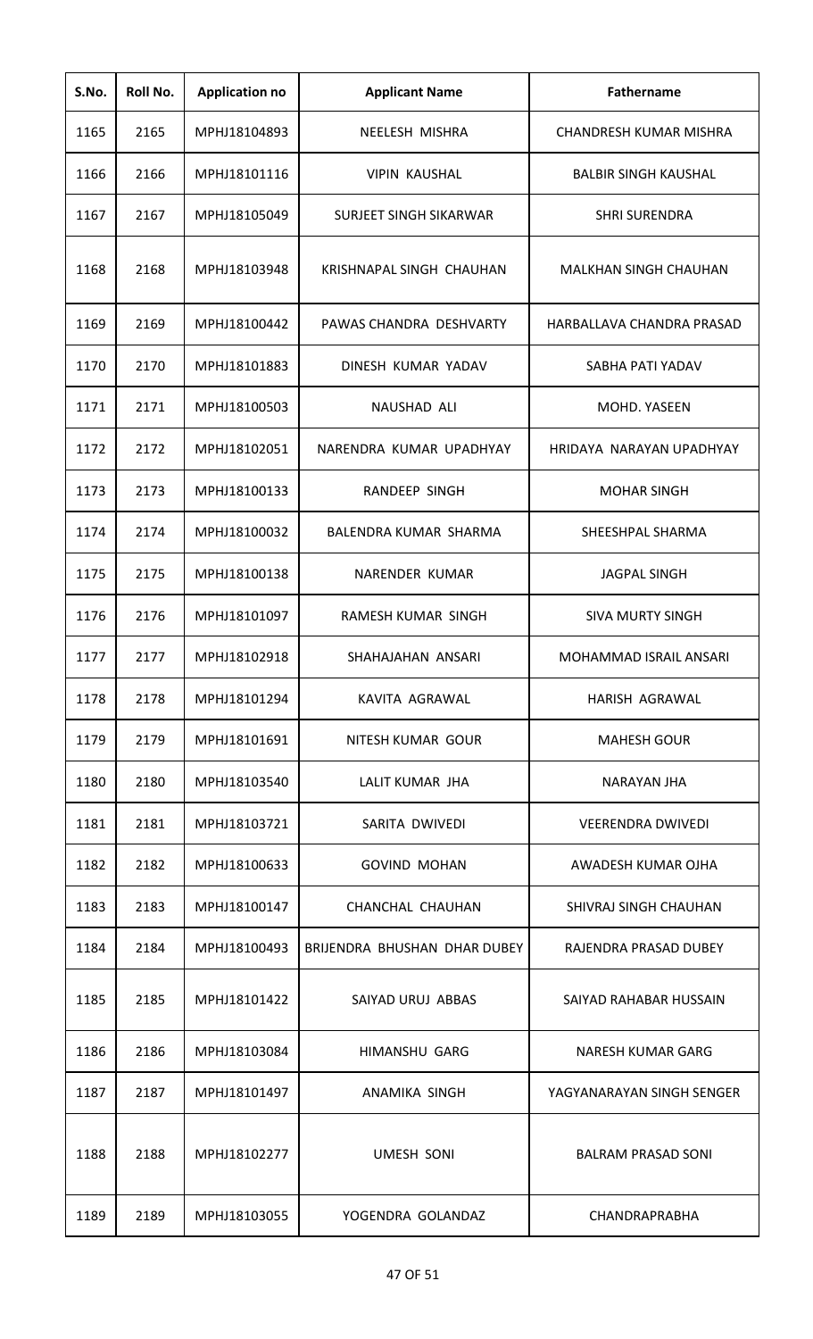| S.No. | Roll No. | Application no | Applicant Name | Fathername |
|---|---|---|---|---|
| 1165 | 2165 | MPHJ18104893 | NEELESH MISHRA | CHANDRESH KUMAR MISHRA |
| 1166 | 2166 | MPHJ18101116 | VIPIN KAUSHAL | BALBIR SINGH KAUSHAL |
| 1167 | 2167 | MPHJ18105049 | SURJEET SINGH SIKARWAR | SHRI SURENDRA |
| 1168 | 2168 | MPHJ18103948 | KRISHNAPAL SINGH CHAUHAN | MALKHAN SINGH CHAUHAN |
| 1169 | 2169 | MPHJ18100442 | PAWAS CHANDRA DESHVARTY | HARBALLAVA CHANDRA PRASAD |
| 1170 | 2170 | MPHJ18101883 | DINESH KUMAR YADAV | SABHA PATI YADAV |
| 1171 | 2171 | MPHJ18100503 | NAUSHAD ALI | MOHD. YASEEN |
| 1172 | 2172 | MPHJ18102051 | NARENDRA KUMAR UPADHYAY | HRIDAYA NARAYAN UPADHYAY |
| 1173 | 2173 | MPHJ18100133 | RANDEEP SINGH | MOHAR SINGH |
| 1174 | 2174 | MPHJ18100032 | BALENDRA KUMAR SHARMA | SHEESHPAL SHARMA |
| 1175 | 2175 | MPHJ18100138 | NARENDER KUMAR | JAGPAL SINGH |
| 1176 | 2176 | MPHJ18101097 | RAMESH KUMAR SINGH | SIVA MURTY SINGH |
| 1177 | 2177 | MPHJ18102918 | SHAHAJAHAN ANSARI | MOHAMMAD ISRAIL ANSARI |
| 1178 | 2178 | MPHJ18101294 | KAVITA AGRAWAL | HARISH AGRAWAL |
| 1179 | 2179 | MPHJ18101691 | NITESH KUMAR GOUR | MAHESH GOUR |
| 1180 | 2180 | MPHJ18103540 | LALIT KUMAR JHA | NARAYAN JHA |
| 1181 | 2181 | MPHJ18103721 | SARITA DWIVEDI | VEERENDRA DWIVEDI |
| 1182 | 2182 | MPHJ18100633 | GOVIND MOHAN | AWADESH KUMAR OJHA |
| 1183 | 2183 | MPHJ18100147 | CHANCHAL CHAUHAN | SHIVRAJ SINGH CHAUHAN |
| 1184 | 2184 | MPHJ18100493 | BRIJENDRA BHUSHAN DHAR DUBEY | RAJENDRA PRASAD DUBEY |
| 1185 | 2185 | MPHJ18101422 | SAIYAD URUJ ABBAS | SAIYAD RAHABAR HUSSAIN |
| 1186 | 2186 | MPHJ18103084 | HIMANSHU GARG | NARESH KUMAR GARG |
| 1187 | 2187 | MPHJ18101497 | ANAMIKA SINGH | YAGYANARAYAN SINGH SENGER |
| 1188 | 2188 | MPHJ18102277 | UMESH SONI | BALRAM PRASAD SONI |
| 1189 | 2189 | MPHJ18103055 | YOGENDRA GOLANDAZ | CHANDRAPRABHA |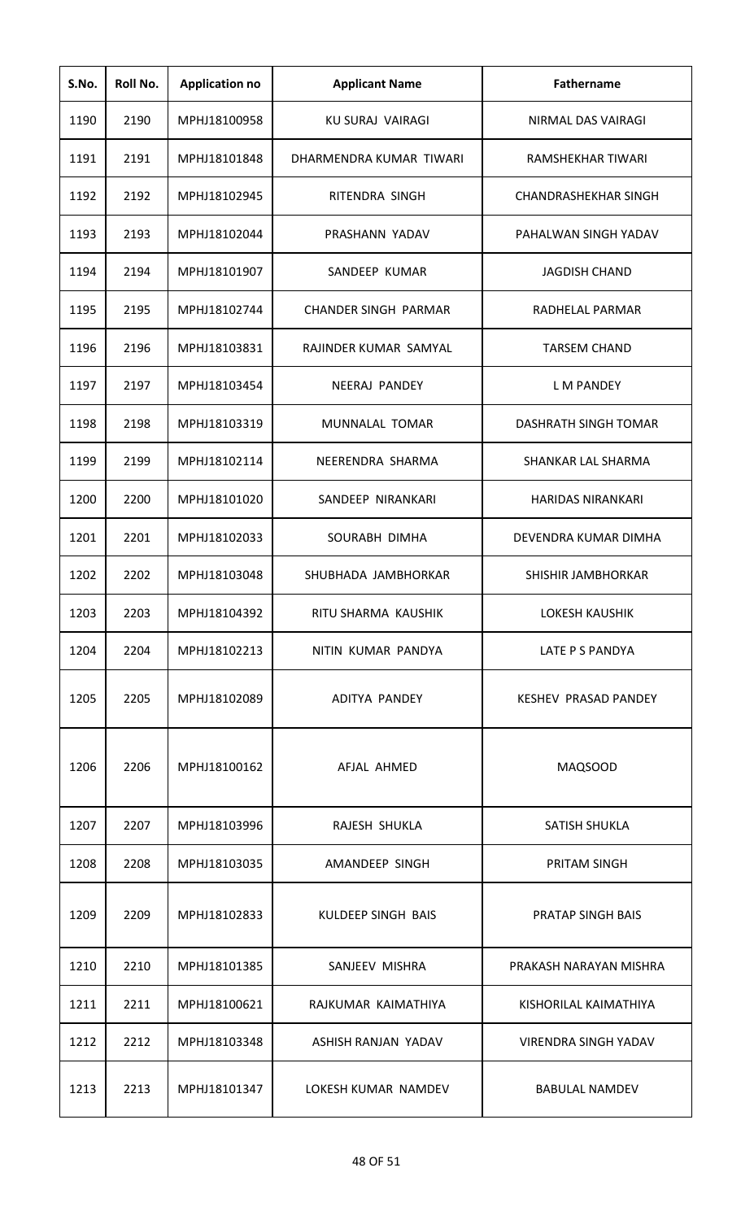| S.No. | Roll No. | Application no | Applicant Name | Fathername |
|---|---|---|---|---|
| 1190 | 2190 | MPHJ18100958 | KU SURAJ VAIRAGI | NIRMAL DAS VAIRAGI |
| 1191 | 2191 | MPHJ18101848 | DHARMENDRA KUMAR TIWARI | RAMSHEKHAR TIWARI |
| 1192 | 2192 | MPHJ18102945 | RITENDRA SINGH | CHANDRASHEKHAR SINGH |
| 1193 | 2193 | MPHJ18102044 | PRASHANN YADAV | PAHALWAN SINGH YADAV |
| 1194 | 2194 | MPHJ18101907 | SANDEEP KUMAR | JAGDISH CHAND |
| 1195 | 2195 | MPHJ18102744 | CHANDER SINGH PARMAR | RADHELAL PARMAR |
| 1196 | 2196 | MPHJ18103831 | RAJINDER KUMAR SAMYAL | TARSEM CHAND |
| 1197 | 2197 | MPHJ18103454 | NEERAJ PANDEY | L M PANDEY |
| 1198 | 2198 | MPHJ18103319 | MUNNALAL TOMAR | DASHRATH SINGH TOMAR |
| 1199 | 2199 | MPHJ18102114 | NEERENDRA SHARMA | SHANKAR LAL SHARMA |
| 1200 | 2200 | MPHJ18101020 | SANDEEP NIRANKARI | HARIDAS NIRANKARI |
| 1201 | 2201 | MPHJ18102033 | SOURABH DIMHA | DEVENDRA KUMAR DIMHA |
| 1202 | 2202 | MPHJ18103048 | SHUBHADA JAMBHORKAR | SHISHIR JAMBHORKAR |
| 1203 | 2203 | MPHJ18104392 | RITU SHARMA KAUSHIK | LOKESH KAUSHIK |
| 1204 | 2204 | MPHJ18102213 | NITIN KUMAR PANDYA | LATE P S PANDYA |
| 1205 | 2205 | MPHJ18102089 | ADITYA PANDEY | KESHEV PRASAD PANDEY |
| 1206 | 2206 | MPHJ18100162 | AFJAL AHMED | MAQSOOD |
| 1207 | 2207 | MPHJ18103996 | RAJESH SHUKLA | SATISH SHUKLA |
| 1208 | 2208 | MPHJ18103035 | AMANDEEP SINGH | PRITAM SINGH |
| 1209 | 2209 | MPHJ18102833 | KULDEEP SINGH BAIS | PRATAP SINGH BAIS |
| 1210 | 2210 | MPHJ18101385 | SANJEEV MISHRA | PRAKASH NARAYAN MISHRA |
| 1211 | 2211 | MPHJ18100621 | RAJKUMAR KAIMATHIYA | KISHORILAL KAIMATHIYA |
| 1212 | 2212 | MPHJ18103348 | ASHISH RANJAN YADAV | VIRENDRA SINGH YADAV |
| 1213 | 2213 | MPHJ18101347 | LOKESH KUMAR NAMDEV | BABULAL NAMDEV |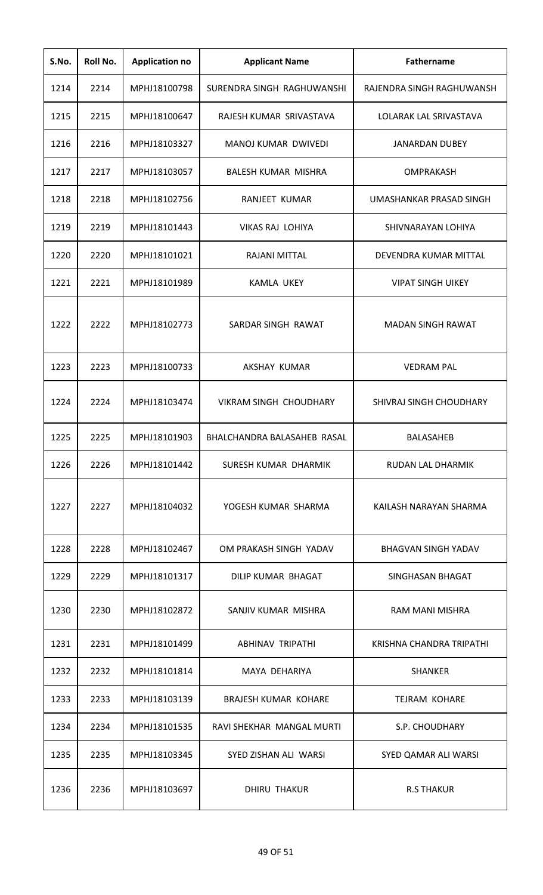| S.No. | Roll No. | Application no | Applicant Name | Fathername |
|---|---|---|---|---|
| 1214 | 2214 | MPHJ18100798 | SURENDRA SINGH RAGHUWANSHI | RAJENDRA SINGH RAGHUWANSH |
| 1215 | 2215 | MPHJ18100647 | RAJESH KUMAR SRIVASTAVA | LOLARAK LAL SRIVASTAVA |
| 1216 | 2216 | MPHJ18103327 | MANOJ KUMAR DWIVEDI | JANARDAN DUBEY |
| 1217 | 2217 | MPHJ18103057 | BALESH KUMAR MISHRA | OMPRAKASH |
| 1218 | 2218 | MPHJ18102756 | RANJEET KUMAR | UMASHANKAR PRASAD SINGH |
| 1219 | 2219 | MPHJ18101443 | VIKAS RAJ LOHIYA | SHIVNARAYAN LOHIYA |
| 1220 | 2220 | MPHJ18101021 | RAJANI MITTAL | DEVENDRA KUMAR MITTAL |
| 1221 | 2221 | MPHJ18101989 | KAMLA UKEY | VIPAT SINGH UIKEY |
| 1222 | 2222 | MPHJ18102773 | SARDAR SINGH RAWAT | MADAN SINGH RAWAT |
| 1223 | 2223 | MPHJ18100733 | AKSHAY KUMAR | VEDRAM PAL |
| 1224 | 2224 | MPHJ18103474 | VIKRAM SINGH CHOUDHARY | SHIVRAJ SINGH CHOUDHARY |
| 1225 | 2225 | MPHJ18101903 | BHALCHANDRA BALASAHEB RASAL | BALASAHEB |
| 1226 | 2226 | MPHJ18101442 | SURESH KUMAR DHARMIK | RUDAN LAL DHARMIK |
| 1227 | 2227 | MPHJ18104032 | YOGESH KUMAR SHARMA | KAILASH NARAYAN SHARMA |
| 1228 | 2228 | MPHJ18102467 | OM PRAKASH SINGH YADAV | BHAGVAN SINGH YADAV |
| 1229 | 2229 | MPHJ18101317 | DILIP KUMAR BHAGAT | SINGHASAN BHAGAT |
| 1230 | 2230 | MPHJ18102872 | SANJIV KUMAR MISHRA | RAM MANI MISHRA |
| 1231 | 2231 | MPHJ18101499 | ABHINAV TRIPATHI | KRISHNA CHANDRA TRIPATHI |
| 1232 | 2232 | MPHJ18101814 | MAYA DEHARIYA | SHANKER |
| 1233 | 2233 | MPHJ18103139 | BRAJESH KUMAR KOHARE | TEJRAM KOHARE |
| 1234 | 2234 | MPHJ18101535 | RAVI SHEKHAR MANGAL MURTI | S.P. CHOUDHARY |
| 1235 | 2235 | MPHJ18103345 | SYED ZISHAN ALI WARSI | SYED QAMAR ALI WARSI |
| 1236 | 2236 | MPHJ18103697 | DHIRU THAKUR | R.S THAKUR |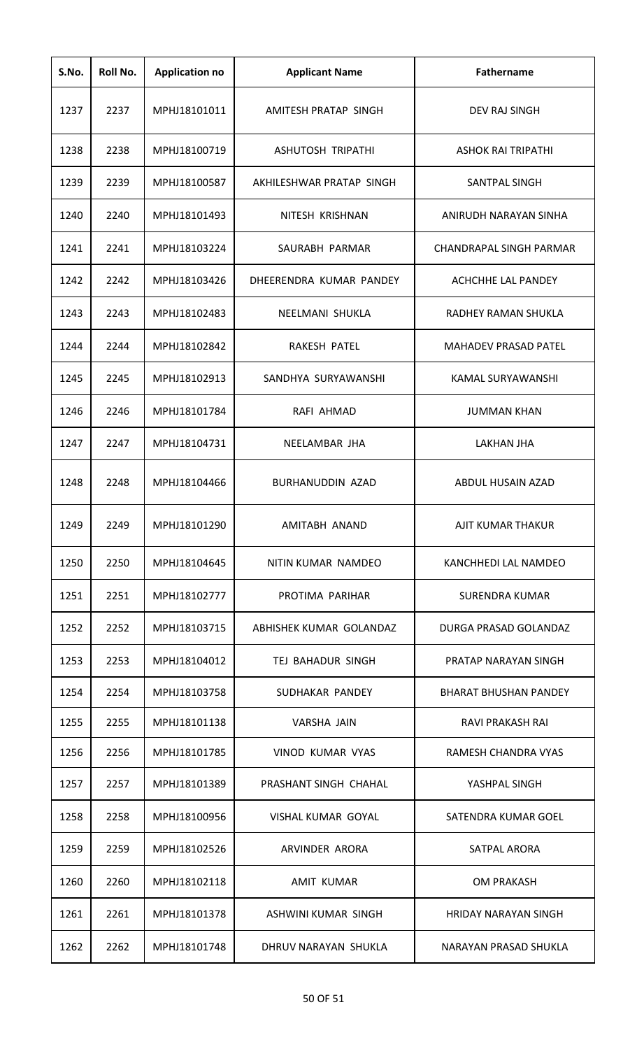| S.No. | Roll No. | Application no | Applicant Name | Fathername |
|---|---|---|---|---|
| 1237 | 2237 | MPHJ18101011 | AMITESH PRATAP SINGH | DEV RAJ SINGH |
| 1238 | 2238 | MPHJ18100719 | ASHUTOSH TRIPATHI | ASHOK RAI TRIPATHI |
| 1239 | 2239 | MPHJ18100587 | AKHILESHWAR PRATAP SINGH | SANTPAL SINGH |
| 1240 | 2240 | MPHJ18101493 | NITESH KRISHNAN | ANIRUDH NARAYAN SINHA |
| 1241 | 2241 | MPHJ18103224 | SAURABH PARMAR | CHANDRAPAL SINGH PARMAR |
| 1242 | 2242 | MPHJ18103426 | DHEERENDRA KUMAR PANDEY | ACHCHHE LAL PANDEY |
| 1243 | 2243 | MPHJ18102483 | NEELMANI SHUKLA | RADHEY RAMAN SHUKLA |
| 1244 | 2244 | MPHJ18102842 | RAKESH PATEL | MAHADEV PRASAD PATEL |
| 1245 | 2245 | MPHJ18102913 | SANDHYA SURYAWANSHI | KAMAL SURYAWANSHI |
| 1246 | 2246 | MPHJ18101784 | RAFI AHMAD | JUMMAN KHAN |
| 1247 | 2247 | MPHJ18104731 | NEELAMBAR JHA | LAKHAN JHA |
| 1248 | 2248 | MPHJ18104466 | BURHANUDDIN AZAD | ABDUL HUSAIN AZAD |
| 1249 | 2249 | MPHJ18101290 | AMITABH ANAND | AJIT KUMAR THAKUR |
| 1250 | 2250 | MPHJ18104645 | NITIN KUMAR NAMDEO | KANCHHEDI LAL NAMDEO |
| 1251 | 2251 | MPHJ18102777 | PROTIMA PARIHAR | SURENDRA KUMAR |
| 1252 | 2252 | MPHJ18103715 | ABHISHEK KUMAR GOLANDAZ | DURGA PRASAD GOLANDAZ |
| 1253 | 2253 | MPHJ18104012 | TEJ BAHADUR SINGH | PRATAP NARAYAN SINGH |
| 1254 | 2254 | MPHJ18103758 | SUDHAKAR PANDEY | BHARAT BHUSHAN PANDEY |
| 1255 | 2255 | MPHJ18101138 | VARSHA JAIN | RAVI PRAKASH RAI |
| 1256 | 2256 | MPHJ18101785 | VINOD KUMAR VYAS | RAMESH CHANDRA VYAS |
| 1257 | 2257 | MPHJ18101389 | PRASHANT SINGH CHAHAL | YASHPAL SINGH |
| 1258 | 2258 | MPHJ18100956 | VISHAL KUMAR GOYAL | SATENDRA KUMAR GOEL |
| 1259 | 2259 | MPHJ18102526 | ARVINDER ARORA | SATPAL ARORA |
| 1260 | 2260 | MPHJ18102118 | AMIT KUMAR | OM PRAKASH |
| 1261 | 2261 | MPHJ18101378 | ASHWINI KUMAR SINGH | HRIDAY NARAYAN SINGH |
| 1262 | 2262 | MPHJ18101748 | DHRUV NARAYAN SHUKLA | NARAYAN PRASAD SHUKLA |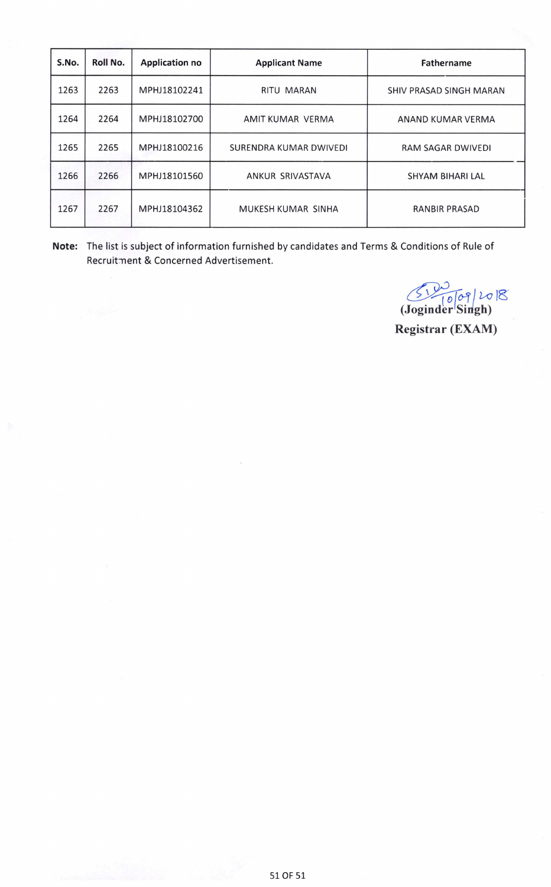| S.No. | Roll No. | Application no | Applicant Name | Fathername |
|---|---|---|---|---|
| 1263 | 2263 | MPHJ18102241 | RITU MARAN | SHIV PRASAD SINGH MARAN |
| 1264 | 2264 | MPHJ18102700 | AMIT KUMAR VERMA | ANAND KUMAR VERMA |
| 1265 | 2265 | MPHJ18100216 | SURENDRA KUMAR DWIVEDI | RAM SAGAR DWIVEDI |
| 1266 | 2266 | MPHJ18101560 | ANKUR SRIVASTAVA | SHYAM BIHARI LAL |
| 1267 | 2267 | MPHJ18104362 | MUKESH KUMAR SINHA | RANBIR PRASAD |

**Note:** The list is subject of information furnished by candidates and Terms & Conditions of Rule of Recruitment & Concerned Advertisement.

10/09/2018

**(Joginder Singh)**

**Registrar (EXAM)**